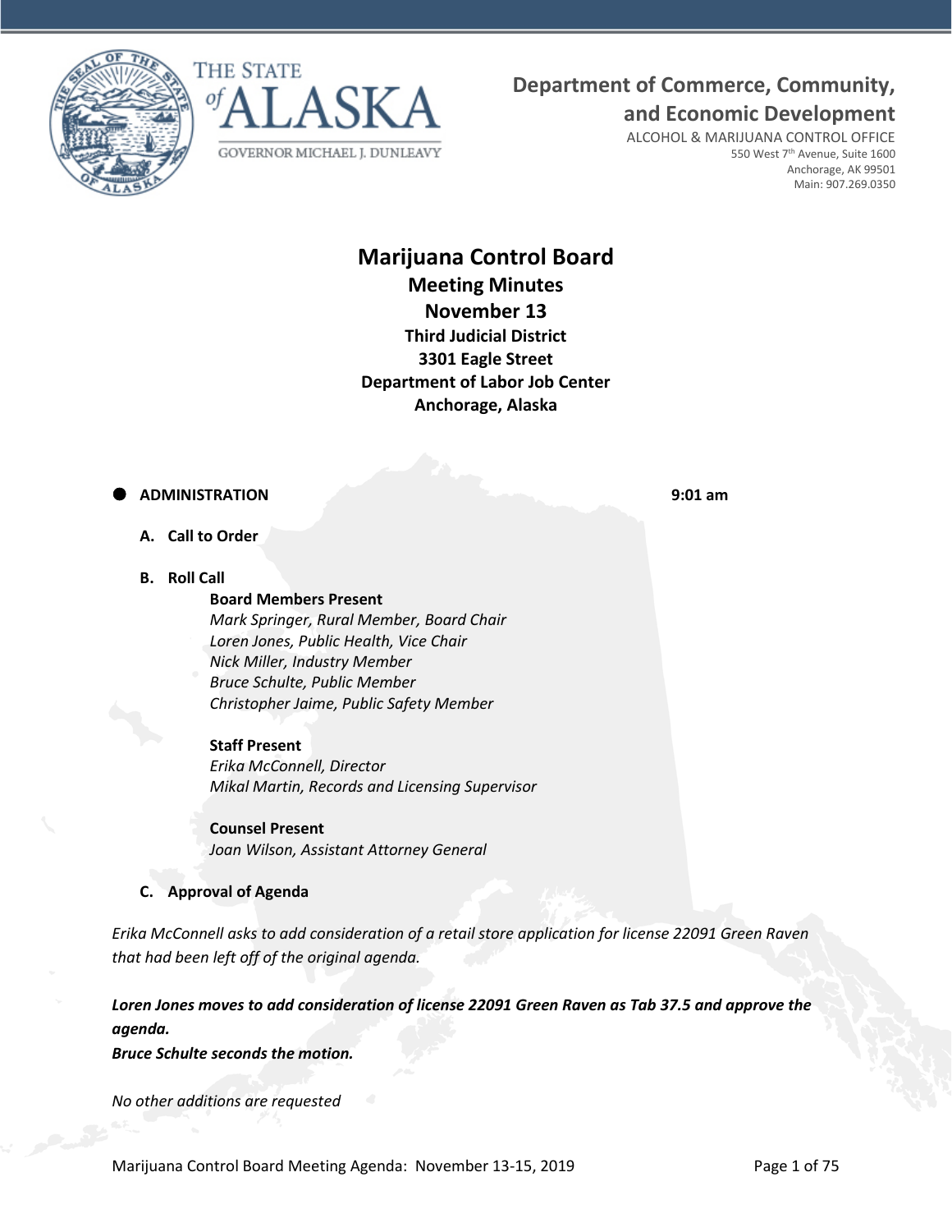THE STATE of ALASKA

GOVERNOR MICHAEL J. DUNLEAVY

**Department of Commerce, Community, and Economic Development**

ALCOHOL & MARIJUANA CONTROL OFFICE
550 West 7th Avenue, Suite 1600
Anchorage, AK 99501
Main: 907.269.0350

# Marijuana Control Board

## Meeting Minutes

## November 13

### Third Judicial District
### 3301 Eagle Street
### Department of Labor Job Center
### Anchorage, Alaska

- **ADMINISTRATION** **9:01 am**

**A. Call to Order**

**B. Roll Call**

**Board Members Present**
*Mark Springer, Rural Member, Board Chair*
*Loren Jones, Public Health, Vice Chair*
*Nick Miller, Industry Member*
*Bruce Schulte, Public Member*
*Christopher Jaime, Public Safety Member*

**Staff Present**
*Erika McConnell, Director*
*Mikal Martin, Records and Licensing Supervisor*

**Counsel Present**
*Joan Wilson, Assistant Attorney General*

**C. Approval of Agenda**

*Erika McConnell asks to add consideration of a retail store application for license 22091 Green Raven that had been left off of the original agenda.*

***Loren Jones moves to add consideration of license 22091 Green Raven as Tab 37.5 and approve the agenda.***
***Bruce Schulte seconds the motion.***

*No other additions are requested*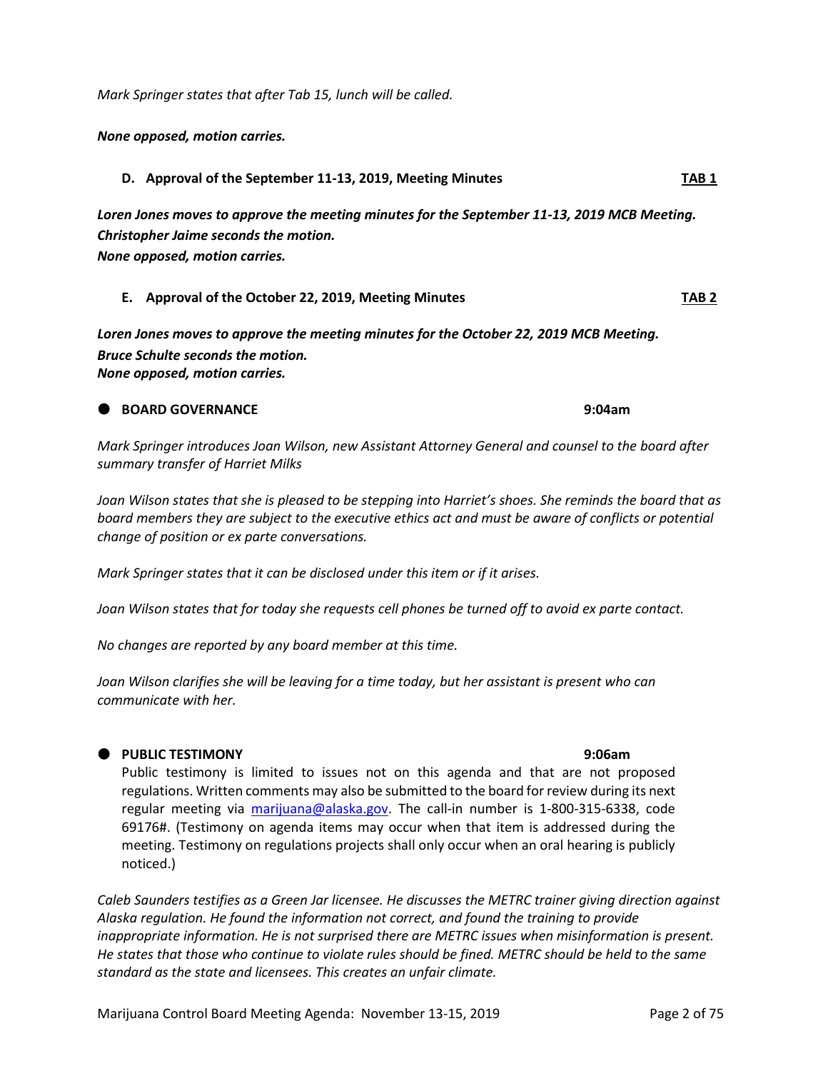*Mark Springer states that after Tab 15, lunch will be called.*

***None opposed, motion carries.***

### D. Approval of the September 11-13, 2019, Meeting Minutes — TAB 1

***Loren Jones moves to approve the meeting minutes for the September 11-13, 2019 MCB Meeting.***
***Christopher Jaime seconds the motion.***
***None opposed, motion carries.***

### E. Approval of the October 22, 2019, Meeting Minutes — TAB 2

***Loren Jones moves to approve the meeting minutes for the October 22, 2019 MCB Meeting.***
***Bruce Schulte seconds the motion.***
***None opposed, motion carries.***

## BOARD GOVERNANCE — 9:04am

*Mark Springer introduces Joan Wilson, new Assistant Attorney General and counsel to the board after summary transfer of Harriet Milks*

*Joan Wilson states that she is pleased to be stepping into Harriet's shoes. She reminds the board that as board members they are subject to the executive ethics act and must be aware of conflicts or potential change of position or ex parte conversations.*

*Mark Springer states that it can be disclosed under this item or if it arises.*

*Joan Wilson states that for today she requests cell phones be turned off to avoid ex parte contact.*

*No changes are reported by any board member at this time.*

*Joan Wilson clarifies she will be leaving for a time today, but her assistant is present who can communicate with her.*

## PUBLIC TESTIMONY — 9:06am

Public testimony is limited to issues not on this agenda and that are not proposed regulations. Written comments may also be submitted to the board for review during its next regular meeting via marijuana@alaska.gov. The call-in number is 1-800-315-6338, code 69176#. (Testimony on agenda items may occur when that item is addressed during the meeting. Testimony on regulations projects shall only occur when an oral hearing is publicly noticed.)

*Caleb Saunders testifies as a Green Jar licensee. He discusses the METRC trainer giving direction against Alaska regulation. He found the information not correct, and found the training to provide inappropriate information. He is not surprised there are METRC issues when misinformation is present. He states that those who continue to violate rules should be fined. METRC should be held to the same standard as the state and licensees. This creates an unfair climate.*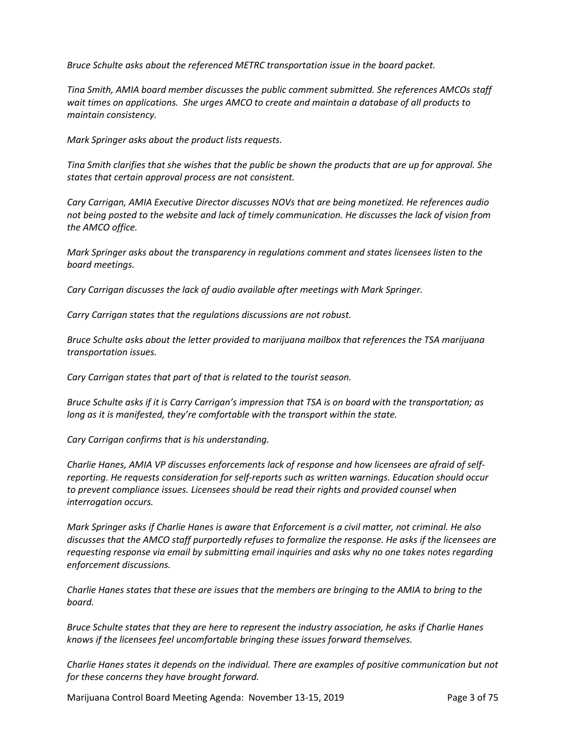*Bruce Schulte asks about the referenced METRC transportation issue in the board packet.*

*Tina Smith, AMIA board member discusses the public comment submitted. She references AMCOs staff wait times on applications. She urges AMCO to create and maintain a database of all products to maintain consistency.*

*Mark Springer asks about the product lists requests.*

*Tina Smith clarifies that she wishes that the public be shown the products that are up for approval. She states that certain approval process are not consistent.*

*Cary Carrigan, AMIA Executive Director discusses NOVs that are being monetized. He references audio not being posted to the website and lack of timely communication. He discusses the lack of vision from the AMCO office.*

*Mark Springer asks about the transparency in regulations comment and states licensees listen to the board meetings.*

*Cary Carrigan discusses the lack of audio available after meetings with Mark Springer.*

*Carry Carrigan states that the regulations discussions are not robust.*

*Bruce Schulte asks about the letter provided to marijuana mailbox that references the TSA marijuana transportation issues.*

*Cary Carrigan states that part of that is related to the tourist season.*

*Bruce Schulte asks if it is Carry Carrigan's impression that TSA is on board with the transportation; as long as it is manifested, they're comfortable with the transport within the state.*

*Cary Carrigan confirms that is his understanding.*

*Charlie Hanes, AMIA VP discusses enforcements lack of response and how licensees are afraid of self-reporting. He requests consideration for self-reports such as written warnings. Education should occur to prevent compliance issues. Licensees should be read their rights and provided counsel when interrogation occurs.*

*Mark Springer asks if Charlie Hanes is aware that Enforcement is a civil matter, not criminal. He also discusses that the AMCO staff purportedly refuses to formalize the response. He asks if the licensees are requesting response via email by submitting email inquiries and asks why no one takes notes regarding enforcement discussions.*

*Charlie Hanes states that these are issues that the members are bringing to the AMIA to bring to the board.*

*Bruce Schulte states that they are here to represent the industry association, he asks if Charlie Hanes knows if the licensees feel uncomfortable bringing these issues forward themselves.*

*Charlie Hanes states it depends on the individual. There are examples of positive communication but not for these concerns they have brought forward.*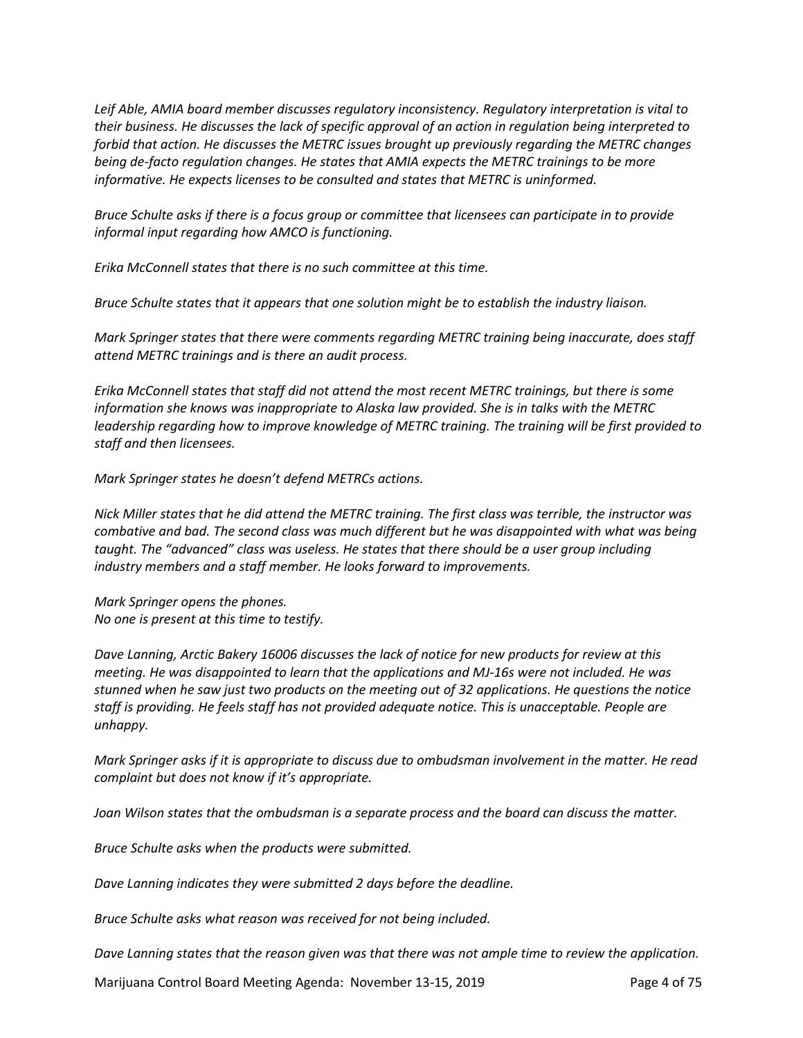*Leif Able, AMIA board member discusses regulatory inconsistency. Regulatory interpretation is vital to their business. He discusses the lack of specific approval of an action in regulation being interpreted to forbid that action. He discusses the METRC issues brought up previously regarding the METRC changes being de-facto regulation changes. He states that AMIA expects the METRC trainings to be more informative. He expects licenses to be consulted and states that METRC is uninformed.*

*Bruce Schulte asks if there is a focus group or committee that licensees can participate in to provide informal input regarding how AMCO is functioning.*

*Erika McConnell states that there is no such committee at this time.*

*Bruce Schulte states that it appears that one solution might be to establish the industry liaison.*

*Mark Springer states that there were comments regarding METRC training being inaccurate, does staff attend METRC trainings and is there an audit process.*

*Erika McConnell states that staff did not attend the most recent METRC trainings, but there is some information she knows was inappropriate to Alaska law provided. She is in talks with the METRC leadership regarding how to improve knowledge of METRC training. The training will be first provided to staff and then licensees.*

*Mark Springer states he doesn't defend METRCs actions.*

*Nick Miller states that he did attend the METRC training. The first class was terrible, the instructor was combative and bad. The second class was much different but he was disappointed with what was being taught. The "advanced" class was useless. He states that there should be a user group including industry members and a staff member. He looks forward to improvements.*

*Mark Springer opens the phones.*
*No one is present at this time to testify.*

*Dave Lanning, Arctic Bakery 16006 discusses the lack of notice for new products for review at this meeting. He was disappointed to learn that the applications and MJ-16s were not included. He was stunned when he saw just two products on the meeting out of 32 applications. He questions the notice staff is providing. He feels staff has not provided adequate notice. This is unacceptable. People are unhappy.*

*Mark Springer asks if it is appropriate to discuss due to ombudsman involvement in the matter. He read complaint but does not know if it's appropriate.*

*Joan Wilson states that the ombudsman is a separate process and the board can discuss the matter.*

*Bruce Schulte asks when the products were submitted.*

*Dave Lanning indicates they were submitted 2 days before the deadline.*

*Bruce Schulte asks what reason was received for not being included.*

*Dave Lanning states that the reason given was that there was not ample time to review the application.*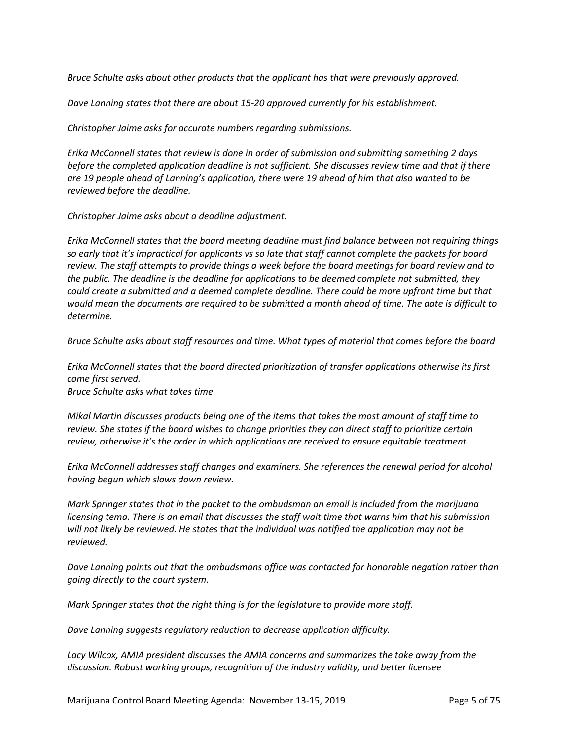*Bruce Schulte asks about other products that the applicant has that were previously approved.*

*Dave Lanning states that there are about 15-20 approved currently for his establishment.*

*Christopher Jaime asks for accurate numbers regarding submissions.*

*Erika McConnell states that review is done in order of submission and submitting something 2 days before the completed application deadline is not sufficient. She discusses review time and that if there are 19 people ahead of Lanning's application, there were 19 ahead of him that also wanted to be reviewed before the deadline.*

*Christopher Jaime asks about a deadline adjustment.*

*Erika McConnell states that the board meeting deadline must find balance between not requiring things so early that it's impractical for applicants vs so late that staff cannot complete the packets for board review. The staff attempts to provide things a week before the board meetings for board review and to the public. The deadline is the deadline for applications to be deemed complete not submitted, they could create a submitted and a deemed complete deadline. There could be more upfront time but that would mean the documents are required to be submitted a month ahead of time. The date is difficult to determine.*

*Bruce Schulte asks about staff resources and time. What types of material that comes before the board*

*Erika McConnell states that the board directed prioritization of transfer applications otherwise its first come first served.*
*Bruce Schulte asks what takes time*

*Mikal Martin discusses products being one of the items that takes the most amount of staff time to review. She states if the board wishes to change priorities they can direct staff to prioritize certain review, otherwise it's the order in which applications are received to ensure equitable treatment.*

*Erika McConnell addresses staff changes and examiners. She references the renewal period for alcohol having begun which slows down review.*

*Mark Springer states that in the packet to the ombudsman an email is included from the marijuana licensing tema. There is an email that discusses the staff wait time that warns him that his submission will not likely be reviewed. He states that the individual was notified the application may not be reviewed.*

*Dave Lanning points out that the ombudsmans office was contacted for honorable negation rather than going directly to the court system.*

*Mark Springer states that the right thing is for the legislature to provide more staff.*

*Dave Lanning suggests regulatory reduction to decrease application difficulty.*

*Lacy Wilcox, AMIA president discusses the AMIA concerns and summarizes the take away from the discussion. Robust working groups, recognition of the industry validity, and better licensee*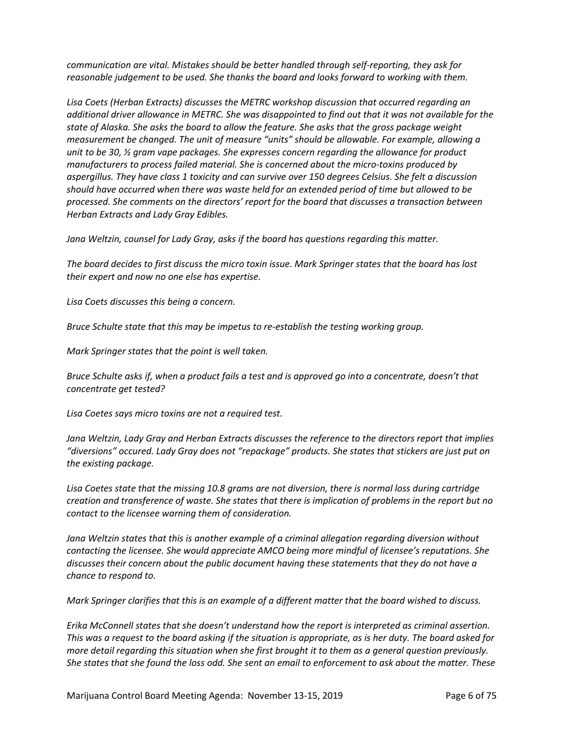*communication are vital. Mistakes should be better handled through self-reporting, they ask for reasonable judgement to be used. She thanks the board and looks forward to working with them.*

*Lisa Coets (Herban Extracts) discusses the METRC workshop discussion that occurred regarding an additional driver allowance in METRC. She was disappointed to find out that it was not available for the state of Alaska. She asks the board to allow the feature. She asks that the gross package weight measurement be changed. The unit of measure "units" should be allowable. For example, allowing a unit to be 30, ½ gram vape packages. She expresses concern regarding the allowance for product manufacturers to process failed material. She is concerned about the micro-toxins produced by aspergillus. They have class 1 toxicity and can survive over 150 degrees Celsius. She felt a discussion should have occurred when there was waste held for an extended period of time but allowed to be processed. She comments on the directors' report for the board that discusses a transaction between Herban Extracts and Lady Gray Edibles.*

*Jana Weltzin, counsel for Lady Gray, asks if the board has questions regarding this matter.*

*The board decides to first discuss the micro toxin issue. Mark Springer states that the board has lost their expert and now no one else has expertise.*

*Lisa Coets discusses this being a concern.*

*Bruce Schulte state that this may be impetus to re-establish the testing working group.*

*Mark Springer states that the point is well taken.*

*Bruce Schulte asks if, when a product fails a test and is approved go into a concentrate, doesn't that concentrate get tested?*

*Lisa Coetes says micro toxins are not a required test.*

*Jana Weltzin, Lady Gray and Herban Extracts discusses the reference to the directors report that implies "diversions" occured. Lady Gray does not "repackage" products. She states that stickers are just put on the existing package.*

*Lisa Coetes state that the missing 10.8 grams are not diversion, there is normal loss during cartridge creation and transference of waste. She states that there is implication of problems in the report but no contact to the licensee warning them of consideration.*

*Jana Weltzin states that this is another example of a criminal allegation regarding diversion without contacting the licensee. She would appreciate AMCO being more mindful of licensee's reputations. She discusses their concern about the public document having these statements that they do not have a chance to respond to.*

*Mark Springer clarifies that this is an example of a different matter that the board wished to discuss.*

*Erika McConnell states that she doesn't understand how the report is interpreted as criminal assertion. This was a request to the board asking if the situation is appropriate, as is her duty. The board asked for more detail regarding this situation when she first brought it to them as a general question previously. She states that she found the loss odd. She sent an email to enforcement to ask about the matter. These*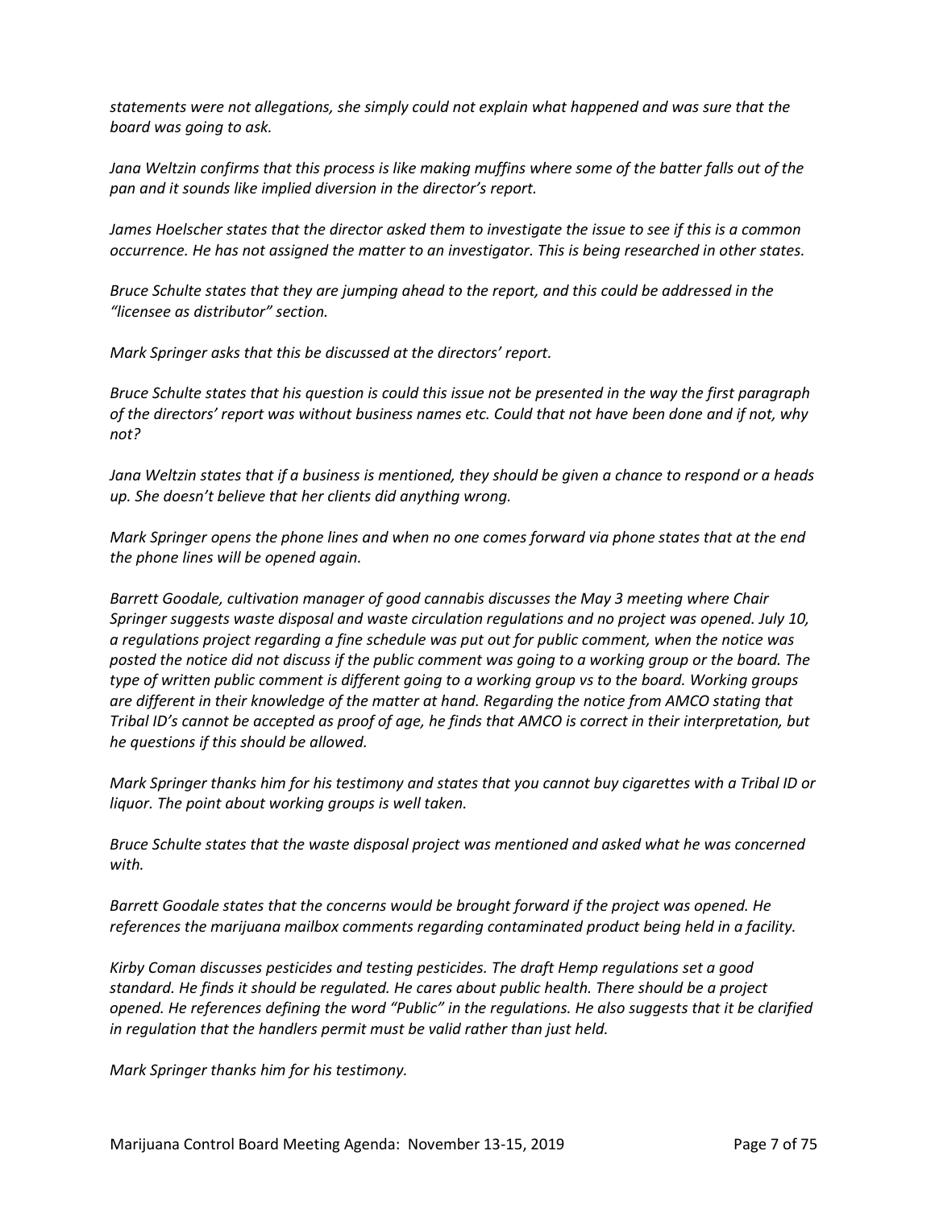*statements were not allegations, she simply could not explain what happened and was sure that the board was going to ask.*

*Jana Weltzin confirms that this process is like making muffins where some of the batter falls out of the pan and it sounds like implied diversion in the director's report.*

*James Hoelscher states that the director asked them to investigate the issue to see if this is a common occurrence. He has not assigned the matter to an investigator. This is being researched in other states.*

*Bruce Schulte states that they are jumping ahead to the report, and this could be addressed in the "licensee as distributor" section.*

*Mark Springer asks that this be discussed at the directors' report.*

*Bruce Schulte states that his question is could this issue not be presented in the way the first paragraph of the directors' report was without business names etc. Could that not have been done and if not, why not?*

*Jana Weltzin states that if a business is mentioned, they should be given a chance to respond or a heads up. She doesn't believe that her clients did anything wrong.*

*Mark Springer opens the phone lines and when no one comes forward via phone states that at the end the phone lines will be opened again.*

*Barrett Goodale, cultivation manager of good cannabis discusses the May 3 meeting where Chair Springer suggests waste disposal and waste circulation regulations and no project was opened. July 10, a regulations project regarding a fine schedule was put out for public comment, when the notice was posted the notice did not discuss if the public comment was going to a working group or the board. The type of written public comment is different going to a working group vs to the board. Working groups are different in their knowledge of the matter at hand. Regarding the notice from AMCO stating that Tribal ID's cannot be accepted as proof of age, he finds that AMCO is correct in their interpretation, but he questions if this should be allowed.*

*Mark Springer thanks him for his testimony and states that you cannot buy cigarettes with a Tribal ID or liquor. The point about working groups is well taken.*

*Bruce Schulte states that the waste disposal project was mentioned and asked what he was concerned with.*

*Barrett Goodale states that the concerns would be brought forward if the project was opened. He references the marijuana mailbox comments regarding contaminated product being held in a facility.*

*Kirby Coman discusses pesticides and testing pesticides. The draft Hemp regulations set a good standard. He finds it should be regulated. He cares about public health. There should be a project opened. He references defining the word "Public" in the regulations. He also suggests that it be clarified in regulation that the handlers permit must be valid rather than just held.*

*Mark Springer thanks him for his testimony.*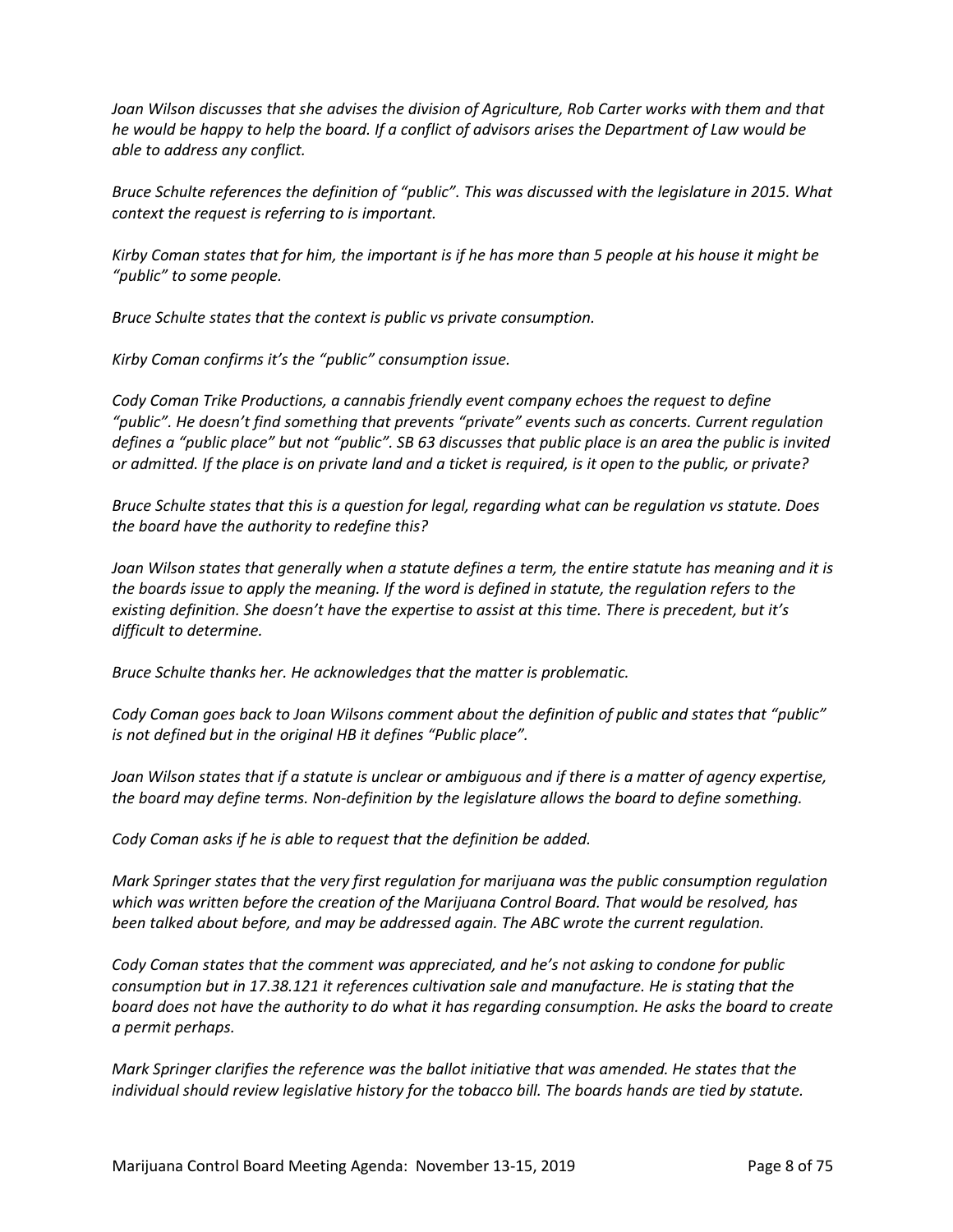*Joan Wilson discusses that she advises the division of Agriculture, Rob Carter works with them and that he would be happy to help the board. If a conflict of advisors arises the Department of Law would be able to address any conflict.*

*Bruce Schulte references the definition of "public". This was discussed with the legislature in 2015. What context the request is referring to is important.*

*Kirby Coman states that for him, the important is if he has more than 5 people at his house it might be "public" to some people.*

*Bruce Schulte states that the context is public vs private consumption.*

*Kirby Coman confirms it's the "public" consumption issue.*

*Cody Coman Trike Productions, a cannabis friendly event company echoes the request to define "public". He doesn't find something that prevents "private" events such as concerts. Current regulation defines a "public place" but not "public". SB 63 discusses that public place is an area the public is invited or admitted. If the place is on private land and a ticket is required, is it open to the public, or private?*

*Bruce Schulte states that this is a question for legal, regarding what can be regulation vs statute. Does the board have the authority to redefine this?*

*Joan Wilson states that generally when a statute defines a term, the entire statute has meaning and it is the boards issue to apply the meaning. If the word is defined in statute, the regulation refers to the existing definition. She doesn't have the expertise to assist at this time. There is precedent, but it's difficult to determine.*

*Bruce Schulte thanks her. He acknowledges that the matter is problematic.*

*Cody Coman goes back to Joan Wilsons comment about the definition of public and states that "public" is not defined but in the original HB it defines "Public place".*

*Joan Wilson states that if a statute is unclear or ambiguous and if there is a matter of agency expertise, the board may define terms. Non-definition by the legislature allows the board to define something.*

*Cody Coman asks if he is able to request that the definition be added.*

*Mark Springer states that the very first regulation for marijuana was the public consumption regulation which was written before the creation of the Marijuana Control Board. That would be resolved, has been talked about before, and may be addressed again. The ABC wrote the current regulation.*

*Cody Coman states that the comment was appreciated, and he's not asking to condone for public consumption but in 17.38.121 it references cultivation sale and manufacture. He is stating that the board does not have the authority to do what it has regarding consumption. He asks the board to create a permit perhaps.*

*Mark Springer clarifies the reference was the ballot initiative that was amended. He states that the individual should review legislative history for the tobacco bill. The boards hands are tied by statute.*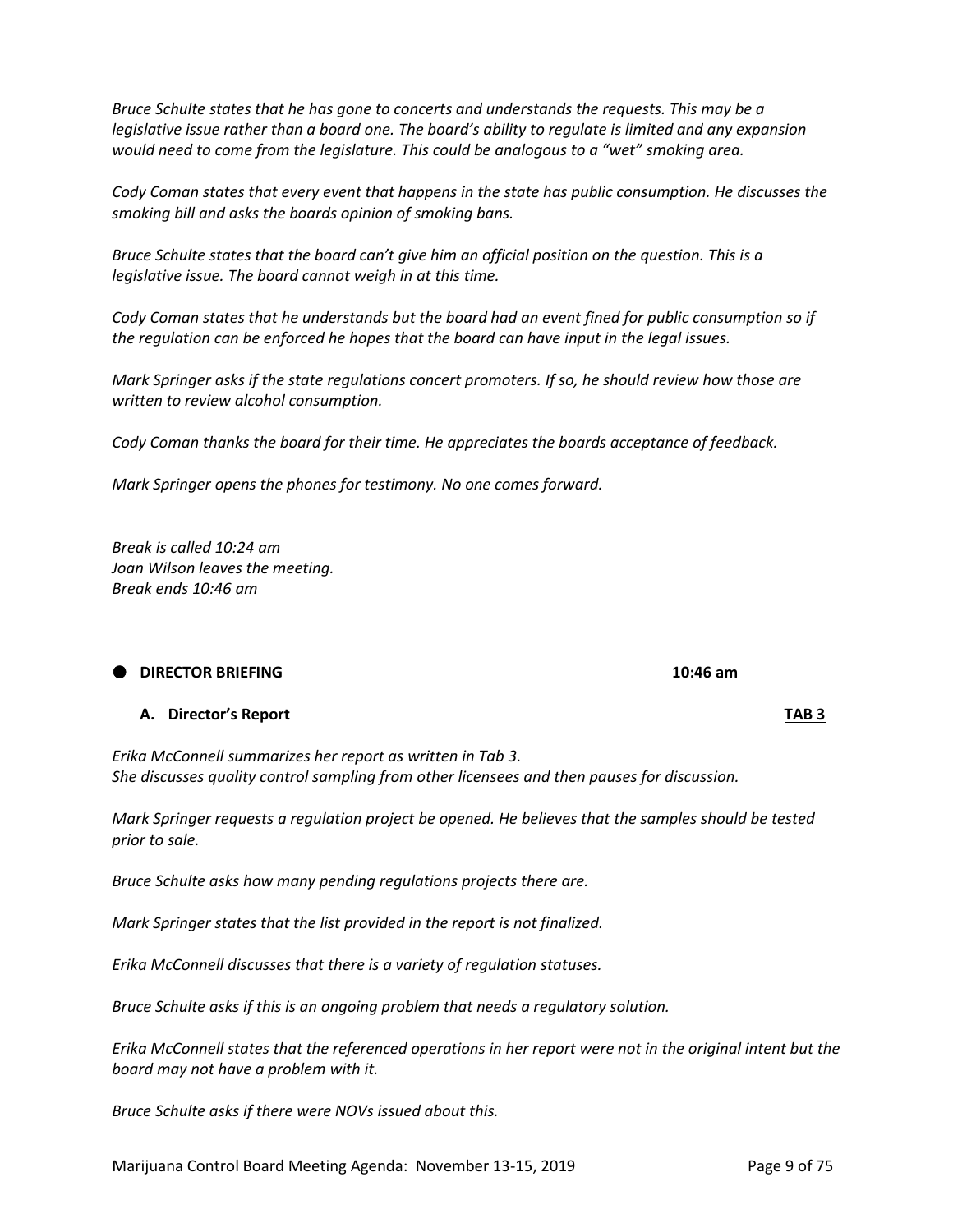*Bruce Schulte states that he has gone to concerts and understands the requests. This may be a legislative issue rather than a board one. The board's ability to regulate is limited and any expansion would need to come from the legislature. This could be analogous to a "wet" smoking area.*

*Cody Coman states that every event that happens in the state has public consumption. He discusses the smoking bill and asks the boards opinion of smoking bans.*

*Bruce Schulte states that the board can't give him an official position on the question. This is a legislative issue. The board cannot weigh in at this time.*

*Cody Coman states that he understands but the board had an event fined for public consumption so if the regulation can be enforced he hopes that the board can have input in the legal issues.*

*Mark Springer asks if the state regulations concert promoters. If so, he should review how those are written to review alcohol consumption.*

*Cody Coman thanks the board for their time. He appreciates the boards acceptance of feedback.*

*Mark Springer opens the phones for testimony. No one comes forward.*

*Break is called 10:24 am*
*Joan Wilson leaves the meeting.*
*Break ends 10:46 am*

## ● DIRECTOR BRIEFING — 10:46 am

### A. Director's Report — TAB 3

*Erika McConnell summarizes her report as written in Tab 3.*
*She discusses quality control sampling from other licensees and then pauses for discussion.*

*Mark Springer requests a regulation project be opened. He believes that the samples should be tested prior to sale.*

*Bruce Schulte asks how many pending regulations projects there are.*

*Mark Springer states that the list provided in the report is not finalized.*

*Erika McConnell discusses that there is a variety of regulation statuses.*

*Bruce Schulte asks if this is an ongoing problem that needs a regulatory solution.*

*Erika McConnell states that the referenced operations in her report were not in the original intent but the board may not have a problem with it.*

*Bruce Schulte asks if there were NOVs issued about this.*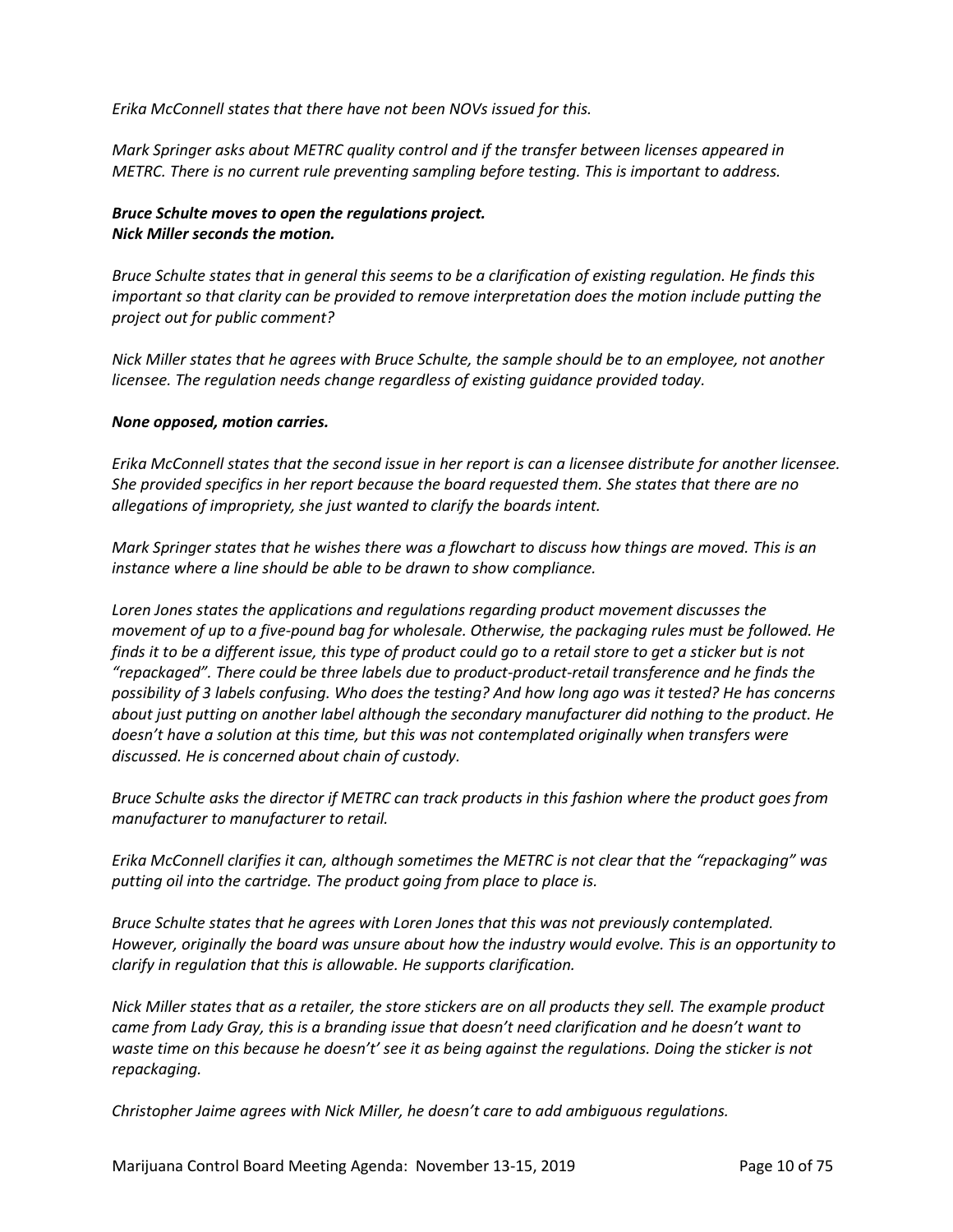*Erika McConnell states that there have not been NOVs issued for this.*

*Mark Springer asks about METRC quality control and if the transfer between licenses appeared in METRC. There is no current rule preventing sampling before testing. This is important to address.*

***Bruce Schulte moves to open the regulations project.***
***Nick Miller seconds the motion.***

*Bruce Schulte states that in general this seems to be a clarification of existing regulation. He finds this important so that clarity can be provided to remove interpretation does the motion include putting the project out for public comment?*

*Nick Miller states that he agrees with Bruce Schulte, the sample should be to an employee, not another licensee. The regulation needs change regardless of existing guidance provided today.*

***None opposed, motion carries.***

*Erika McConnell states that the second issue in her report is can a licensee distribute for another licensee. She provided specifics in her report because the board requested them. She states that there are no allegations of impropriety, she just wanted to clarify the boards intent.*

*Mark Springer states that he wishes there was a flowchart to discuss how things are moved. This is an instance where a line should be able to be drawn to show compliance.*

*Loren Jones states the applications and regulations regarding product movement discusses the movement of up to a five-pound bag for wholesale. Otherwise, the packaging rules must be followed. He finds it to be a different issue, this type of product could go to a retail store to get a sticker but is not "repackaged". There could be three labels due to product-product-retail transference and he finds the possibility of 3 labels confusing. Who does the testing? And how long ago was it tested? He has concerns about just putting on another label although the secondary manufacturer did nothing to the product. He doesn't have a solution at this time, but this was not contemplated originally when transfers were discussed. He is concerned about chain of custody.*

*Bruce Schulte asks the director if METRC can track products in this fashion where the product goes from manufacturer to manufacturer to retail.*

*Erika McConnell clarifies it can, although sometimes the METRC is not clear that the "repackaging" was putting oil into the cartridge. The product going from place to place is.*

*Bruce Schulte states that he agrees with Loren Jones that this was not previously contemplated. However, originally the board was unsure about how the industry would evolve. This is an opportunity to clarify in regulation that this is allowable. He supports clarification.*

*Nick Miller states that as a retailer, the store stickers are on all products they sell. The example product came from Lady Gray, this is a branding issue that doesn't need clarification and he doesn't want to waste time on this because he doesn't't see it as being against the regulations. Doing the sticker is not repackaging.*

*Christopher Jaime agrees with Nick Miller, he doesn't care to add ambiguous regulations.*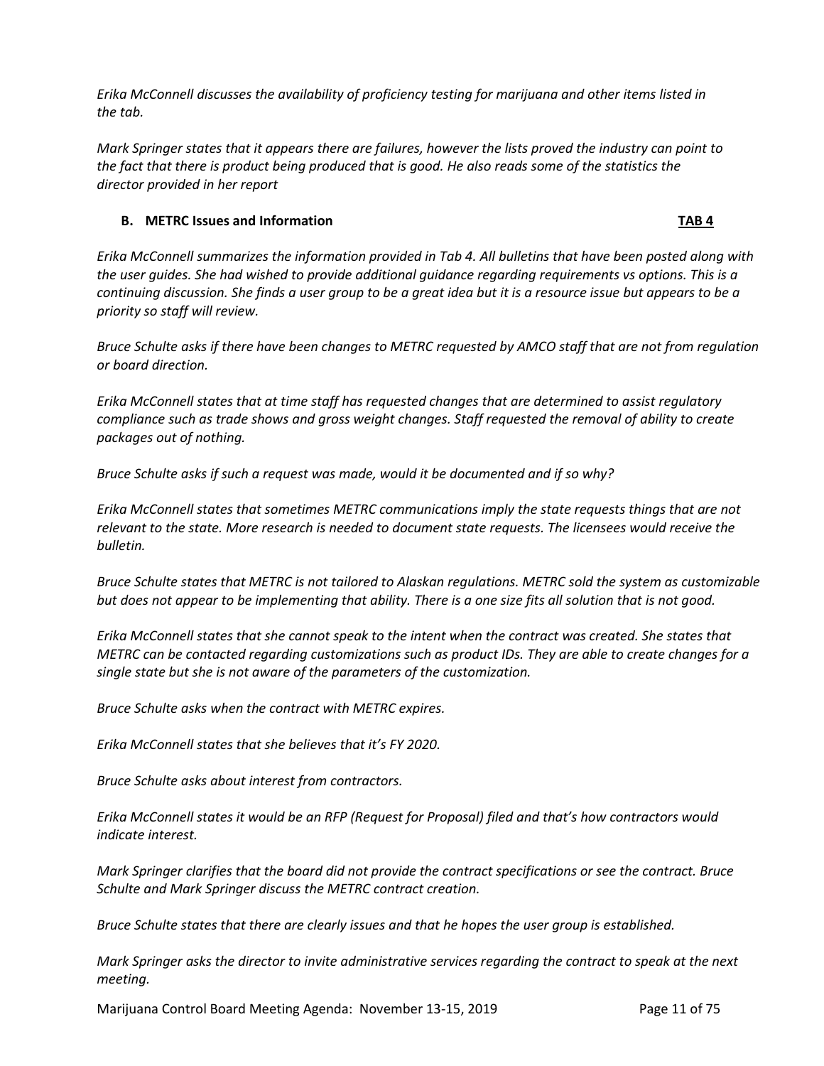*Erika McConnell discusses the availability of proficiency testing for marijuana and other items listed in the tab.*

*Mark Springer states that it appears there are failures, however the lists proved the industry can point to the fact that there is product being produced that is good. He also reads some of the statistics the director provided in her report*

**B. METRC Issues and Information** **TAB 4**

*Erika McConnell summarizes the information provided in Tab 4. All bulletins that have been posted along with the user guides. She had wished to provide additional guidance regarding requirements vs options. This is a continuing discussion. She finds a user group to be a great idea but it is a resource issue but appears to be a priority so staff will review.*

*Bruce Schulte asks if there have been changes to METRC requested by AMCO staff that are not from regulation or board direction.*

*Erika McConnell states that at time staff has requested changes that are determined to assist regulatory compliance such as trade shows and gross weight changes. Staff requested the removal of ability to create packages out of nothing.*

*Bruce Schulte asks if such a request was made, would it be documented and if so why?*

*Erika McConnell states that sometimes METRC communications imply the state requests things that are not relevant to the state. More research is needed to document state requests. The licensees would receive the bulletin.*

*Bruce Schulte states that METRC is not tailored to Alaskan regulations. METRC sold the system as customizable but does not appear to be implementing that ability. There is a one size fits all solution that is not good.*

*Erika McConnell states that she cannot speak to the intent when the contract was created. She states that METRC can be contacted regarding customizations such as product IDs. They are able to create changes for a single state but she is not aware of the parameters of the customization.*

*Bruce Schulte asks when the contract with METRC expires.*

*Erika McConnell states that she believes that it's FY 2020.*

*Bruce Schulte asks about interest from contractors.*

*Erika McConnell states it would be an RFP (Request for Proposal) filed and that's how contractors would indicate interest.*

*Mark Springer clarifies that the board did not provide the contract specifications or see the contract. Bruce Schulte and Mark Springer discuss the METRC contract creation.*

*Bruce Schulte states that there are clearly issues and that he hopes the user group is established.*

*Mark Springer asks the director to invite administrative services regarding the contract to speak at the next meeting.*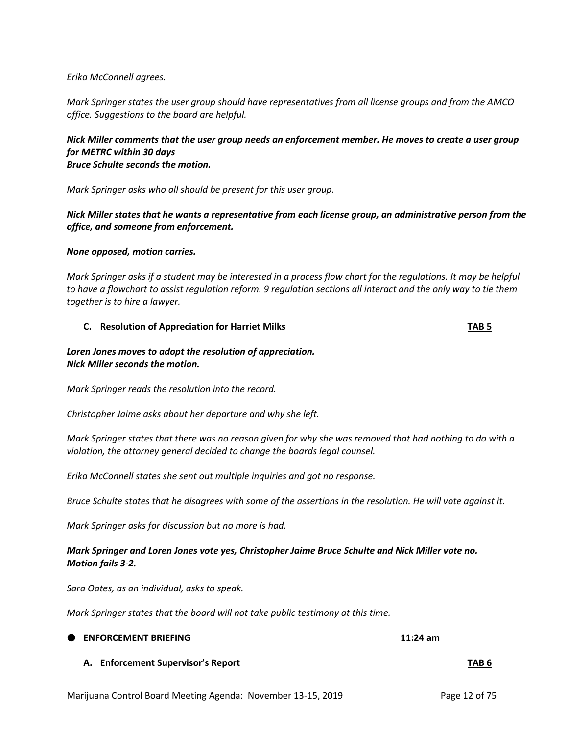*Erika McConnell agrees.*

*Mark Springer states the user group should have representatives from all license groups and from the AMCO office. Suggestions to the board are helpful.*

***Nick Miller comments that the user group needs an enforcement member. He moves to create a user group for METRC within 30 days***
***Bruce Schulte seconds the motion.***

*Mark Springer asks who all should be present for this user group.*

***Nick Miller states that he wants a representative from each license group, an administrative person from the office, and someone from enforcement.***

***None opposed, motion carries.***

*Mark Springer asks if a student may be interested in a process flow chart for the regulations. It may be helpful to have a flowchart to assist regulation reform. 9 regulation sections all interact and the only way to tie them together is to hire a lawyer.*

**C. Resolution of Appreciation for Harriet Milks** **TAB 5**

***Loren Jones moves to adopt the resolution of appreciation.***
***Nick Miller seconds the motion.***

*Mark Springer reads the resolution into the record.*

*Christopher Jaime asks about her departure and why she left.*

*Mark Springer states that there was no reason given for why she was removed that had nothing to do with a violation, the attorney general decided to change the boards legal counsel.*

*Erika McConnell states she sent out multiple inquiries and got no response.*

*Bruce Schulte states that he disagrees with some of the assertions in the resolution. He will vote against it.*

*Mark Springer asks for discussion but no more is had.*

***Mark Springer and Loren Jones vote yes, Christopher Jaime Bruce Schulte and Nick Miller vote no.***
***Motion fails 3-2.***

*Sara Oates, as an individual, asks to speak.*

*Mark Springer states that the board will not take public testimony at this time.*

- **ENFORCEMENT BRIEFING** **11:24 am**

**A. Enforcement Supervisor's Report** **TAB 6**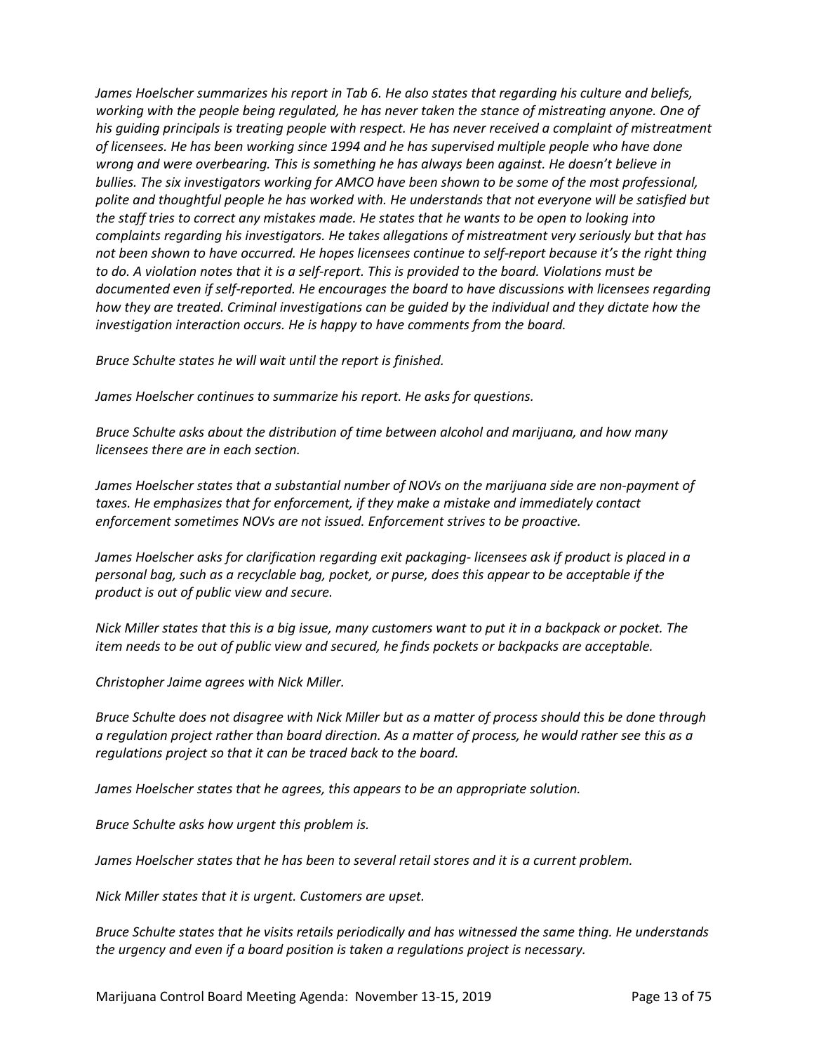*James Hoelscher summarizes his report in Tab 6. He also states that regarding his culture and beliefs, working with the people being regulated, he has never taken the stance of mistreating anyone. One of his guiding principals is treating people with respect. He has never received a complaint of mistreatment of licensees. He has been working since 1994 and he has supervised multiple people who have done wrong and were overbearing. This is something he has always been against. He doesn't believe in bullies. The six investigators working for AMCO have been shown to be some of the most professional, polite and thoughtful people he has worked with. He understands that not everyone will be satisfied but the staff tries to correct any mistakes made. He states that he wants to be open to looking into complaints regarding his investigators. He takes allegations of mistreatment very seriously but that has not been shown to have occurred. He hopes licensees continue to self-report because it's the right thing to do. A violation notes that it is a self-report. This is provided to the board. Violations must be documented even if self-reported. He encourages the board to have discussions with licensees regarding how they are treated. Criminal investigations can be guided by the individual and they dictate how the investigation interaction occurs. He is happy to have comments from the board.*

*Bruce Schulte states he will wait until the report is finished.*

*James Hoelscher continues to summarize his report. He asks for questions.*

*Bruce Schulte asks about the distribution of time between alcohol and marijuana, and how many licensees there are in each section.*

*James Hoelscher states that a substantial number of NOVs on the marijuana side are non-payment of taxes. He emphasizes that for enforcement, if they make a mistake and immediately contact enforcement sometimes NOVs are not issued. Enforcement strives to be proactive.*

*James Hoelscher asks for clarification regarding exit packaging- licensees ask if product is placed in a personal bag, such as a recyclable bag, pocket, or purse, does this appear to be acceptable if the product is out of public view and secure.*

*Nick Miller states that this is a big issue, many customers want to put it in a backpack or pocket. The item needs to be out of public view and secured, he finds pockets or backpacks are acceptable.*

*Christopher Jaime agrees with Nick Miller.*

*Bruce Schulte does not disagree with Nick Miller but as a matter of process should this be done through a regulation project rather than board direction. As a matter of process, he would rather see this as a regulations project so that it can be traced back to the board.*

*James Hoelscher states that he agrees, this appears to be an appropriate solution.*

*Bruce Schulte asks how urgent this problem is.*

*James Hoelscher states that he has been to several retail stores and it is a current problem.*

*Nick Miller states that it is urgent. Customers are upset.*

*Bruce Schulte states that he visits retails periodically and has witnessed the same thing. He understands the urgency and even if a board position is taken a regulations project is necessary.*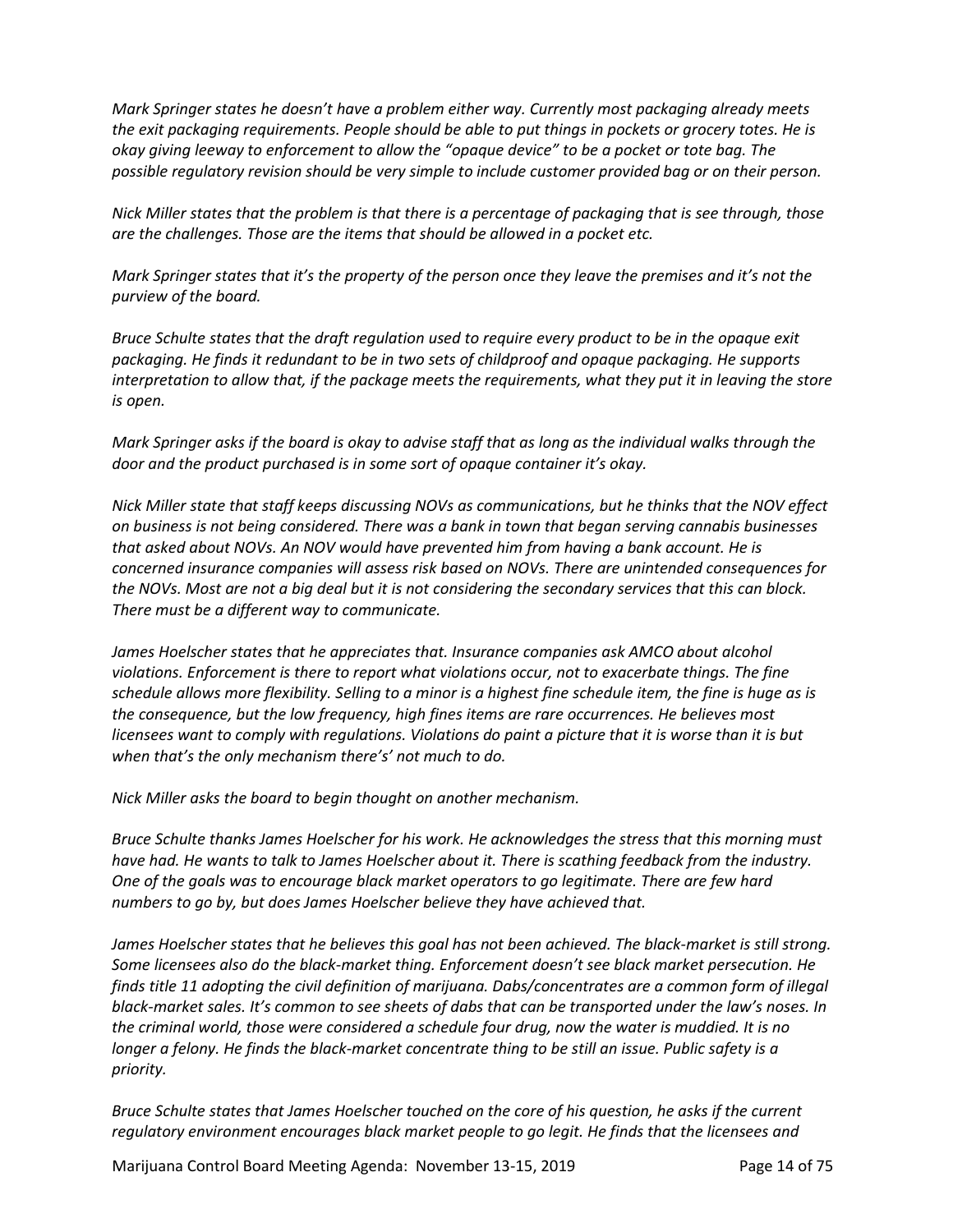*Mark Springer states he doesn't have a problem either way. Currently most packaging already meets the exit packaging requirements. People should be able to put things in pockets or grocery totes. He is okay giving leeway to enforcement to allow the "opaque device" to be a pocket or tote bag. The possible regulatory revision should be very simple to include customer provided bag or on their person.*

*Nick Miller states that the problem is that there is a percentage of packaging that is see through, those are the challenges. Those are the items that should be allowed in a pocket etc.*

*Mark Springer states that it's the property of the person once they leave the premises and it's not the purview of the board.*

*Bruce Schulte states that the draft regulation used to require every product to be in the opaque exit packaging. He finds it redundant to be in two sets of childproof and opaque packaging. He supports interpretation to allow that, if the package meets the requirements, what they put it in leaving the store is open.*

*Mark Springer asks if the board is okay to advise staff that as long as the individual walks through the door and the product purchased is in some sort of opaque container it's okay.*

*Nick Miller state that staff keeps discussing NOVs as communications, but he thinks that the NOV effect on business is not being considered. There was a bank in town that began serving cannabis businesses that asked about NOVs. An NOV would have prevented him from having a bank account. He is concerned insurance companies will assess risk based on NOVs. There are unintended consequences for the NOVs. Most are not a big deal but it is not considering the secondary services that this can block. There must be a different way to communicate.*

*James Hoelscher states that he appreciates that. Insurance companies ask AMCO about alcohol violations. Enforcement is there to report what violations occur, not to exacerbate things. The fine schedule allows more flexibility. Selling to a minor is a highest fine schedule item, the fine is huge as is the consequence, but the low frequency, high fines items are rare occurrences. He believes most licensees want to comply with regulations. Violations do paint a picture that it is worse than it is but when that's the only mechanism there's' not much to do.*

*Nick Miller asks the board to begin thought on another mechanism.*

*Bruce Schulte thanks James Hoelscher for his work. He acknowledges the stress that this morning must have had. He wants to talk to James Hoelscher about it. There is scathing feedback from the industry. One of the goals was to encourage black market operators to go legitimate. There are few hard numbers to go by, but does James Hoelscher believe they have achieved that.*

*James Hoelscher states that he believes this goal has not been achieved. The black-market is still strong. Some licensees also do the black-market thing. Enforcement doesn't see black market persecution. He finds title 11 adopting the civil definition of marijuana. Dabs/concentrates are a common form of illegal black-market sales. It's common to see sheets of dabs that can be transported under the law's noses. In the criminal world, those were considered a schedule four drug, now the water is muddied. It is no longer a felony. He finds the black-market concentrate thing to be still an issue. Public safety is a priority.*

*Bruce Schulte states that James Hoelscher touched on the core of his question, he asks if the current regulatory environment encourages black market people to go legit. He finds that the licensees and*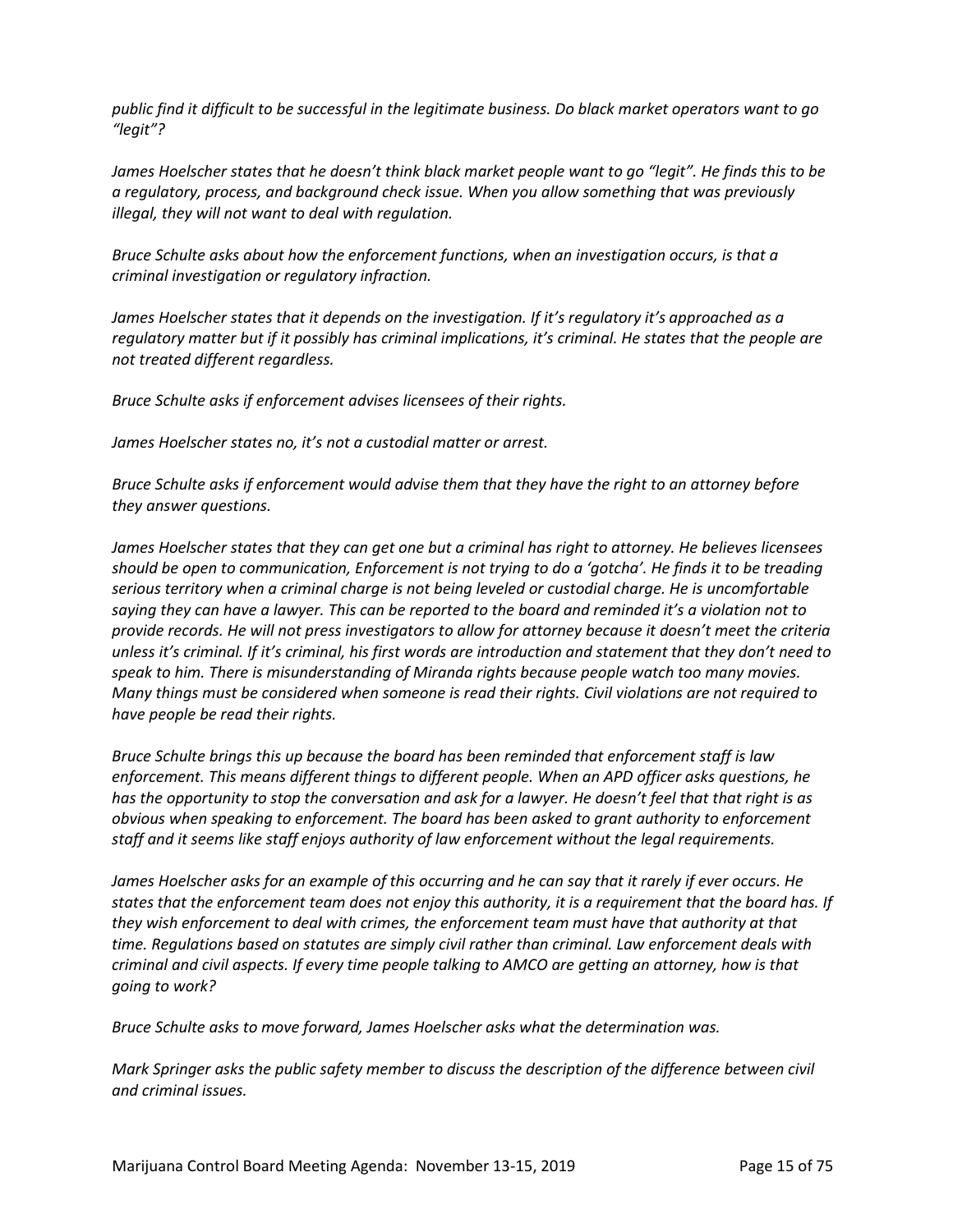*public find it difficult to be successful in the legitimate business. Do black market operators want to go "legit"?*

*James Hoelscher states that he doesn't think black market people want to go "legit". He finds this to be a regulatory, process, and background check issue. When you allow something that was previously illegal, they will not want to deal with regulation.*

*Bruce Schulte asks about how the enforcement functions, when an investigation occurs, is that a criminal investigation or regulatory infraction.*

*James Hoelscher states that it depends on the investigation. If it's regulatory it's approached as a regulatory matter but if it possibly has criminal implications, it's criminal. He states that the people are not treated different regardless.*

*Bruce Schulte asks if enforcement advises licensees of their rights.*

*James Hoelscher states no, it's not a custodial matter or arrest.*

*Bruce Schulte asks if enforcement would advise them that they have the right to an attorney before they answer questions.*

*James Hoelscher states that they can get one but a criminal has right to attorney. He believes licensees should be open to communication, Enforcement is not trying to do a 'gotcha'. He finds it to be treading serious territory when a criminal charge is not being leveled or custodial charge. He is uncomfortable saying they can have a lawyer. This can be reported to the board and reminded it's a violation not to provide records. He will not press investigators to allow for attorney because it doesn't meet the criteria unless it's criminal. If it's criminal, his first words are introduction and statement that they don't need to speak to him. There is misunderstanding of Miranda rights because people watch too many movies. Many things must be considered when someone is read their rights. Civil violations are not required to have people be read their rights.*

*Bruce Schulte brings this up because the board has been reminded that enforcement staff is law enforcement. This means different things to different people. When an APD officer asks questions, he has the opportunity to stop the conversation and ask for a lawyer. He doesn't feel that that right is as obvious when speaking to enforcement. The board has been asked to grant authority to enforcement staff and it seems like staff enjoys authority of law enforcement without the legal requirements.*

*James Hoelscher asks for an example of this occurring and he can say that it rarely if ever occurs. He states that the enforcement team does not enjoy this authority, it is a requirement that the board has. If they wish enforcement to deal with crimes, the enforcement team must have that authority at that time. Regulations based on statutes are simply civil rather than criminal. Law enforcement deals with criminal and civil aspects. If every time people talking to AMCO are getting an attorney, how is that going to work?*

*Bruce Schulte asks to move forward, James Hoelscher asks what the determination was.*

*Mark Springer asks the public safety member to discuss the description of the difference between civil and criminal issues.*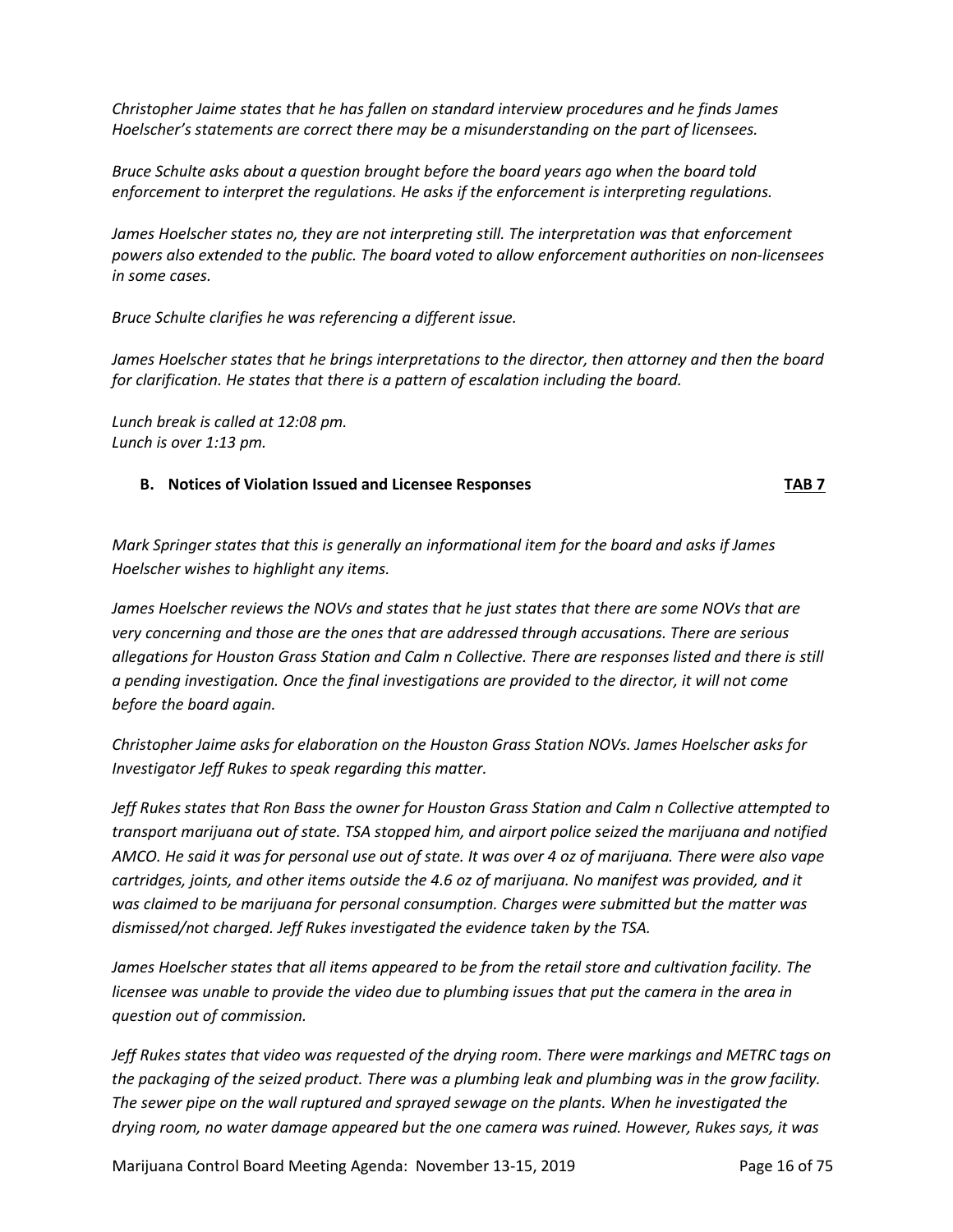*Christopher Jaime states that he has fallen on standard interview procedures and he finds James Hoelscher's statements are correct there may be a misunderstanding on the part of licensees.*

*Bruce Schulte asks about a question brought before the board years ago when the board told enforcement to interpret the regulations. He asks if the enforcement is interpreting regulations.*

*James Hoelscher states no, they are not interpreting still. The interpretation was that enforcement powers also extended to the public. The board voted to allow enforcement authorities on non-licensees in some cases.*

*Bruce Schulte clarifies he was referencing a different issue.*

*James Hoelscher states that he brings interpretations to the director, then attorney and then the board for clarification. He states that there is a pattern of escalation including the board.*

*Lunch break is called at 12:08 pm.*
*Lunch is over 1:13 pm.*

**B. Notices of Violation Issued and Licensee Responses** **TAB 7**

*Mark Springer states that this is generally an informational item for the board and asks if James Hoelscher wishes to highlight any items.*

*James Hoelscher reviews the NOVs and states that he just states that there are some NOVs that are very concerning and those are the ones that are addressed through accusations. There are serious allegations for Houston Grass Station and Calm n Collective. There are responses listed and there is still a pending investigation. Once the final investigations are provided to the director, it will not come before the board again.*

*Christopher Jaime asks for elaboration on the Houston Grass Station NOVs. James Hoelscher asks for Investigator Jeff Rukes to speak regarding this matter.*

*Jeff Rukes states that Ron Bass the owner for Houston Grass Station and Calm n Collective attempted to transport marijuana out of state. TSA stopped him, and airport police seized the marijuana and notified AMCO. He said it was for personal use out of state. It was over 4 oz of marijuana. There were also vape cartridges, joints, and other items outside the 4.6 oz of marijuana. No manifest was provided, and it was claimed to be marijuana for personal consumption. Charges were submitted but the matter was dismissed/not charged. Jeff Rukes investigated the evidence taken by the TSA.*

*James Hoelscher states that all items appeared to be from the retail store and cultivation facility. The licensee was unable to provide the video due to plumbing issues that put the camera in the area in question out of commission.*

*Jeff Rukes states that video was requested of the drying room. There were markings and METRC tags on the packaging of the seized product. There was a plumbing leak and plumbing was in the grow facility. The sewer pipe on the wall ruptured and sprayed sewage on the plants. When he investigated the drying room, no water damage appeared but the one camera was ruined. However, Rukes says, it was*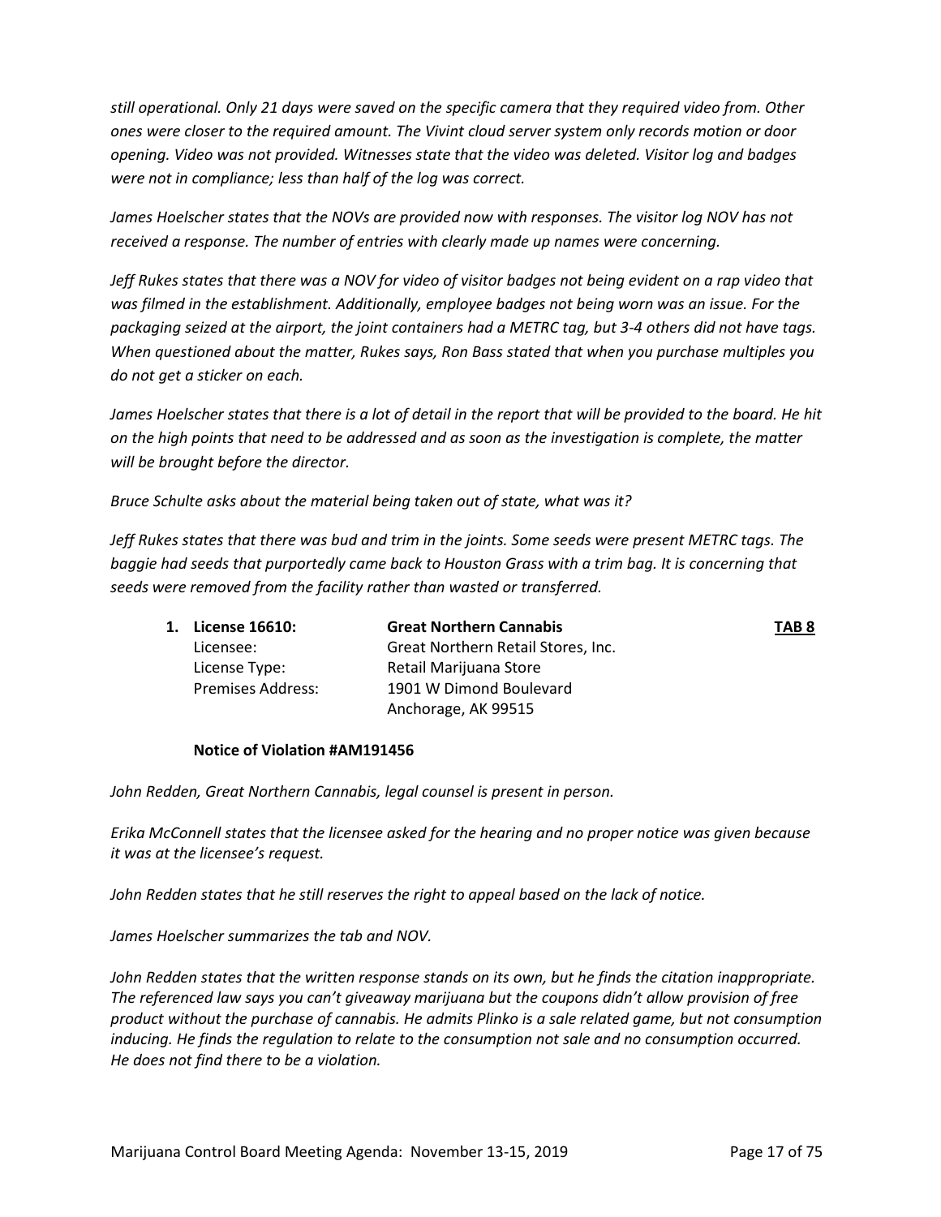*still operational. Only 21 days were saved on the specific camera that they required video from. Other ones were closer to the required amount. The Vivint cloud server system only records motion or door opening. Video was not provided. Witnesses state that the video was deleted. Visitor log and badges were not in compliance; less than half of the log was correct.*

*James Hoelscher states that the NOVs are provided now with responses. The visitor log NOV has not received a response. The number of entries with clearly made up names were concerning.*

*Jeff Rukes states that there was a NOV for video of visitor badges not being evident on a rap video that was filmed in the establishment. Additionally, employee badges not being worn was an issue. For the packaging seized at the airport, the joint containers had a METRC tag, but 3-4 others did not have tags. When questioned about the matter, Rukes says, Ron Bass stated that when you purchase multiples you do not get a sticker on each.*

*James Hoelscher states that there is a lot of detail in the report that will be provided to the board. He hit on the high points that need to be addressed and as soon as the investigation is complete, the matter will be brought before the director.*

*Bruce Schulte asks about the material being taken out of state, what was it?*

*Jeff Rukes states that there was bud and trim in the joints. Some seeds were present METRC tags. The baggie had seeds that purportedly came back to Houston Grass with a trim bag. It is concerning that seeds were removed from the facility rather than wasted or transferred.*

1. **License 16610:** **Great Northern Cannabis** **TAB 8**

   | | |
   |---|---|
   | Licensee: | Great Northern Retail Stores, Inc. |
   | License Type: | Retail Marijuana Store |
   | Premises Address: | 1901 W Dimond Boulevard<br>Anchorage, AK 99515 |

   **Notice of Violation #AM191456**

*John Redden, Great Northern Cannabis, legal counsel is present in person.*

*Erika McConnell states that the licensee asked for the hearing and no proper notice was given because it was at the licensee's request.*

*John Redden states that he still reserves the right to appeal based on the lack of notice.*

*James Hoelscher summarizes the tab and NOV.*

*John Redden states that the written response stands on its own, but he finds the citation inappropriate. The referenced law says you can't giveaway marijuana but the coupons didn't allow provision of free product without the purchase of cannabis. He admits Plinko is a sale related game, but not consumption inducing. He finds the regulation to relate to the consumption not sale and no consumption occurred. He does not find there to be a violation.*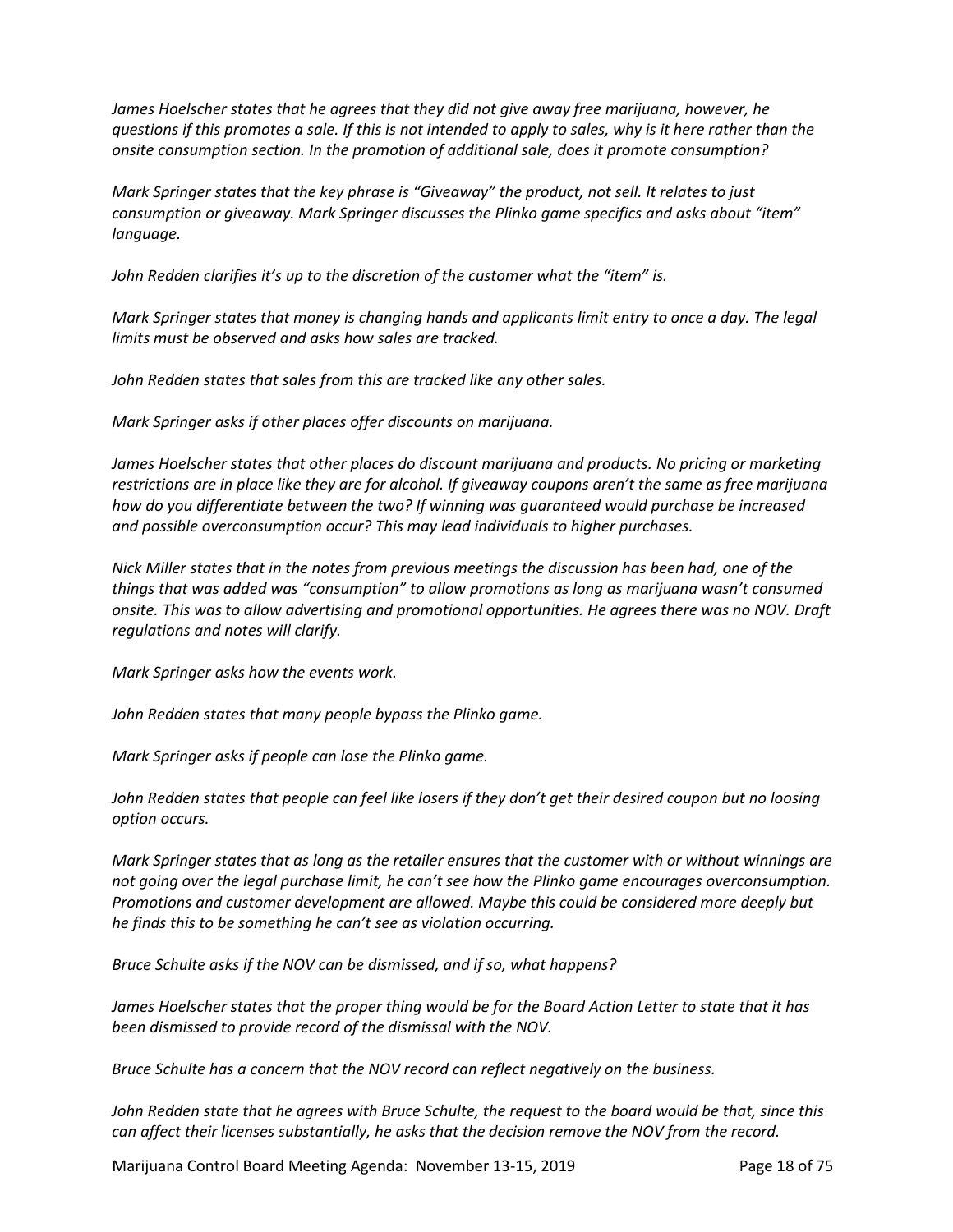*James Hoelscher states that he agrees that they did not give away free marijuana, however, he questions if this promotes a sale. If this is not intended to apply to sales, why is it here rather than the onsite consumption section. In the promotion of additional sale, does it promote consumption?*

*Mark Springer states that the key phrase is "Giveaway" the product, not sell. It relates to just consumption or giveaway. Mark Springer discusses the Plinko game specifics and asks about "item" language.*

*John Redden clarifies it's up to the discretion of the customer what the "item" is.*

*Mark Springer states that money is changing hands and applicants limit entry to once a day. The legal limits must be observed and asks how sales are tracked.*

*John Redden states that sales from this are tracked like any other sales.*

*Mark Springer asks if other places offer discounts on marijuana.*

*James Hoelscher states that other places do discount marijuana and products. No pricing or marketing restrictions are in place like they are for alcohol. If giveaway coupons aren't the same as free marijuana how do you differentiate between the two? If winning was guaranteed would purchase be increased and possible overconsumption occur? This may lead individuals to higher purchases.*

*Nick Miller states that in the notes from previous meetings the discussion has been had, one of the things that was added was "consumption" to allow promotions as long as marijuana wasn't consumed onsite. This was to allow advertising and promotional opportunities. He agrees there was no NOV. Draft regulations and notes will clarify.*

*Mark Springer asks how the events work.*

*John Redden states that many people bypass the Plinko game.*

*Mark Springer asks if people can lose the Plinko game.*

*John Redden states that people can feel like losers if they don't get their desired coupon but no loosing option occurs.*

*Mark Springer states that as long as the retailer ensures that the customer with or without winnings are not going over the legal purchase limit, he can't see how the Plinko game encourages overconsumption. Promotions and customer development are allowed. Maybe this could be considered more deeply but he finds this to be something he can't see as violation occurring.*

*Bruce Schulte asks if the NOV can be dismissed, and if so, what happens?*

*James Hoelscher states that the proper thing would be for the Board Action Letter to state that it has been dismissed to provide record of the dismissal with the NOV.*

*Bruce Schulte has a concern that the NOV record can reflect negatively on the business.*

*John Redden state that he agrees with Bruce Schulte, the request to the board would be that, since this can affect their licenses substantially, he asks that the decision remove the NOV from the record.*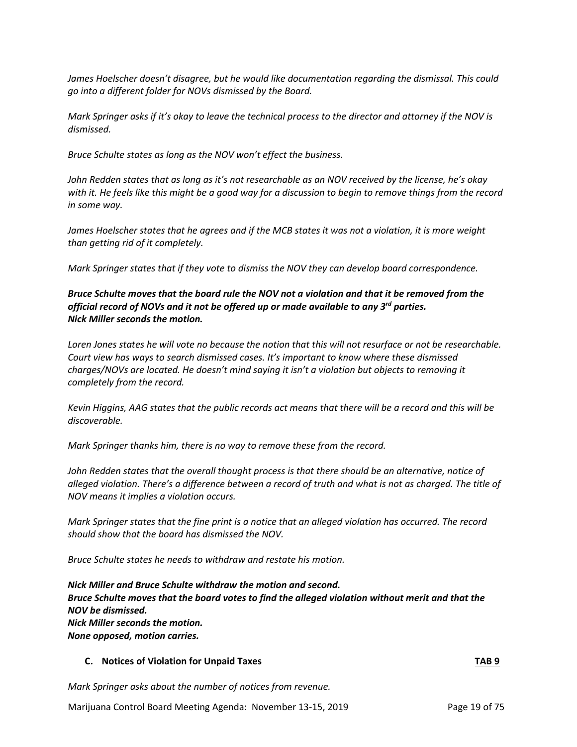*James Hoelscher doesn't disagree, but he would like documentation regarding the dismissal. This could go into a different folder for NOVs dismissed by the Board.*

*Mark Springer asks if it's okay to leave the technical process to the director and attorney if the NOV is dismissed.*

*Bruce Schulte states as long as the NOV won't effect the business.*

*John Redden states that as long as it's not researchable as an NOV received by the license, he's okay with it. He feels like this might be a good way for a discussion to begin to remove things from the record in some way.*

*James Hoelscher states that he agrees and if the MCB states it was not a violation, it is more weight than getting rid of it completely.*

*Mark Springer states that if they vote to dismiss the NOV they can develop board correspondence.*

***Bruce Schulte moves that the board rule the NOV not a violation and that it be removed from the official record of NOVs and it not be offered up or made available to any 3rd parties.***
***Nick Miller seconds the motion.***

*Loren Jones states he will vote no because the notion that this will not resurface or not be researchable. Court view has ways to search dismissed cases. It's important to know where these dismissed charges/NOVs are located. He doesn't mind saying it isn't a violation but objects to removing it completely from the record.*

*Kevin Higgins, AAG states that the public records act means that there will be a record and this will be discoverable.*

*Mark Springer thanks him, there is no way to remove these from the record.*

*John Redden states that the overall thought process is that there should be an alternative, notice of alleged violation. There's a difference between a record of truth and what is not as charged. The title of NOV means it implies a violation occurs.*

*Mark Springer states that the fine print is a notice that an alleged violation has occurred. The record should show that the board has dismissed the NOV.*

*Bruce Schulte states he needs to withdraw and restate his motion.*

***Nick Miller and Bruce Schulte withdraw the motion and second.***
***Bruce Schulte moves that the board votes to find the alleged violation without merit and that the NOV be dismissed.***
***Nick Miller seconds the motion.***
***None opposed, motion carries.***

**C. Notices of Violation for Unpaid Taxes** **TAB 9**

*Mark Springer asks about the number of notices from revenue.*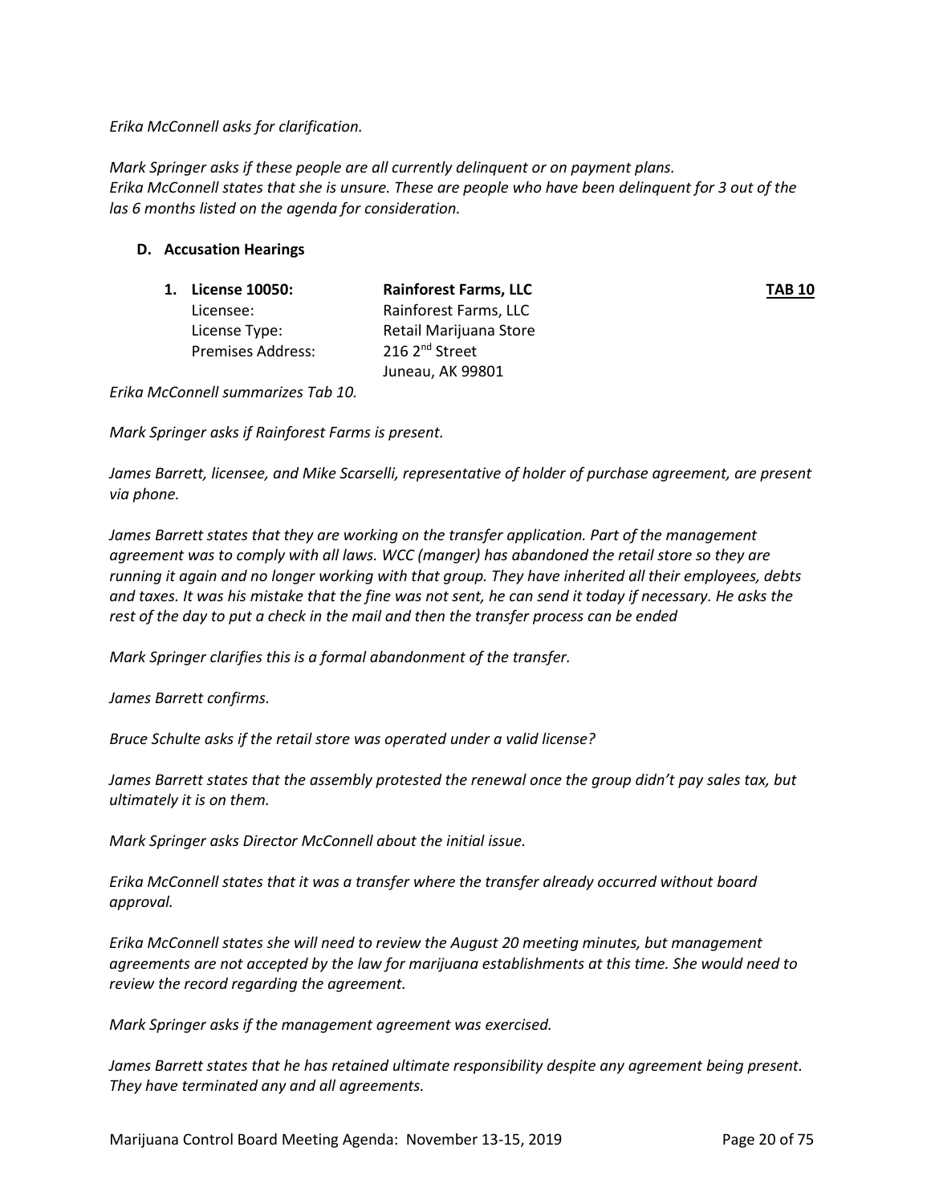*Erika McConnell asks for clarification.*

*Mark Springer asks if these people are all currently delinquent or on payment plans.*
*Erika McConnell states that she is unsure. These are people who have been delinquent for 3 out of the las 6 months listed on the agenda for consideration.*

### D. Accusation Hearings

| **1. License 10050:** | **Rainforest Farms, LLC** | **TAB 10** |
|---|---|---|
| Licensee: | Rainforest Farms, LLC | |
| License Type: | Retail Marijuana Store | |
| Premises Address: | 216 2nd Street<br>Juneau, AK 99801 | |

*Erika McConnell summarizes Tab 10.*

*Mark Springer asks if Rainforest Farms is present.*

*James Barrett, licensee, and Mike Scarselli, representative of holder of purchase agreement, are present via phone.*

*James Barrett states that they are working on the transfer application. Part of the management agreement was to comply with all laws. WCC (manger) has abandoned the retail store so they are running it again and no longer working with that group. They have inherited all their employees, debts and taxes. It was his mistake that the fine was not sent, he can send it today if necessary. He asks the rest of the day to put a check in the mail and then the transfer process can be ended*

*Mark Springer clarifies this is a formal abandonment of the transfer.*

*James Barrett confirms.*

*Bruce Schulte asks if the retail store was operated under a valid license?*

*James Barrett states that the assembly protested the renewal once the group didn't pay sales tax, but ultimately it is on them.*

*Mark Springer asks Director McConnell about the initial issue.*

*Erika McConnell states that it was a transfer where the transfer already occurred without board approval.*

*Erika McConnell states she will need to review the August 20 meeting minutes, but management agreements are not accepted by the law for marijuana establishments at this time. She would need to review the record regarding the agreement.*

*Mark Springer asks if the management agreement was exercised.*

*James Barrett states that he has retained ultimate responsibility despite any agreement being present. They have terminated any and all agreements.*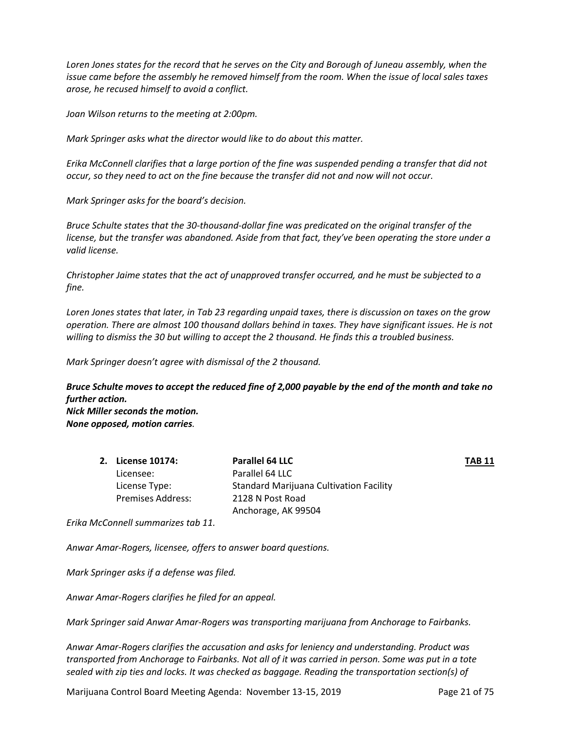*Loren Jones states for the record that he serves on the City and Borough of Juneau assembly, when the issue came before the assembly he removed himself from the room. When the issue of local sales taxes arose, he recused himself to avoid a conflict.*

*Joan Wilson returns to the meeting at 2:00pm.*

*Mark Springer asks what the director would like to do about this matter.*

*Erika McConnell clarifies that a large portion of the fine was suspended pending a transfer that did not occur, so they need to act on the fine because the transfer did not and now will not occur.*

*Mark Springer asks for the board's decision.*

*Bruce Schulte states that the 30-thousand-dollar fine was predicated on the original transfer of the license, but the transfer was abandoned. Aside from that fact, they've been operating the store under a valid license.*

*Christopher Jaime states that the act of unapproved transfer occurred, and he must be subjected to a fine.*

*Loren Jones states that later, in Tab 23 regarding unpaid taxes, there is discussion on taxes on the grow operation. There are almost 100 thousand dollars behind in taxes. They have significant issues. He is not willing to dismiss the 30 but willing to accept the 2 thousand. He finds this a troubled business.*

*Mark Springer doesn't agree with dismissal of the 2 thousand.*

***Bruce Schulte moves to accept the reduced fine of 2,000 payable by the end of the month and take no further action.***
***Nick Miller seconds the motion.***
***None opposed, motion carries.***

| **2. License 10174:** | **Parallel 64 LLC** | **TAB 11** |
|---|---|---|
| Licensee: | Parallel 64 LLC | |
| License Type: | Standard Marijuana Cultivation Facility | |
| Premises Address: | 2128 N Post Road<br>Anchorage, AK 99504 | |

*Erika McConnell summarizes tab 11.*

*Anwar Amar-Rogers, licensee, offers to answer board questions.*

*Mark Springer asks if a defense was filed.*

*Anwar Amar-Rogers clarifies he filed for an appeal.*

*Mark Springer said Anwar Amar-Rogers was transporting marijuana from Anchorage to Fairbanks.*

*Anwar Amar-Rogers clarifies the accusation and asks for leniency and understanding. Product was transported from Anchorage to Fairbanks. Not all of it was carried in person. Some was put in a tote sealed with zip ties and locks. It was checked as baggage. Reading the transportation section(s) of*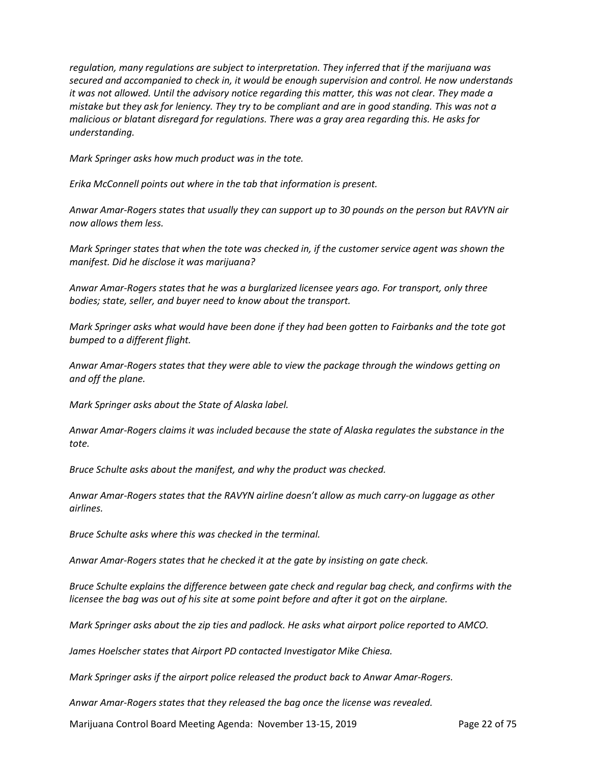*regulation, many regulations are subject to interpretation. They inferred that if the marijuana was secured and accompanied to check in, it would be enough supervision and control. He now understands it was not allowed. Until the advisory notice regarding this matter, this was not clear. They made a mistake but they ask for leniency. They try to be compliant and are in good standing. This was not a malicious or blatant disregard for regulations. There was a gray area regarding this. He asks for understanding.*

*Mark Springer asks how much product was in the tote.*

*Erika McConnell points out where in the tab that information is present.*

*Anwar Amar-Rogers states that usually they can support up to 30 pounds on the person but RAVYN air now allows them less.*

*Mark Springer states that when the tote was checked in, if the customer service agent was shown the manifest. Did he disclose it was marijuana?*

*Anwar Amar-Rogers states that he was a burglarized licensee years ago. For transport, only three bodies; state, seller, and buyer need to know about the transport.*

*Mark Springer asks what would have been done if they had been gotten to Fairbanks and the tote got bumped to a different flight.*

*Anwar Amar-Rogers states that they were able to view the package through the windows getting on and off the plane.*

*Mark Springer asks about the State of Alaska label.*

*Anwar Amar-Rogers claims it was included because the state of Alaska regulates the substance in the tote.*

*Bruce Schulte asks about the manifest, and why the product was checked.*

*Anwar Amar-Rogers states that the RAVYN airline doesn't allow as much carry-on luggage as other airlines.*

*Bruce Schulte asks where this was checked in the terminal.*

*Anwar Amar-Rogers states that he checked it at the gate by insisting on gate check.*

*Bruce Schulte explains the difference between gate check and regular bag check, and confirms with the licensee the bag was out of his site at some point before and after it got on the airplane.*

*Mark Springer asks about the zip ties and padlock. He asks what airport police reported to AMCO.*

*James Hoelscher states that Airport PD contacted Investigator Mike Chiesa.*

*Mark Springer asks if the airport police released the product back to Anwar Amar-Rogers.*

*Anwar Amar-Rogers states that they released the bag once the license was revealed.*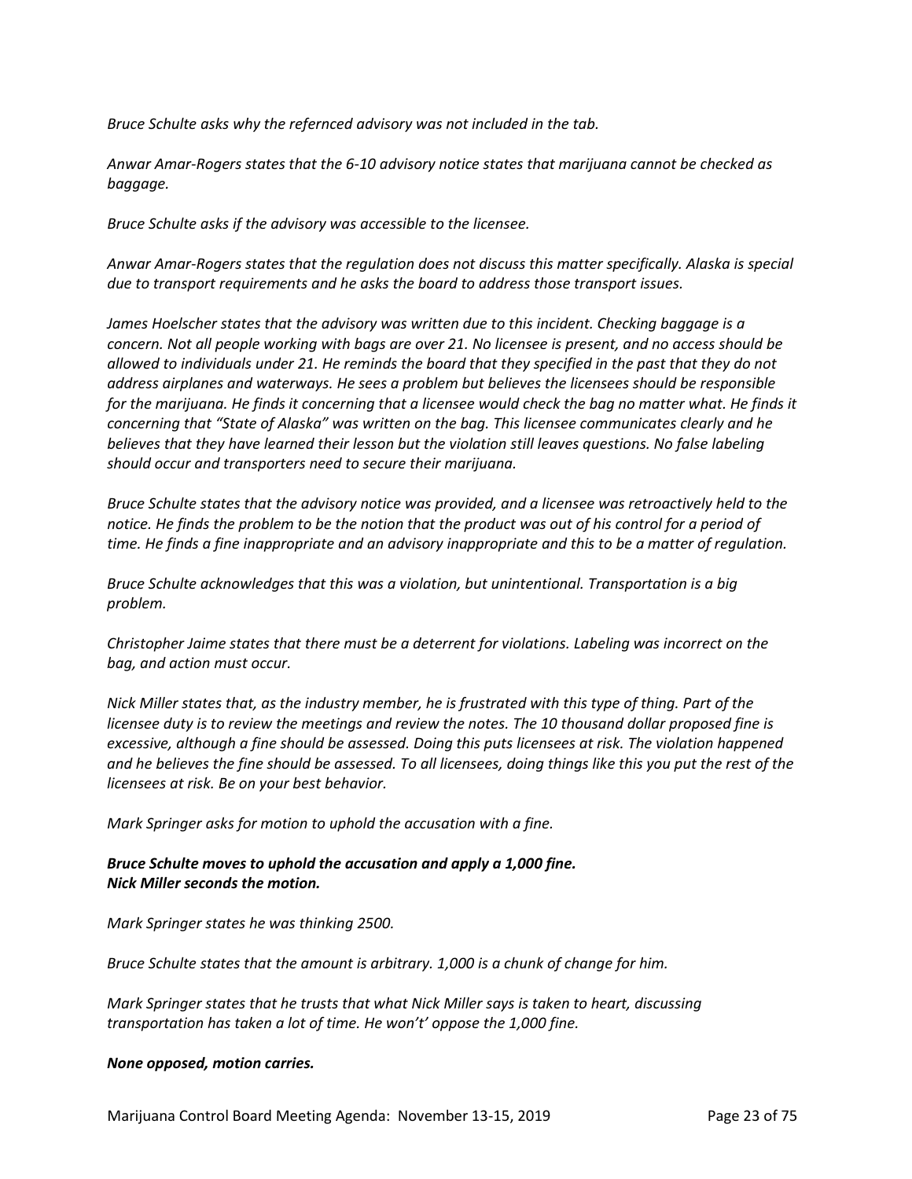*Bruce Schulte asks why the refernced advisory was not included in the tab.*

*Anwar Amar-Rogers states that the 6-10 advisory notice states that marijuana cannot be checked as baggage.*

*Bruce Schulte asks if the advisory was accessible to the licensee.*

*Anwar Amar-Rogers states that the regulation does not discuss this matter specifically. Alaska is special due to transport requirements and he asks the board to address those transport issues.*

*James Hoelscher states that the advisory was written due to this incident. Checking baggage is a concern. Not all people working with bags are over 21. No licensee is present, and no access should be allowed to individuals under 21. He reminds the board that they specified in the past that they do not address airplanes and waterways. He sees a problem but believes the licensees should be responsible for the marijuana. He finds it concerning that a licensee would check the bag no matter what. He finds it concerning that "State of Alaska" was written on the bag. This licensee communicates clearly and he believes that they have learned their lesson but the violation still leaves questions. No false labeling should occur and transporters need to secure their marijuana.*

*Bruce Schulte states that the advisory notice was provided, and a licensee was retroactively held to the notice. He finds the problem to be the notion that the product was out of his control for a period of time. He finds a fine inappropriate and an advisory inappropriate and this to be a matter of regulation.*

*Bruce Schulte acknowledges that this was a violation, but unintentional. Transportation is a big problem.*

*Christopher Jaime states that there must be a deterrent for violations. Labeling was incorrect on the bag, and action must occur.*

*Nick Miller states that, as the industry member, he is frustrated with this type of thing. Part of the licensee duty is to review the meetings and review the notes. The 10 thousand dollar proposed fine is excessive, although a fine should be assessed. Doing this puts licensees at risk. The violation happened and he believes the fine should be assessed. To all licensees, doing things like this you put the rest of the licensees at risk. Be on your best behavior.*

*Mark Springer asks for motion to uphold the accusation with a fine.*

***Bruce Schulte moves to uphold the accusation and apply a 1,000 fine.***
***Nick Miller seconds the motion.***

*Mark Springer states he was thinking 2500.*

*Bruce Schulte states that the amount is arbitrary. 1,000 is a chunk of change for him.*

*Mark Springer states that he trusts that what Nick Miller says is taken to heart, discussing transportation has taken a lot of time. He won't' oppose the 1,000 fine.*

***None opposed, motion carries.***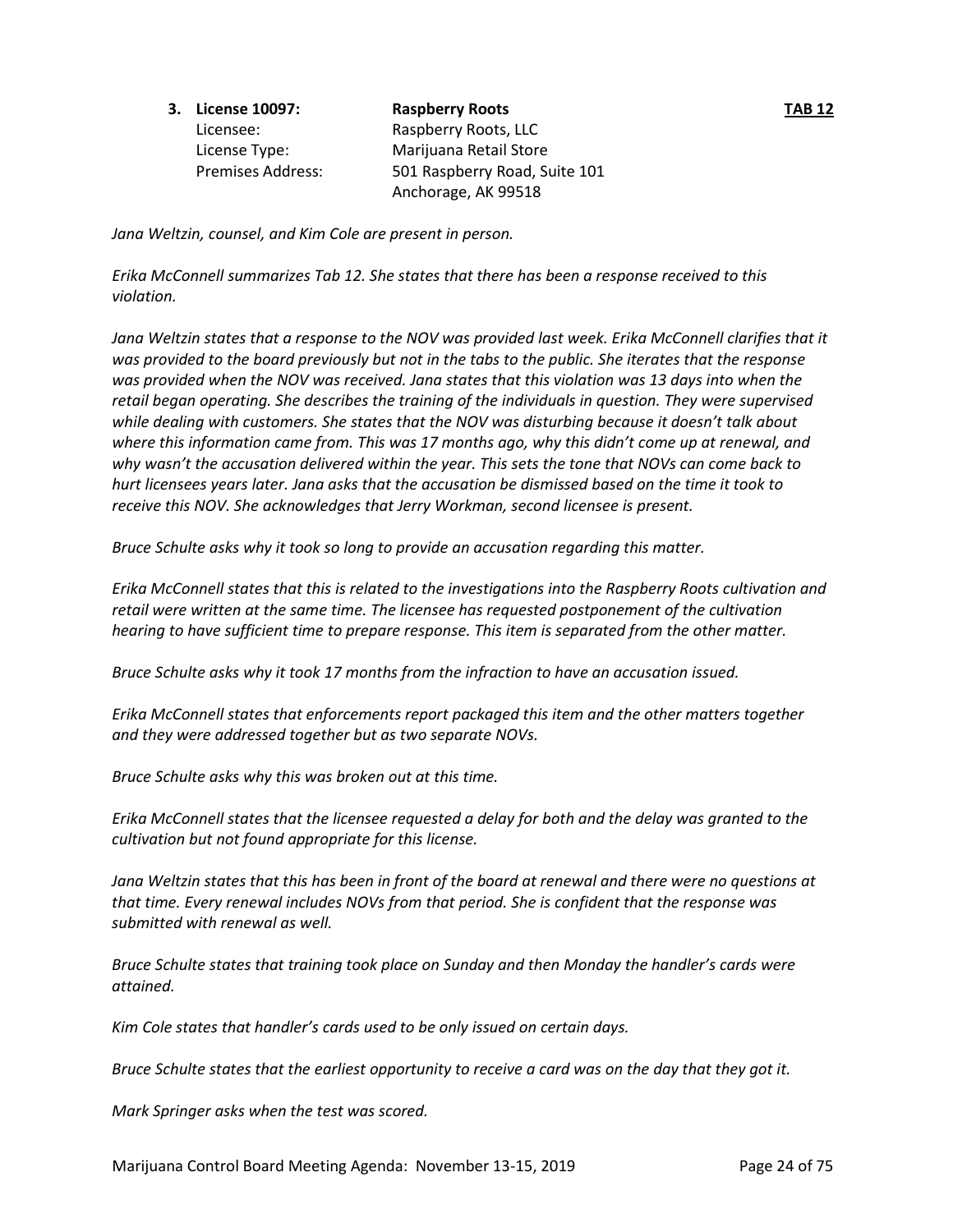**3. License 10097:** **Raspberry Roots** **TAB 12**

Licensee: Raspberry Roots, LLC
License Type: Marijuana Retail Store
Premises Address: 501 Raspberry Road, Suite 101
Anchorage, AK 99518

*Jana Weltzin, counsel, and Kim Cole are present in person.*

*Erika McConnell summarizes Tab 12. She states that there has been a response received to this violation.*

*Jana Weltzin states that a response to the NOV was provided last week. Erika McConnell clarifies that it was provided to the board previously but not in the tabs to the public. She iterates that the response was provided when the NOV was received. Jana states that this violation was 13 days into when the retail began operating. She describes the training of the individuals in question. They were supervised while dealing with customers. She states that the NOV was disturbing because it doesn't talk about where this information came from. This was 17 months ago, why this didn't come up at renewal, and why wasn't the accusation delivered within the year. This sets the tone that NOVs can come back to hurt licensees years later. Jana asks that the accusation be dismissed based on the time it took to receive this NOV. She acknowledges that Jerry Workman, second licensee is present.*

*Bruce Schulte asks why it took so long to provide an accusation regarding this matter.*

*Erika McConnell states that this is related to the investigations into the Raspberry Roots cultivation and retail were written at the same time. The licensee has requested postponement of the cultivation hearing to have sufficient time to prepare response. This item is separated from the other matter.*

*Bruce Schulte asks why it took 17 months from the infraction to have an accusation issued.*

*Erika McConnell states that enforcements report packaged this item and the other matters together and they were addressed together but as two separate NOVs.*

*Bruce Schulte asks why this was broken out at this time.*

*Erika McConnell states that the licensee requested a delay for both and the delay was granted to the cultivation but not found appropriate for this license.*

*Jana Weltzin states that this has been in front of the board at renewal and there were no questions at that time. Every renewal includes NOVs from that period. She is confident that the response was submitted with renewal as well.*

*Bruce Schulte states that training took place on Sunday and then Monday the handler's cards were attained.*

*Kim Cole states that handler's cards used to be only issued on certain days.*

*Bruce Schulte states that the earliest opportunity to receive a card was on the day that they got it.*

*Mark Springer asks when the test was scored.*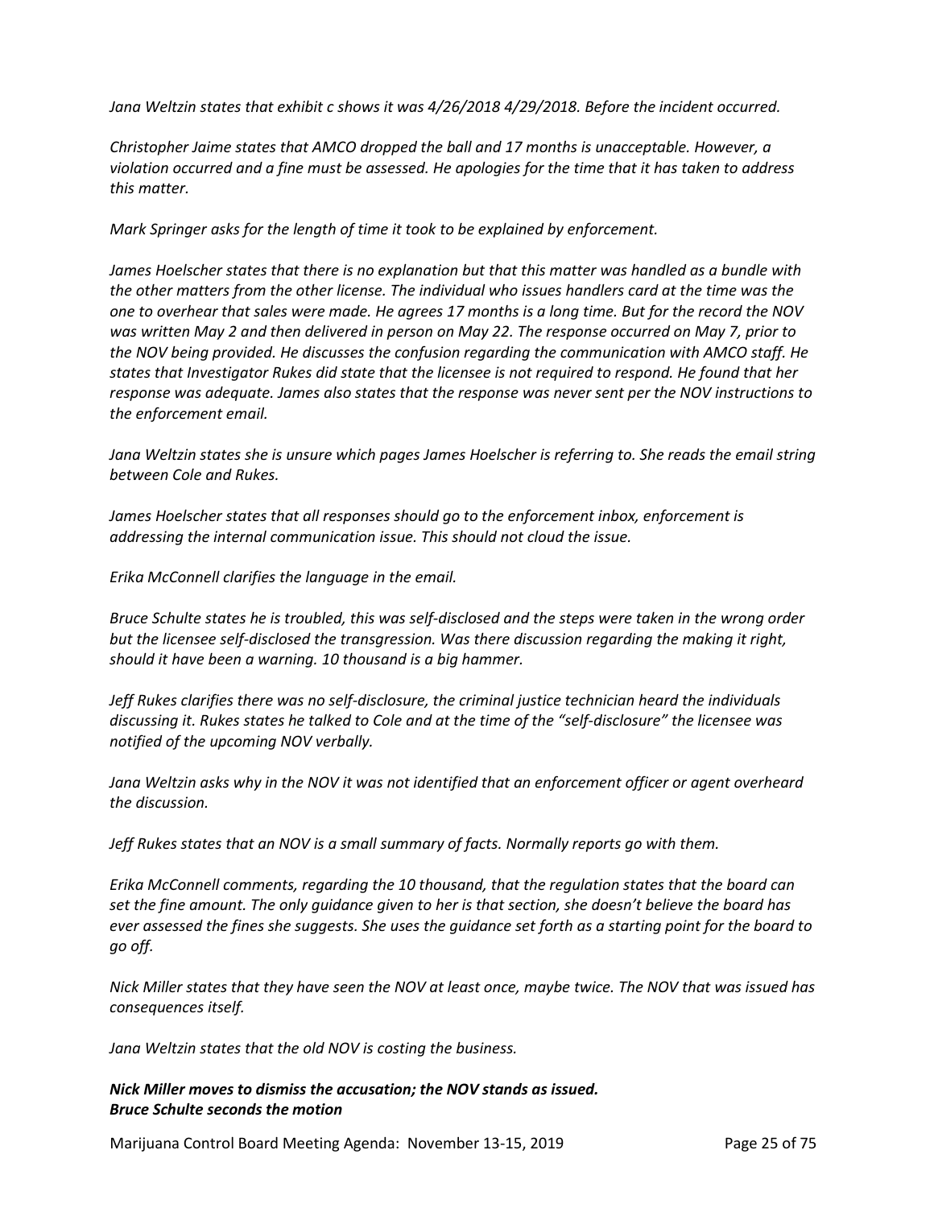*Jana Weltzin states that exhibit c shows it was 4/26/2018 4/29/2018. Before the incident occurred.*

*Christopher Jaime states that AMCO dropped the ball and 17 months is unacceptable. However, a violation occurred and a fine must be assessed. He apologies for the time that it has taken to address this matter.*

*Mark Springer asks for the length of time it took to be explained by enforcement.*

*James Hoelscher states that there is no explanation but that this matter was handled as a bundle with the other matters from the other license. The individual who issues handlers card at the time was the one to overhear that sales were made. He agrees 17 months is a long time. But for the record the NOV was written May 2 and then delivered in person on May 22. The response occurred on May 7, prior to the NOV being provided. He discusses the confusion regarding the communication with AMCO staff. He states that Investigator Rukes did state that the licensee is not required to respond. He found that her response was adequate. James also states that the response was never sent per the NOV instructions to the enforcement email.*

*Jana Weltzin states she is unsure which pages James Hoelscher is referring to. She reads the email string between Cole and Rukes.*

*James Hoelscher states that all responses should go to the enforcement inbox, enforcement is addressing the internal communication issue. This should not cloud the issue.*

*Erika McConnell clarifies the language in the email.*

*Bruce Schulte states he is troubled, this was self-disclosed and the steps were taken in the wrong order but the licensee self-disclosed the transgression. Was there discussion regarding the making it right, should it have been a warning. 10 thousand is a big hammer.*

*Jeff Rukes clarifies there was no self-disclosure, the criminal justice technician heard the individuals discussing it. Rukes states he talked to Cole and at the time of the "self-disclosure" the licensee was notified of the upcoming NOV verbally.*

*Jana Weltzin asks why in the NOV it was not identified that an enforcement officer or agent overheard the discussion.*

*Jeff Rukes states that an NOV is a small summary of facts. Normally reports go with them.*

*Erika McConnell comments, regarding the 10 thousand, that the regulation states that the board can set the fine amount. The only guidance given to her is that section, she doesn't believe the board has ever assessed the fines she suggests. She uses the guidance set forth as a starting point for the board to go off.*

*Nick Miller states that they have seen the NOV at least once, maybe twice. The NOV that was issued has consequences itself.*

*Jana Weltzin states that the old NOV is costing the business.*

***Nick Miller moves to dismiss the accusation; the NOV stands as issued.***
***Bruce Schulte seconds the motion***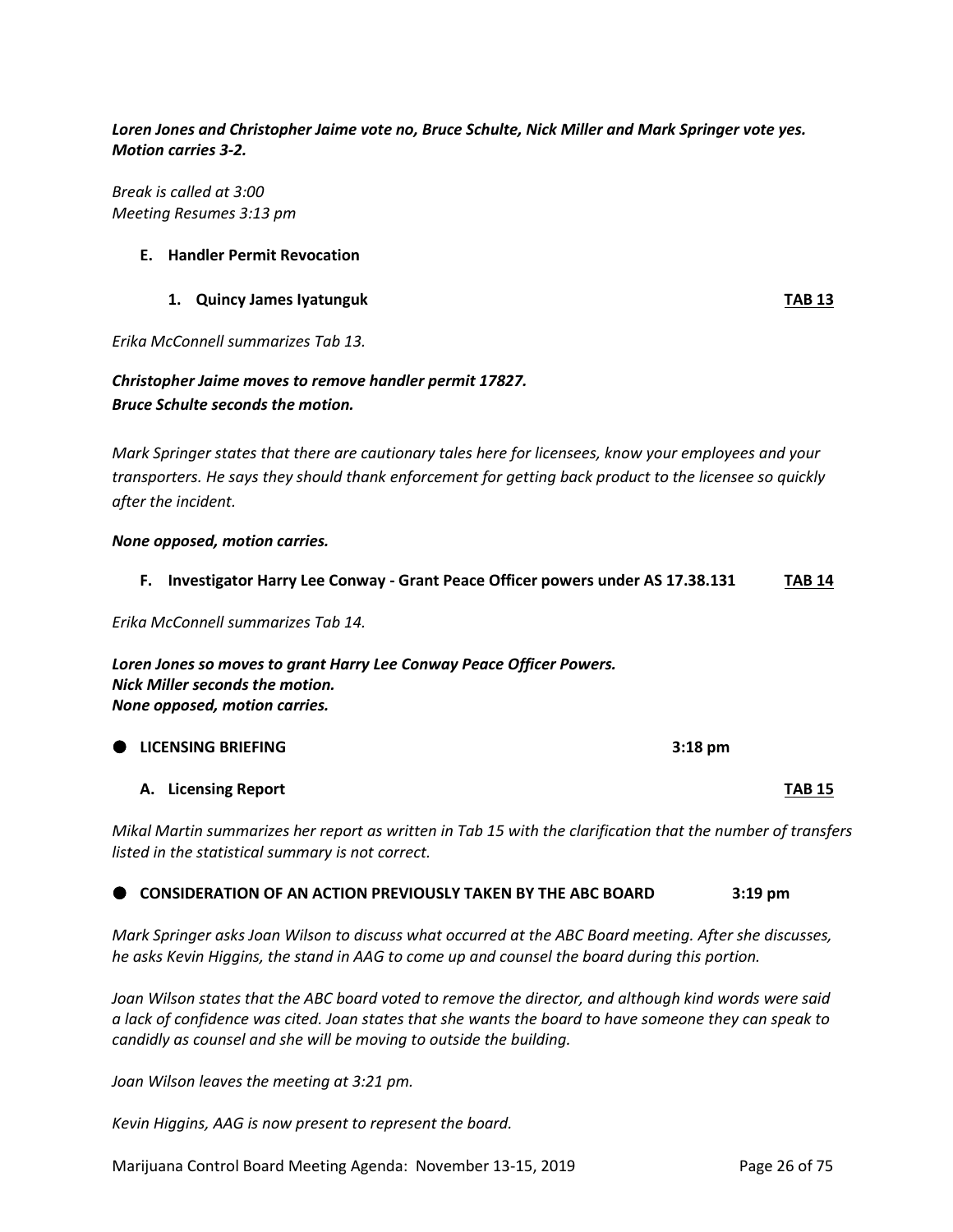***Loren Jones and Christopher Jaime vote no, Bruce Schulte, Nick Miller and Mark Springer vote yes. Motion carries 3-2.***

*Break is called at 3:00*
*Meeting Resumes 3:13 pm*

**E. Handler Permit Revocation**

**1. Quincy James Iyatunguk** **TAB 13**

*Erika McConnell summarizes Tab 13.*

***Christopher Jaime moves to remove handler permit 17827.***
***Bruce Schulte seconds the motion.***

*Mark Springer states that there are cautionary tales here for licensees, know your employees and your transporters. He says they should thank enforcement for getting back product to the licensee so quickly after the incident.*

***None opposed, motion carries.***

**F. Investigator Harry Lee Conway - Grant Peace Officer powers under AS 17.38.131** **TAB 14**

*Erika McConnell summarizes Tab 14.*

***Loren Jones so moves to grant Harry Lee Conway Peace Officer Powers.***
***Nick Miller seconds the motion.***
***None opposed, motion carries.***

- **LICENSING BRIEFING** **3:18 pm**

**A. Licensing Report** **TAB 15**

*Mikal Martin summarizes her report as written in Tab 15 with the clarification that the number of transfers listed in the statistical summary is not correct.*

- **CONSIDERATION OF AN ACTION PREVIOUSLY TAKEN BY THE ABC BOARD** **3:19 pm**

*Mark Springer asks Joan Wilson to discuss what occurred at the ABC Board meeting. After she discusses, he asks Kevin Higgins, the stand in AAG to come up and counsel the board during this portion.*

*Joan Wilson states that the ABC board voted to remove the director, and although kind words were said a lack of confidence was cited. Joan states that she wants the board to have someone they can speak to candidly as counsel and she will be moving to outside the building.*

*Joan Wilson leaves the meeting at 3:21 pm.*

*Kevin Higgins, AAG is now present to represent the board.*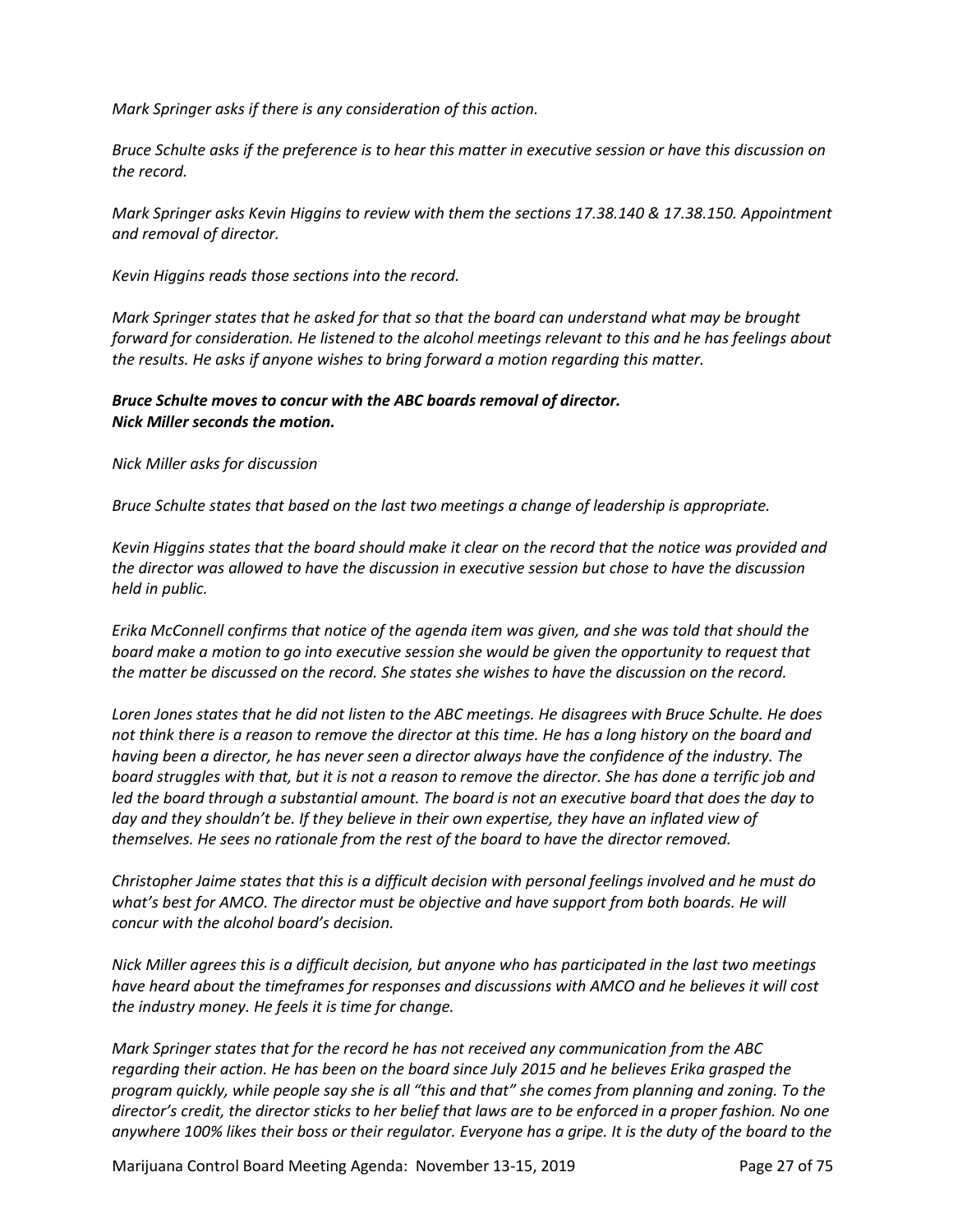*Mark Springer asks if there is any consideration of this action.*

*Bruce Schulte asks if the preference is to hear this matter in executive session or have this discussion on the record.*

*Mark Springer asks Kevin Higgins to review with them the sections 17.38.140 & 17.38.150. Appointment and removal of director.*

*Kevin Higgins reads those sections into the record.*

*Mark Springer states that he asked for that so that the board can understand what may be brought forward for consideration. He listened to the alcohol meetings relevant to this and he has feelings about the results. He asks if anyone wishes to bring forward a motion regarding this matter.*

***Bruce Schulte moves to concur with the ABC boards removal of director.***
***Nick Miller seconds the motion.***

*Nick Miller asks for discussion*

*Bruce Schulte states that based on the last two meetings a change of leadership is appropriate.*

*Kevin Higgins states that the board should make it clear on the record that the notice was provided and the director was allowed to have the discussion in executive session but chose to have the discussion held in public.*

*Erika McConnell confirms that notice of the agenda item was given, and she was told that should the board make a motion to go into executive session she would be given the opportunity to request that the matter be discussed on the record. She states she wishes to have the discussion on the record.*

*Loren Jones states that he did not listen to the ABC meetings. He disagrees with Bruce Schulte. He does not think there is a reason to remove the director at this time. He has a long history on the board and having been a director, he has never seen a director always have the confidence of the industry. The board struggles with that, but it is not a reason to remove the director. She has done a terrific job and led the board through a substantial amount. The board is not an executive board that does the day to day and they shouldn't be. If they believe in their own expertise, they have an inflated view of themselves. He sees no rationale from the rest of the board to have the director removed.*

*Christopher Jaime states that this is a difficult decision with personal feelings involved and he must do what's best for AMCO. The director must be objective and have support from both boards. He will concur with the alcohol board's decision.*

*Nick Miller agrees this is a difficult decision, but anyone who has participated in the last two meetings have heard about the timeframes for responses and discussions with AMCO and he believes it will cost the industry money. He feels it is time for change.*

*Mark Springer states that for the record he has not received any communication from the ABC regarding their action. He has been on the board since July 2015 and he believes Erika grasped the program quickly, while people say she is all "this and that" she comes from planning and zoning. To the director's credit, the director sticks to her belief that laws are to be enforced in a proper fashion. No one anywhere 100% likes their boss or their regulator. Everyone has a gripe. It is the duty of the board to the*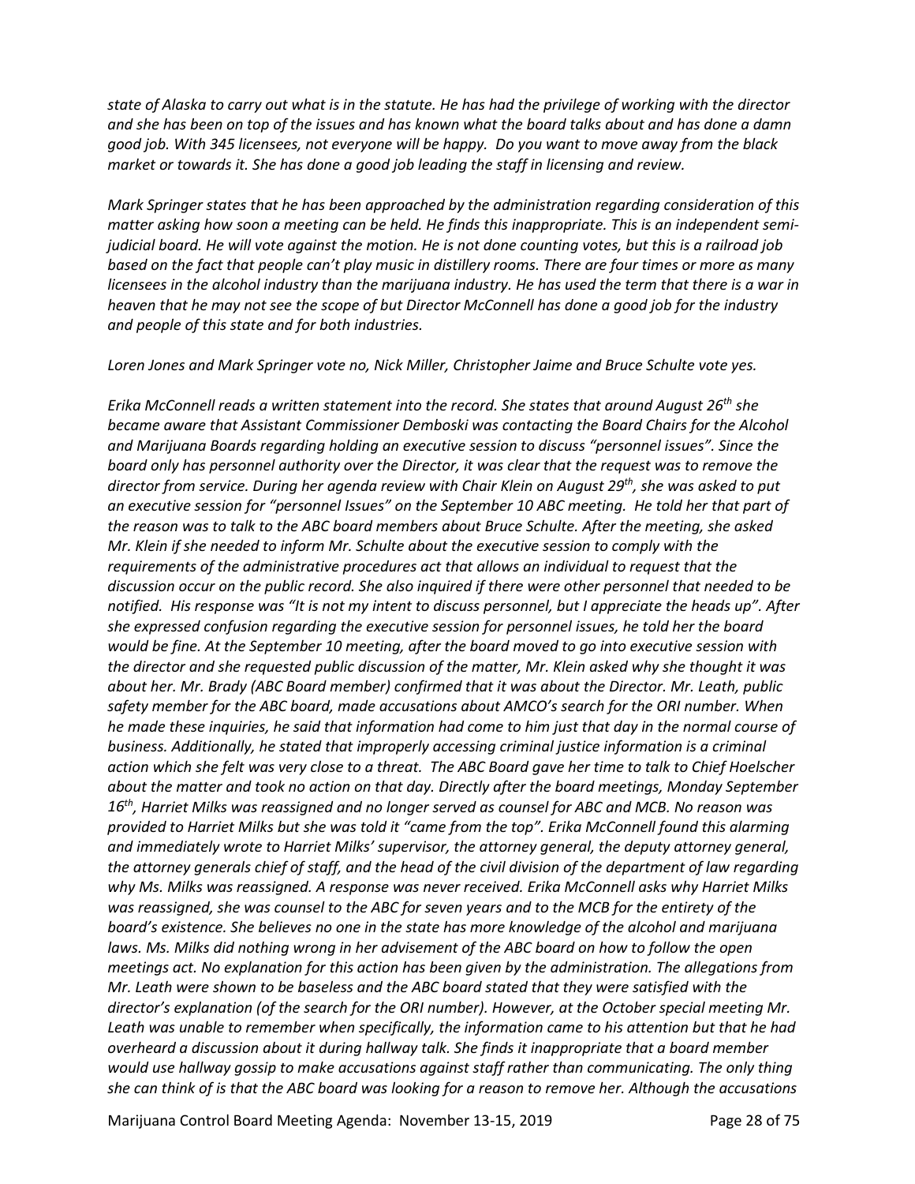*state of Alaska to carry out what is in the statute. He has had the privilege of working with the director and she has been on top of the issues and has known what the board talks about and has done a damn good job. With 345 licensees, not everyone will be happy. Do you want to move away from the black market or towards it. She has done a good job leading the staff in licensing and review.*

*Mark Springer states that he has been approached by the administration regarding consideration of this matter asking how soon a meeting can be held. He finds this inappropriate. This is an independent semi-judicial board. He will vote against the motion. He is not done counting votes, but this is a railroad job based on the fact that people can't play music in distillery rooms. There are four times or more as many licensees in the alcohol industry than the marijuana industry. He has used the term that there is a war in heaven that he may not see the scope of but Director McConnell has done a good job for the industry and people of this state and for both industries.*

*Loren Jones and Mark Springer vote no, Nick Miller, Christopher Jaime and Bruce Schulte vote yes.*

*Erika McConnell reads a written statement into the record. She states that around August 26th she became aware that Assistant Commissioner Demboski was contacting the Board Chairs for the Alcohol and Marijuana Boards regarding holding an executive session to discuss "personnel issues". Since the board only has personnel authority over the Director, it was clear that the request was to remove the director from service. During her agenda review with Chair Klein on August 29th, she was asked to put an executive session for "personnel Issues" on the September 10 ABC meeting. He told her that part of the reason was to talk to the ABC board members about Bruce Schulte. After the meeting, she asked Mr. Klein if she needed to inform Mr. Schulte about the executive session to comply with the requirements of the administrative procedures act that allows an individual to request that the discussion occur on the public record. She also inquired if there were other personnel that needed to be notified. His response was "It is not my intent to discuss personnel, but I appreciate the heads up". After she expressed confusion regarding the executive session for personnel issues, he told her the board would be fine. At the September 10 meeting, after the board moved to go into executive session with the director and she requested public discussion of the matter, Mr. Klein asked why she thought it was about her. Mr. Brady (ABC Board member) confirmed that it was about the Director. Mr. Leath, public safety member for the ABC board, made accusations about AMCO's search for the ORI number. When he made these inquiries, he said that information had come to him just that day in the normal course of business. Additionally, he stated that improperly accessing criminal justice information is a criminal action which she felt was very close to a threat. The ABC Board gave her time to talk to Chief Hoelscher about the matter and took no action on that day. Directly after the board meetings, Monday September 16th, Harriet Milks was reassigned and no longer served as counsel for ABC and MCB. No reason was provided to Harriet Milks but she was told it "came from the top". Erika McConnell found this alarming and immediately wrote to Harriet Milks' supervisor, the attorney general, the deputy attorney general, the attorney generals chief of staff, and the head of the civil division of the department of law regarding why Ms. Milks was reassigned. A response was never received. Erika McConnell asks why Harriet Milks was reassigned, she was counsel to the ABC for seven years and to the MCB for the entirety of the board's existence. She believes no one in the state has more knowledge of the alcohol and marijuana laws. Ms. Milks did nothing wrong in her advisement of the ABC board on how to follow the open meetings act. No explanation for this action has been given by the administration. The allegations from Mr. Leath were shown to be baseless and the ABC board stated that they were satisfied with the director's explanation (of the search for the ORI number). However, at the October special meeting Mr. Leath was unable to remember when specifically, the information came to his attention but that he had overheard a discussion about it during hallway talk. She finds it inappropriate that a board member would use hallway gossip to make accusations against staff rather than communicating. The only thing she can think of is that the ABC board was looking for a reason to remove her. Although the accusations*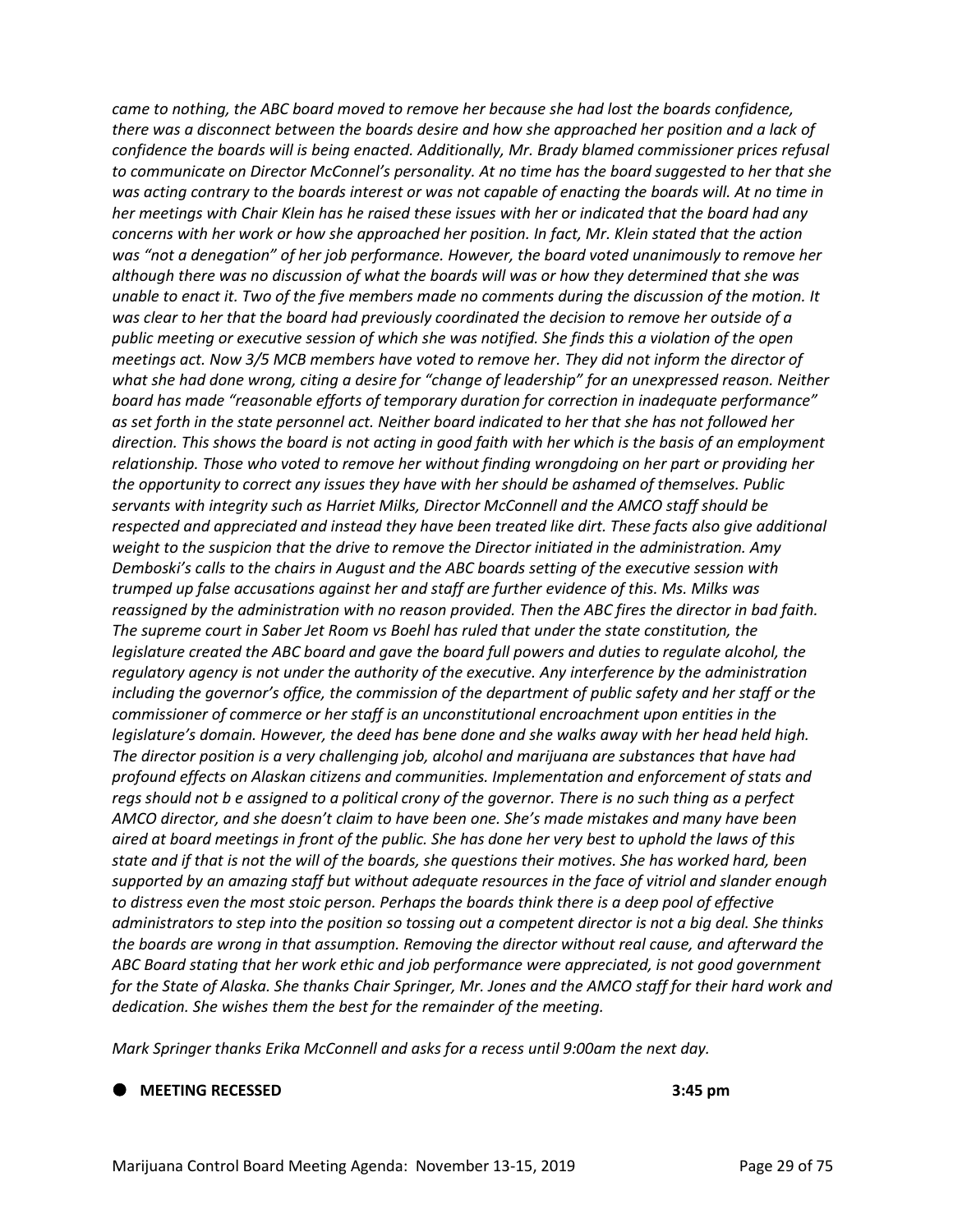*came to nothing, the ABC board moved to remove her because she had lost the boards confidence, there was a disconnect between the boards desire and how she approached her position and a lack of confidence the boards will is being enacted. Additionally, Mr. Brady blamed commissioner prices refusal to communicate on Director McConnel's personality. At no time has the board suggested to her that she was acting contrary to the boards interest or was not capable of enacting the boards will. At no time in her meetings with Chair Klein has he raised these issues with her or indicated that the board had any concerns with her work or how she approached her position. In fact, Mr. Klein stated that the action was "not a denegation" of her job performance. However, the board voted unanimously to remove her although there was no discussion of what the boards will was or how they determined that she was unable to enact it. Two of the five members made no comments during the discussion of the motion. It was clear to her that the board had previously coordinated the decision to remove her outside of a public meeting or executive session of which she was notified. She finds this a violation of the open meetings act. Now 3/5 MCB members have voted to remove her. They did not inform the director of what she had done wrong, citing a desire for "change of leadership" for an unexpressed reason. Neither board has made "reasonable efforts of temporary duration for correction in inadequate performance" as set forth in the state personnel act. Neither board indicated to her that she has not followed her direction. This shows the board is not acting in good faith with her which is the basis of an employment relationship. Those who voted to remove her without finding wrongdoing on her part or providing her the opportunity to correct any issues they have with her should be ashamed of themselves. Public servants with integrity such as Harriet Milks, Director McConnell and the AMCO staff should be respected and appreciated and instead they have been treated like dirt. These facts also give additional weight to the suspicion that the drive to remove the Director initiated in the administration. Amy Demboski's calls to the chairs in August and the ABC boards setting of the executive session with trumped up false accusations against her and staff are further evidence of this. Ms. Milks was reassigned by the administration with no reason provided. Then the ABC fires the director in bad faith. The supreme court in Saber Jet Room vs Boehl has ruled that under the state constitution, the legislature created the ABC board and gave the board full powers and duties to regulate alcohol, the regulatory agency is not under the authority of the executive. Any interference by the administration including the governor's office, the commission of the department of public safety and her staff or the commissioner of commerce or her staff is an unconstitutional encroachment upon entities in the legislature's domain. However, the deed has bene done and she walks away with her head held high. The director position is a very challenging job, alcohol and marijuana are substances that have had profound effects on Alaskan citizens and communities. Implementation and enforcement of stats and regs should not b e assigned to a political crony of the governor. There is no such thing as a perfect AMCO director, and she doesn't claim to have been one. She's made mistakes and many have been aired at board meetings in front of the public. She has done her very best to uphold the laws of this state and if that is not the will of the boards, she questions their motives. She has worked hard, been supported by an amazing staff but without adequate resources in the face of vitriol and slander enough to distress even the most stoic person. Perhaps the boards think there is a deep pool of effective administrators to step into the position so tossing out a competent director is not a big deal. She thinks the boards are wrong in that assumption. Removing the director without real cause, and afterward the ABC Board stating that her work ethic and job performance were appreciated, is not good government for the State of Alaska. She thanks Chair Springer, Mr. Jones and the AMCO staff for their hard work and dedication. She wishes them the best for the remainder of the meeting.*

*Mark Springer thanks Erika McConnell and asks for a recess until 9:00am the next day.*

- **MEETING RECESSED** **3:45 pm**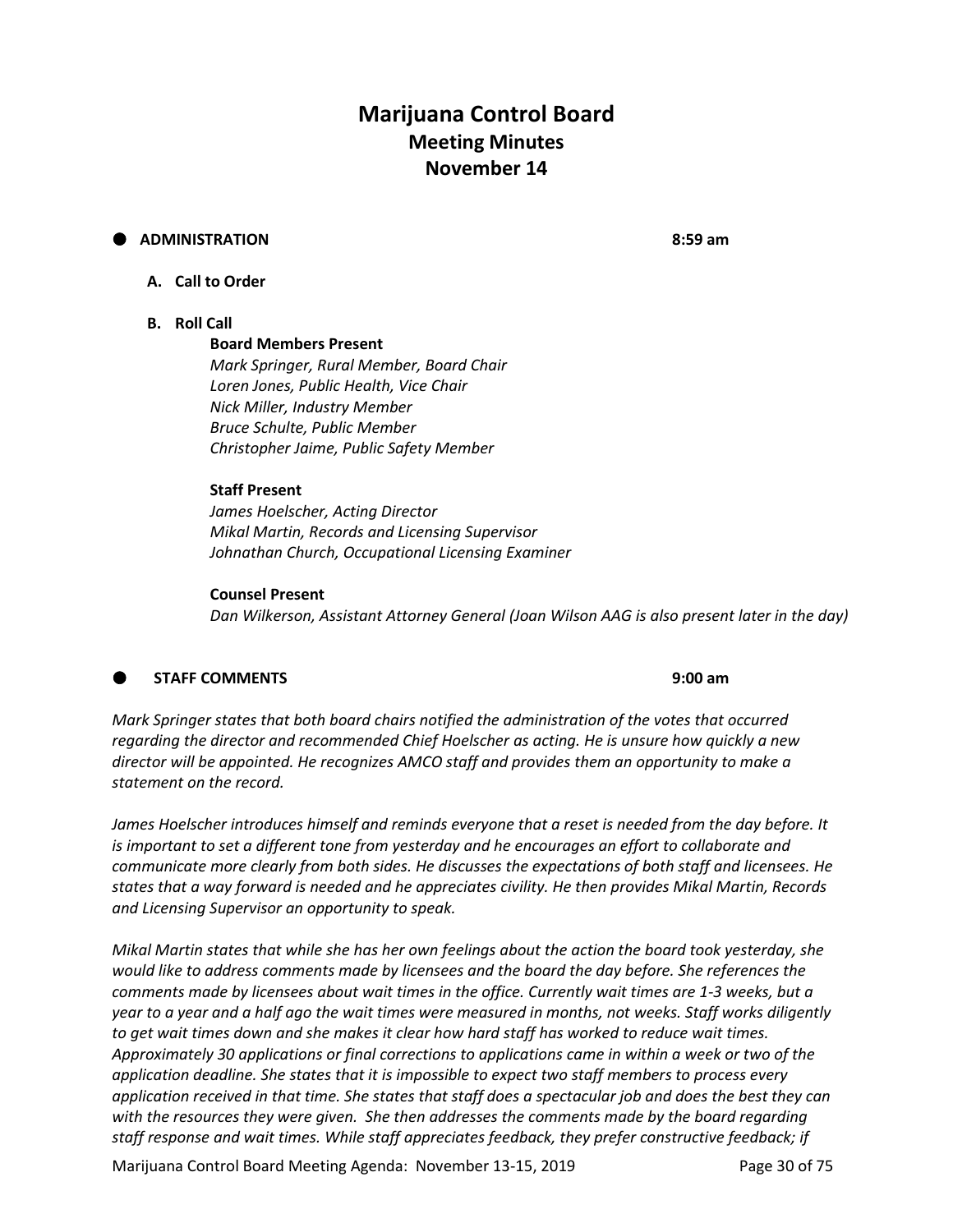# Marijuana Control Board
## Meeting Minutes
## November 14

- **ADMINISTRATION** **8:59 am**

**A. Call to Order**

**B. Roll Call**

**Board Members Present**
*Mark Springer, Rural Member, Board Chair*
*Loren Jones, Public Health, Vice Chair*
*Nick Miller, Industry Member*
*Bruce Schulte, Public Member*
*Christopher Jaime, Public Safety Member*

**Staff Present**
*James Hoelscher, Acting Director*
*Mikal Martin, Records and Licensing Supervisor*
*Johnathan Church, Occupational Licensing Examiner*

**Counsel Present**
*Dan Wilkerson, Assistant Attorney General (Joan Wilson AAG is also present later in the day)*

- **STAFF COMMENTS** **9:00 am**

*Mark Springer states that both board chairs notified the administration of the votes that occurred regarding the director and recommended Chief Hoelscher as acting. He is unsure how quickly a new director will be appointed. He recognizes AMCO staff and provides them an opportunity to make a statement on the record.*

*James Hoelscher introduces himself and reminds everyone that a reset is needed from the day before. It is important to set a different tone from yesterday and he encourages an effort to collaborate and communicate more clearly from both sides. He discusses the expectations of both staff and licensees. He states that a way forward is needed and he appreciates civility. He then provides Mikal Martin, Records and Licensing Supervisor an opportunity to speak.*

*Mikal Martin states that while she has her own feelings about the action the board took yesterday, she would like to address comments made by licensees and the board the day before. She references the comments made by licensees about wait times in the office. Currently wait times are 1-3 weeks, but a year to a year and a half ago the wait times were measured in months, not weeks. Staff works diligently to get wait times down and she makes it clear how hard staff has worked to reduce wait times. Approximately 30 applications or final corrections to applications came in within a week or two of the application deadline. She states that it is impossible to expect two staff members to process every application received in that time. She states that staff does a spectacular job and does the best they can with the resources they were given. She then addresses the comments made by the board regarding staff response and wait times. While staff appreciates feedback, they prefer constructive feedback; if*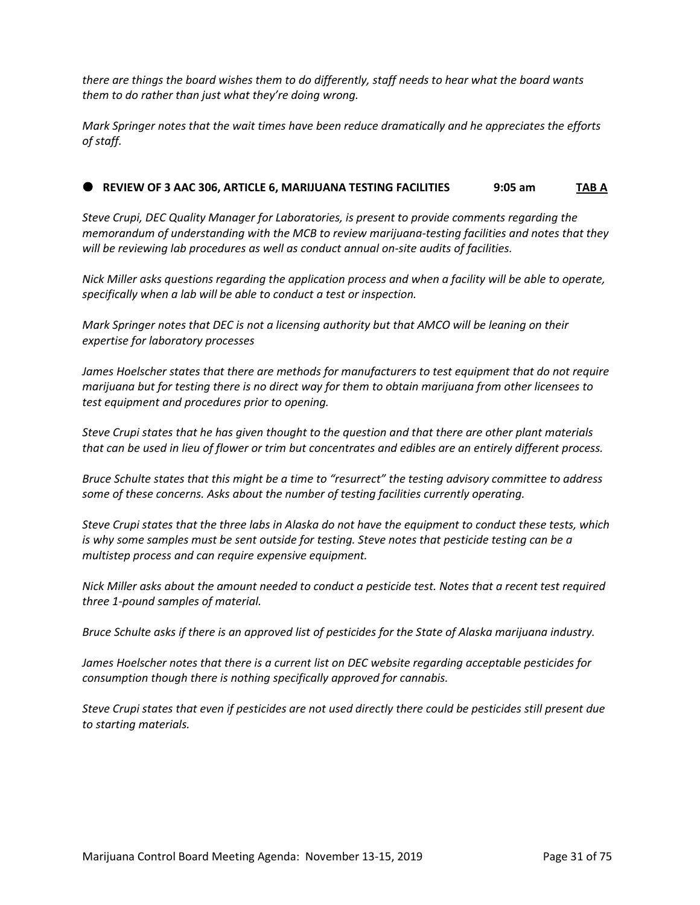*there are things the board wishes them to do differently, staff needs to hear what the board wants them to do rather than just what they're doing wrong.*

*Mark Springer notes that the wait times have been reduce dramatically and he appreciates the efforts of staff.*

● **REVIEW OF 3 AAC 306, ARTICLE 6, MARIJUANA TESTING FACILITIES** **9:05 am** **TAB A**

*Steve Crupi, DEC Quality Manager for Laboratories, is present to provide comments regarding the memorandum of understanding with the MCB to review marijuana-testing facilities and notes that they will be reviewing lab procedures as well as conduct annual on-site audits of facilities.*

*Nick Miller asks questions regarding the application process and when a facility will be able to operate, specifically when a lab will be able to conduct a test or inspection.*

*Mark Springer notes that DEC is not a licensing authority but that AMCO will be leaning on their expertise for laboratory processes*

*James Hoelscher states that there are methods for manufacturers to test equipment that do not require marijuana but for testing there is no direct way for them to obtain marijuana from other licensees to test equipment and procedures prior to opening.*

*Steve Crupi states that he has given thought to the question and that there are other plant materials that can be used in lieu of flower or trim but concentrates and edibles are an entirely different process.*

*Bruce Schulte states that this might be a time to "resurrect" the testing advisory committee to address some of these concerns. Asks about the number of testing facilities currently operating.*

*Steve Crupi states that the three labs in Alaska do not have the equipment to conduct these tests, which is why some samples must be sent outside for testing. Steve notes that pesticide testing can be a multistep process and can require expensive equipment.*

*Nick Miller asks about the amount needed to conduct a pesticide test. Notes that a recent test required three 1-pound samples of material.*

*Bruce Schulte asks if there is an approved list of pesticides for the State of Alaska marijuana industry.*

*James Hoelscher notes that there is a current list on DEC website regarding acceptable pesticides for consumption though there is nothing specifically approved for cannabis.*

*Steve Crupi states that even if pesticides are not used directly there could be pesticides still present due to starting materials.*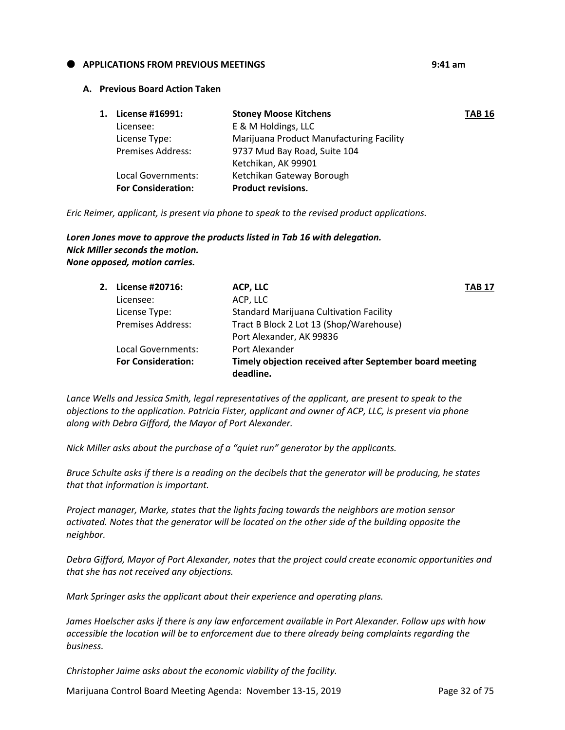## APPLICATIONS FROM PREVIOUS MEETINGS 9:41 am

### A. Previous Board Action Taken

1. **License #16991:** **Stoney Moose Kitchens** **TAB 16**

| | |
|---|---|
| Licensee: | E & M Holdings, LLC |
| License Type: | Marijuana Product Manufacturing Facility |
| Premises Address: | 9737 Mud Bay Road, Suite 104<br>Ketchikan, AK 99901 |
| Local Governments: | Ketchikan Gateway Borough |
| **For Consideration:** | **Product revisions.** |

*Eric Reimer, applicant, is present via phone to speak to the revised product applications.*

***Loren Jones move to approve the products listed in Tab 16 with delegation.***
***Nick Miller seconds the motion.***
***None opposed, motion carries.***

2. **License #20716:** **ACP, LLC** **TAB 17**

| | |
|---|---|
| Licensee: | ACP, LLC |
| License Type: | Standard Marijuana Cultivation Facility |
| Premises Address: | Tract B Block 2 Lot 13 (Shop/Warehouse)<br>Port Alexander, AK 99836 |
| Local Governments: | Port Alexander |
| **For Consideration:** | **Timely objection received after September board meeting deadline.** |

*Lance Wells and Jessica Smith, legal representatives of the applicant, are present to speak to the objections to the application. Patricia Fister, applicant and owner of ACP, LLC, is present via phone along with Debra Gifford, the Mayor of Port Alexander.*

*Nick Miller asks about the purchase of a "quiet run" generator by the applicants.*

*Bruce Schulte asks if there is a reading on the decibels that the generator will be producing, he states that that information is important.*

*Project manager, Marke, states that the lights facing towards the neighbors are motion sensor activated. Notes that the generator will be located on the other side of the building opposite the neighbor.*

*Debra Gifford, Mayor of Port Alexander, notes that the project could create economic opportunities and that she has not received any objections.*

*Mark Springer asks the applicant about their experience and operating plans.*

*James Hoelscher asks if there is any law enforcement available in Port Alexander. Follow ups with how accessible the location will be to enforcement due to there already being complaints regarding the business.*

*Christopher Jaime asks about the economic viability of the facility.*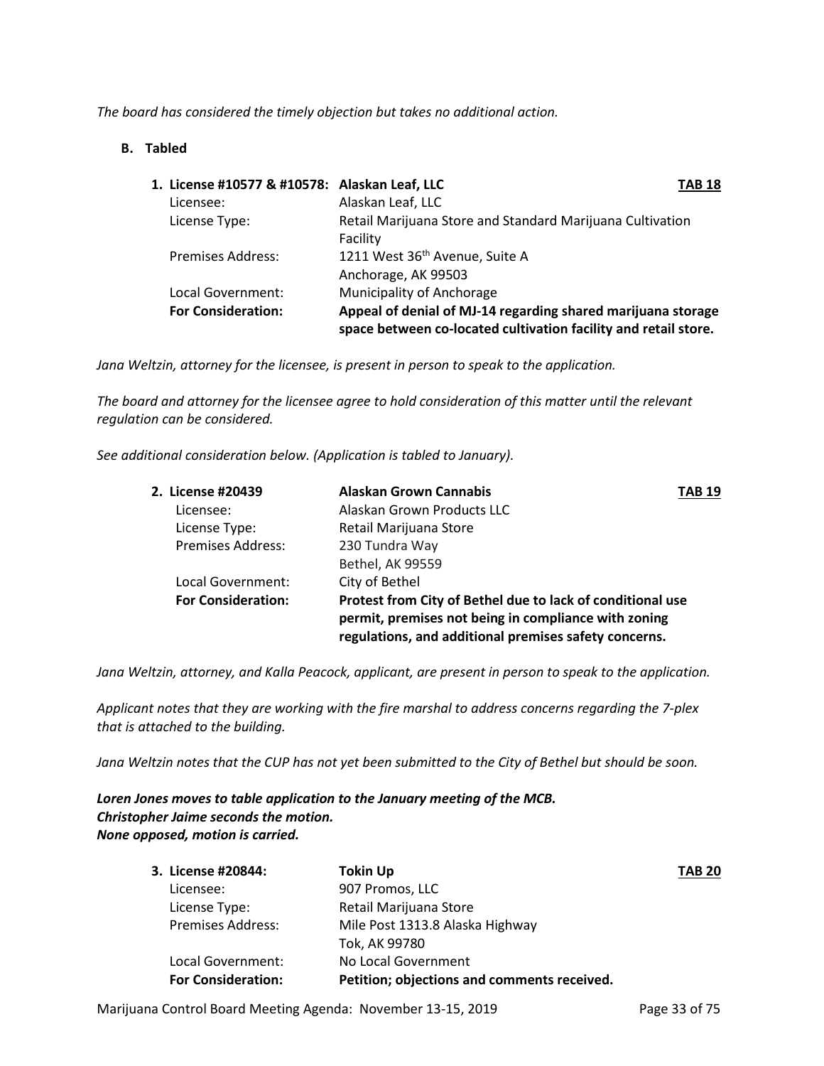*The board has considered the timely objection but takes no additional action.*

**B. Tabled**

**1. License #10577 & #10578: Alaskan Leaf, LLC** **TAB 18**

| | |
|---|---|
| Licensee: | Alaskan Leaf, LLC |
| License Type: | Retail Marijuana Store and Standard Marijuana Cultivation Facility |
| Premises Address: | 1211 West 36th Avenue, Suite A<br>Anchorage, AK 99503 |
| Local Government: | Municipality of Anchorage |
| **For Consideration:** | **Appeal of denial of MJ-14 regarding shared marijuana storage space between co-located cultivation facility and retail store.** |

*Jana Weltzin, attorney for the licensee, is present in person to speak to the application.*

*The board and attorney for the licensee agree to hold consideration of this matter until the relevant regulation can be considered.*

*See additional consideration below. (Application is tabled to January).*

**2. License #20439** **Alaskan Grown Cannabis** **TAB 19**

| | |
|---|---|
| Licensee: | Alaskan Grown Products LLC |
| License Type: | Retail Marijuana Store |
| Premises Address: | 230 Tundra Way<br>Bethel, AK 99559 |
| Local Government: | City of Bethel |
| **For Consideration:** | **Protest from City of Bethel due to lack of conditional use permit, premises not being in compliance with zoning regulations, and additional premises safety concerns.** |

*Jana Weltzin, attorney, and Kalla Peacock, applicant, are present in person to speak to the application.*

*Applicant notes that they are working with the fire marshal to address concerns regarding the 7-plex that is attached to the building.*

*Jana Weltzin notes that the CUP has not yet been submitted to the City of Bethel but should be soon.*

***Loren Jones moves to table application to the January meeting of the MCB.***
***Christopher Jaime seconds the motion.***
***None opposed, motion is carried.***

**3. License #20844:** **Tokin Up** **TAB 20**

| | |
|---|---|
| Licensee: | 907 Promos, LLC |
| License Type: | Retail Marijuana Store |
| Premises Address: | Mile Post 1313.8 Alaska Highway<br>Tok, AK 99780 |
| Local Government: | No Local Government |
| **For Consideration:** | **Petition; objections and comments received.** |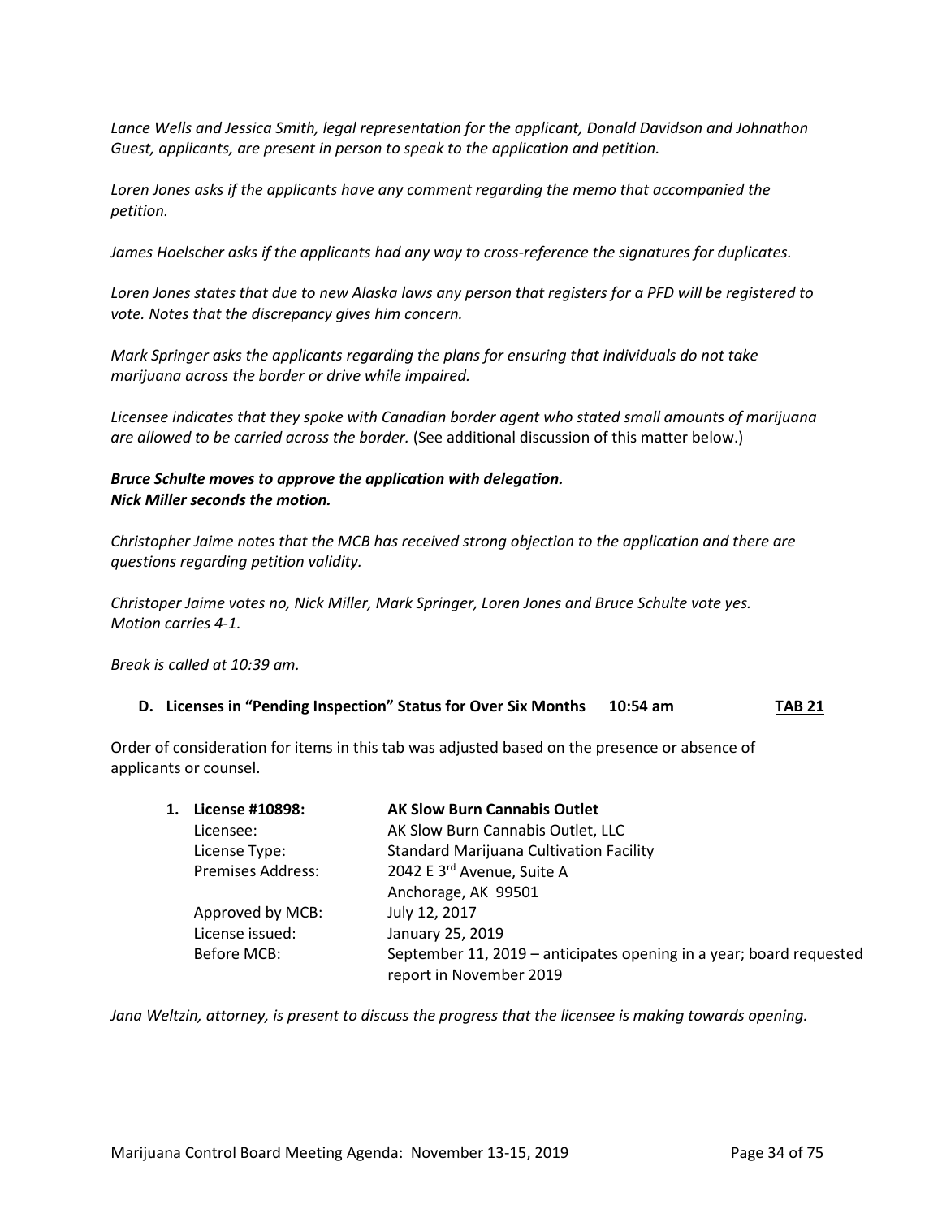*Lance Wells and Jessica Smith, legal representation for the applicant, Donald Davidson and Johnathon Guest, applicants, are present in person to speak to the application and petition.*

*Loren Jones asks if the applicants have any comment regarding the memo that accompanied the petition.*

*James Hoelscher asks if the applicants had any way to cross-reference the signatures for duplicates.*

*Loren Jones states that due to new Alaska laws any person that registers for a PFD will be registered to vote. Notes that the discrepancy gives him concern.*

*Mark Springer asks the applicants regarding the plans for ensuring that individuals do not take marijuana across the border or drive while impaired.*

*Licensee indicates that they spoke with Canadian border agent who stated small amounts of marijuana are allowed to be carried across the border.* (See additional discussion of this matter below.)

***Bruce Schulte moves to approve the application with delegation.***
***Nick Miller seconds the motion.***

*Christopher Jaime notes that the MCB has received strong objection to the application and there are questions regarding petition validity.*

*Christoper Jaime votes no, Nick Miller, Mark Springer, Loren Jones and Bruce Schulte vote yes.*
*Motion carries 4-1.*

*Break is called at 10:39 am.*

**D. Licenses in "Pending Inspection" Status for Over Six Months 10:54 am** **TAB 21**

Order of consideration for items in this tab was adjusted based on the presence or absence of applicants or counsel.

| | |
|---|---|
| **1. License #10898:** | **AK Slow Burn Cannabis Outlet** |
| Licensee: | AK Slow Burn Cannabis Outlet, LLC |
| License Type: | Standard Marijuana Cultivation Facility |
| Premises Address: | 2042 E 3rd Avenue, Suite A<br>Anchorage, AK 99501 |
| Approved by MCB: | July 12, 2017 |
| License issued: | January 25, 2019 |
| Before MCB: | September 11, 2019 – anticipates opening in a year; board requested report in November 2019 |

*Jana Weltzin, attorney, is present to discuss the progress that the licensee is making towards opening.*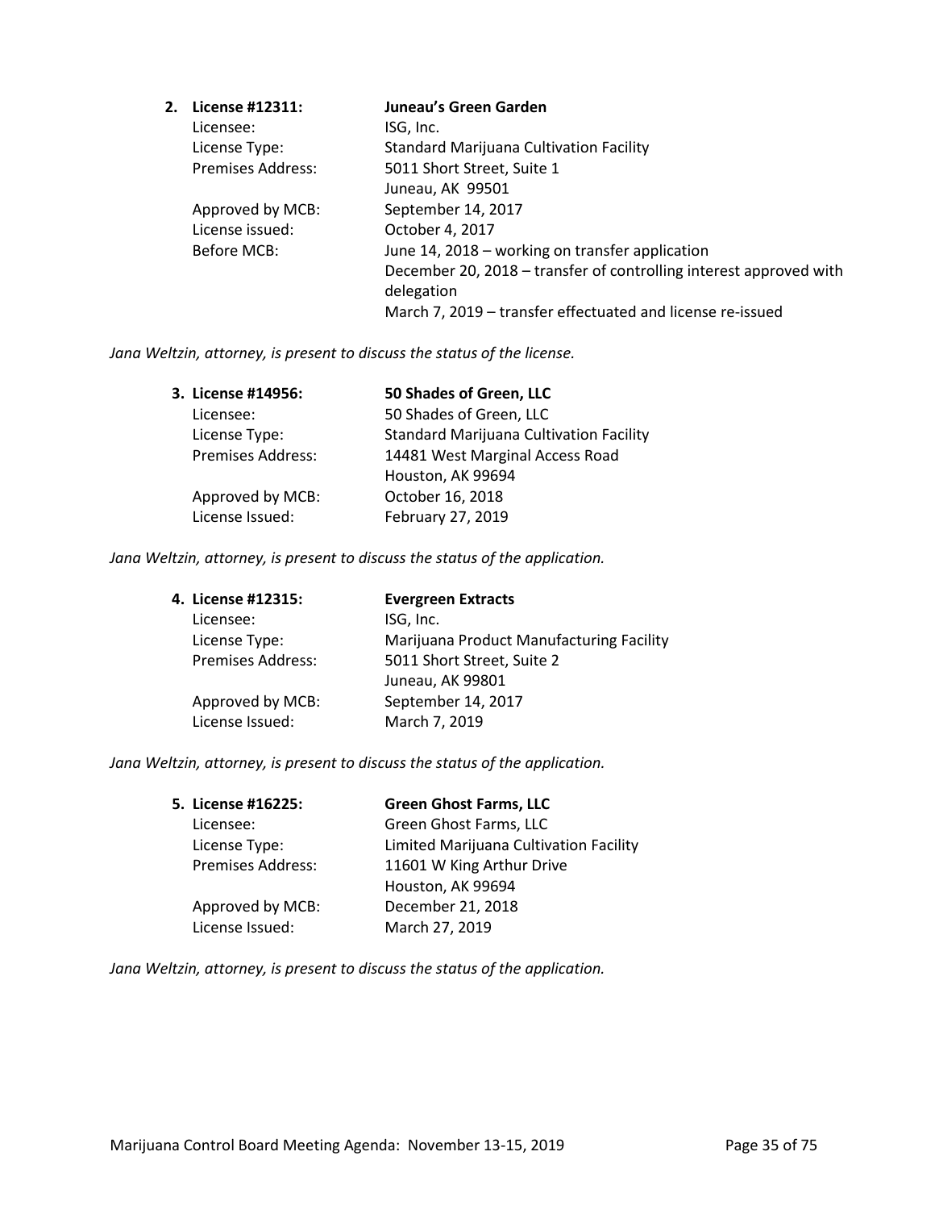2. **License #12311:** **Juneau's Green Garden**

| | |
|---|---|
| Licensee: | ISG, Inc. |
| License Type: | Standard Marijuana Cultivation Facility |
| Premises Address: | 5011 Short Street, Suite 1<br>Juneau, AK 99501 |
| Approved by MCB: | September 14, 2017 |
| License issued: | October 4, 2017 |
| Before MCB: | June 14, 2018 – working on transfer application<br>December 20, 2018 – transfer of controlling interest approved with delegation<br>March 7, 2019 – transfer effectuated and license re-issued |

*Jana Weltzin, attorney, is present to discuss the status of the license.*

3. **License #14956:** **50 Shades of Green, LLC**

| | |
|---|---|
| Licensee: | 50 Shades of Green, LLC |
| License Type: | Standard Marijuana Cultivation Facility |
| Premises Address: | 14481 West Marginal Access Road<br>Houston, AK 99694 |
| Approved by MCB: | October 16, 2018 |
| License Issued: | February 27, 2019 |

*Jana Weltzin, attorney, is present to discuss the status of the application.*

4. **License #12315:** **Evergreen Extracts**

| | |
|---|---|
| Licensee: | ISG, Inc. |
| License Type: | Marijuana Product Manufacturing Facility |
| Premises Address: | 5011 Short Street, Suite 2<br>Juneau, AK 99801 |
| Approved by MCB: | September 14, 2017 |
| License Issued: | March 7, 2019 |

*Jana Weltzin, attorney, is present to discuss the status of the application.*

5. **License #16225:** **Green Ghost Farms, LLC**

| | |
|---|---|
| Licensee: | Green Ghost Farms, LLC |
| License Type: | Limited Marijuana Cultivation Facility |
| Premises Address: | 11601 W King Arthur Drive<br>Houston, AK 99694 |
| Approved by MCB: | December 21, 2018 |
| License Issued: | March 27, 2019 |

*Jana Weltzin, attorney, is present to discuss the status of the application.*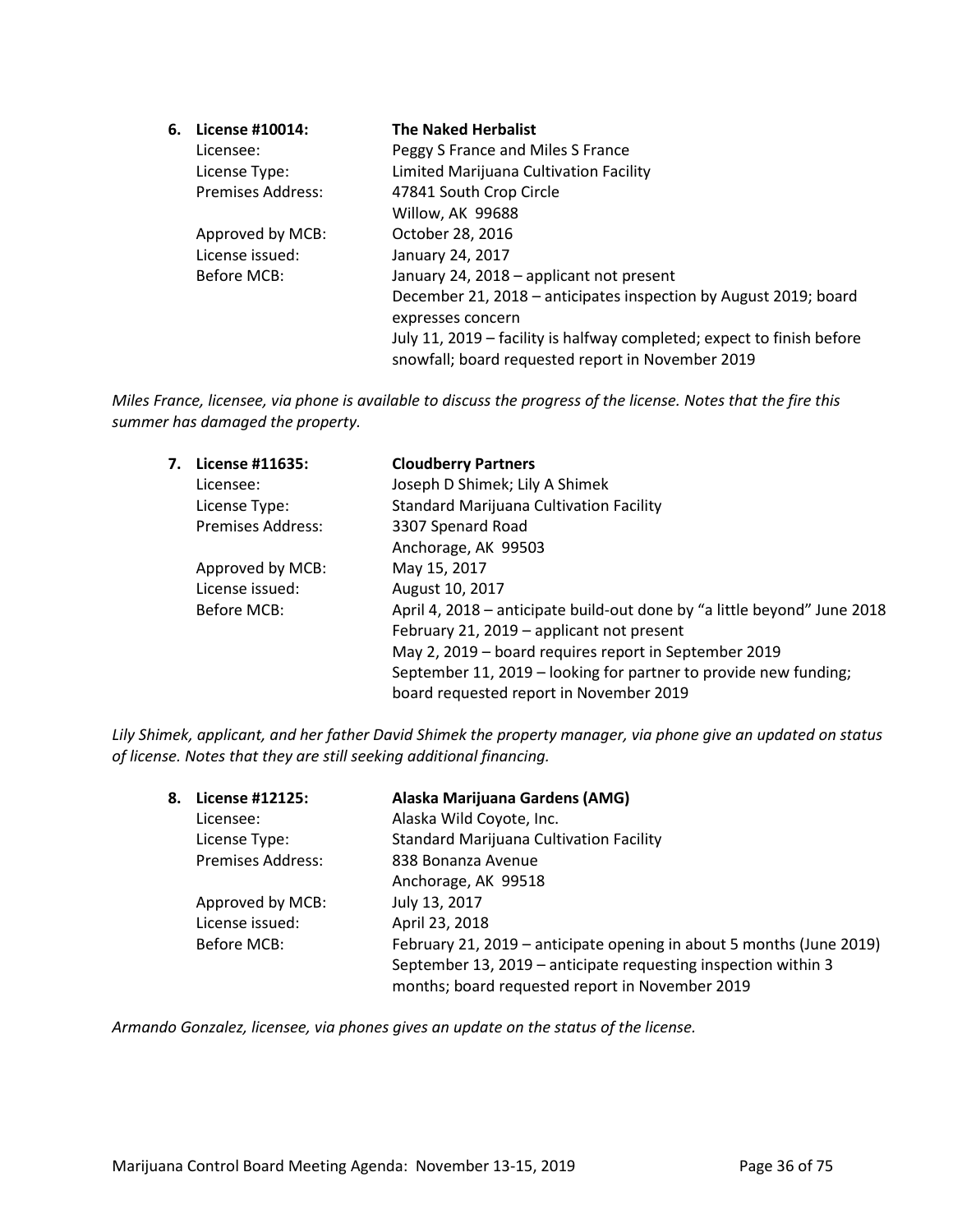6. **License #10014:** **The Naked Herbalist**

   Licensee: Peggy S France and Miles S France
   License Type: Limited Marijuana Cultivation Facility
   Premises Address: 47841 South Crop Circle
   Willow, AK 99688
   Approved by MCB: October 28, 2016
   License issued: January 24, 2017
   Before MCB: January 24, 2018 – applicant not present
   December 21, 2018 – anticipates inspection by August 2019; board expresses concern
   July 11, 2019 – facility is halfway completed; expect to finish before snowfall; board requested report in November 2019

*Miles France, licensee, via phone is available to discuss the progress of the license. Notes that the fire this summer has damaged the property.*

7. **License #11635:** **Cloudberry Partners**

   Licensee: Joseph D Shimek; Lily A Shimek
   License Type: Standard Marijuana Cultivation Facility
   Premises Address: 3307 Spenard Road
   Anchorage, AK 99503
   Approved by MCB: May 15, 2017
   License issued: August 10, 2017
   Before MCB: April 4, 2018 – anticipate build-out done by "a little beyond" June 2018
   February 21, 2019 – applicant not present
   May 2, 2019 – board requires report in September 2019
   September 11, 2019 – looking for partner to provide new funding; board requested report in November 2019

*Lily Shimek, applicant, and her father David Shimek the property manager, via phone give an updated on status of license. Notes that they are still seeking additional financing.*

8. **License #12125:** **Alaska Marijuana Gardens (AMG)**

   Licensee: Alaska Wild Coyote, Inc.
   License Type: Standard Marijuana Cultivation Facility
   Premises Address: 838 Bonanza Avenue
   Anchorage, AK 99518
   Approved by MCB: July 13, 2017
   License issued: April 23, 2018
   Before MCB: February 21, 2019 – anticipate opening in about 5 months (June 2019)
   September 13, 2019 – anticipate requesting inspection within 3 months; board requested report in November 2019

*Armando Gonzalez, licensee, via phones gives an update on the status of the license.*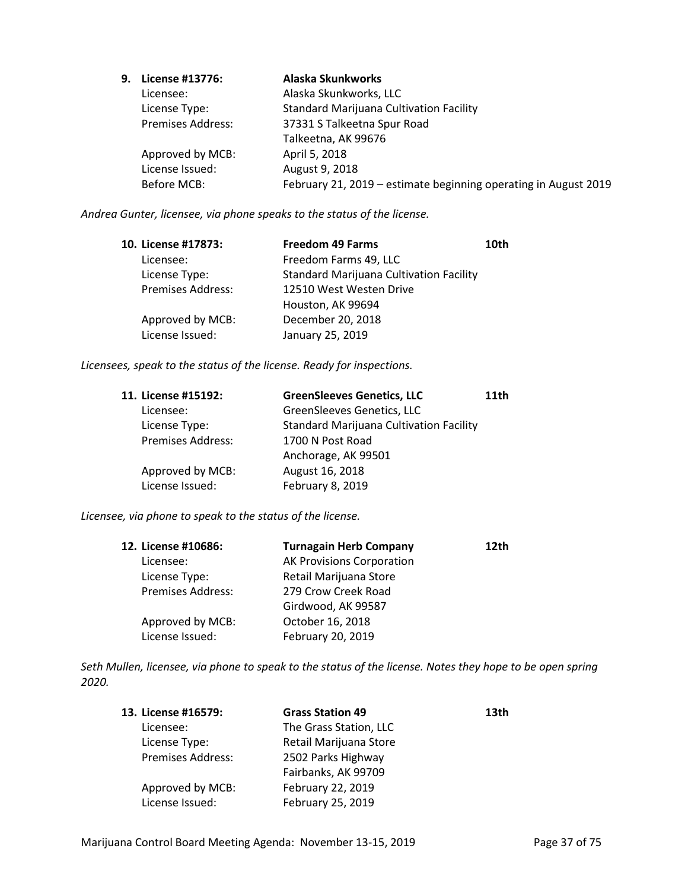9. **License #13776:** **Alaska Skunkworks**

| | |
|---|---|
| Licensee: | Alaska Skunkworks, LLC |
| License Type: | Standard Marijuana Cultivation Facility |
| Premises Address: | 37331 S Talkeetna Spur Road<br>Talkeetna, AK 99676 |
| Approved by MCB: | April 5, 2018 |
| License Issued: | August 9, 2018 |
| Before MCB: | February 21, 2019 – estimate beginning operating in August 2019 |

*Andrea Gunter, licensee, via phone speaks to the status of the license.*

10. **License #17873:** **Freedom 49 Farms** **10th**

| | |
|---|---|
| Licensee: | Freedom Farms 49, LLC |
| License Type: | Standard Marijuana Cultivation Facility |
| Premises Address: | 12510 West Westen Drive<br>Houston, AK 99694 |
| Approved by MCB: | December 20, 2018 |
| License Issued: | January 25, 2019 |

*Licensees, speak to the status of the license. Ready for inspections.*

11. **License #15192:** **GreenSleeves Genetics, LLC** **11th**

| | |
|---|---|
| Licensee: | GreenSleeves Genetics, LLC |
| License Type: | Standard Marijuana Cultivation Facility |
| Premises Address: | 1700 N Post Road<br>Anchorage, AK 99501 |
| Approved by MCB: | August 16, 2018 |
| License Issued: | February 8, 2019 |

*Licensee, via phone to speak to the status of the license.*

12. **License #10686:** **Turnagain Herb Company** **12th**

| | |
|---|---|
| Licensee: | AK Provisions Corporation |
| License Type: | Retail Marijuana Store |
| Premises Address: | 279 Crow Creek Road<br>Girdwood, AK 99587 |
| Approved by MCB: | October 16, 2018 |
| License Issued: | February 20, 2019 |

*Seth Mullen, licensee, via phone to speak to the status of the license. Notes they hope to be open spring 2020.*

13. **License #16579:** **Grass Station 49** **13th**

| | |
|---|---|
| Licensee: | The Grass Station, LLC |
| License Type: | Retail Marijuana Store |
| Premises Address: | 2502 Parks Highway<br>Fairbanks, AK 99709 |
| Approved by MCB: | February 22, 2019 |
| License Issued: | February 25, 2019 |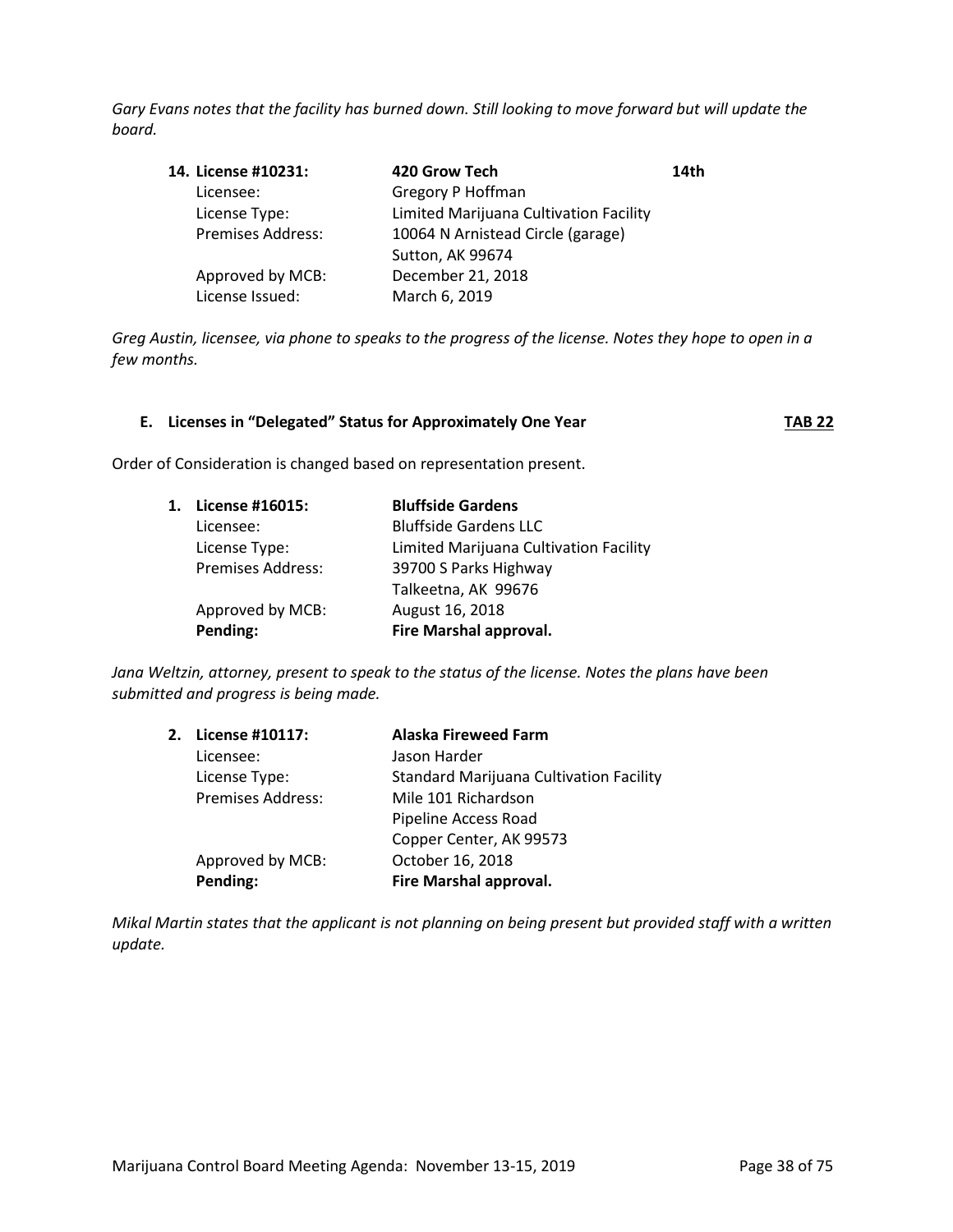*Gary Evans notes that the facility has burned down. Still looking to move forward but will update the board.*

**14. License #10231:** **420 Grow Tech** **14th**

Licensee: Gregory P Hoffman
License Type: Limited Marijuana Cultivation Facility
Premises Address: 10064 N Arnistead Circle (garage)
Sutton, AK 99674
Approved by MCB: December 21, 2018
License Issued: March 6, 2019

*Greg Austin, licensee, via phone to speaks to the progress of the license. Notes they hope to open in a few months.*

#### E. Licenses in "Delegated" Status for Approximately One Year **TAB 22**

Order of Consideration is changed based on representation present.

**1. License #16015:** **Bluffside Gardens**

Licensee: Bluffside Gardens LLC
License Type: Limited Marijuana Cultivation Facility
Premises Address: 39700 S Parks Highway
Talkeetna, AK 99676
Approved by MCB: August 16, 2018
**Pending:** **Fire Marshal approval.**

*Jana Weltzin, attorney, present to speak to the status of the license. Notes the plans have been submitted and progress is being made.*

**2. License #10117:** **Alaska Fireweed Farm**

Licensee: Jason Harder
License Type: Standard Marijuana Cultivation Facility
Premises Address: Mile 101 Richardson
Pipeline Access Road
Copper Center, AK 99573
Approved by MCB: October 16, 2018
**Pending:** **Fire Marshal approval.**

*Mikal Martin states that the applicant is not planning on being present but provided staff with a written update.*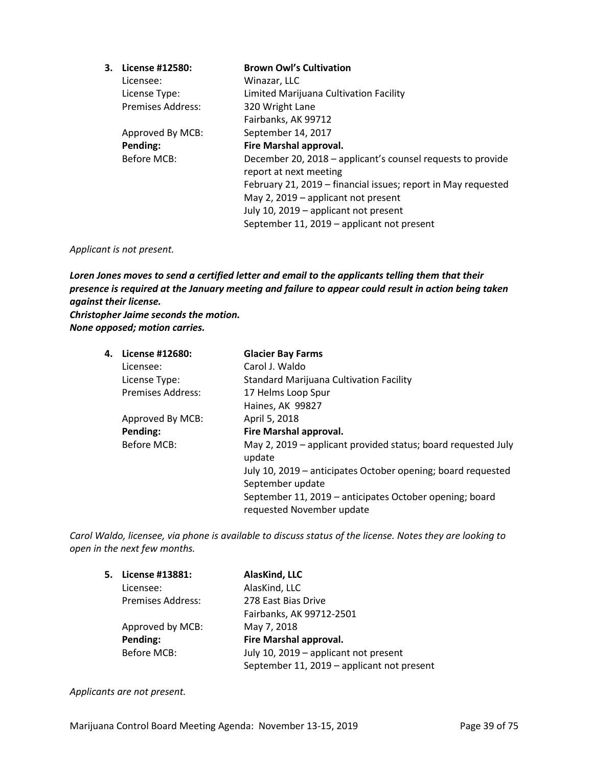3. **License #12580:** **Brown Owl's Cultivation**

| | |
|---|---|
| Licensee: | Winazar, LLC |
| License Type: | Limited Marijuana Cultivation Facility |
| Premises Address: | 320 Wright Lane<br>Fairbanks, AK 99712 |
| Approved By MCB: | September 14, 2017 |
| **Pending:** | **Fire Marshal approval.** |
| Before MCB: | December 20, 2018 – applicant's counsel requests to provide report at next meeting<br>February 21, 2019 – financial issues; report in May requested<br>May 2, 2019 – applicant not present<br>July 10, 2019 – applicant not present<br>September 11, 2019 – applicant not present |

*Applicant is not present.*

***Loren Jones moves to send a certified letter and email to the applicants telling them that their presence is required at the January meeting and failure to appear could result in action being taken against their license.***
***Christopher Jaime seconds the motion.***
***None opposed; motion carries.***

4. **License #12680:** **Glacier Bay Farms**

| | |
|---|---|
| Licensee: | Carol J. Waldo |
| License Type: | Standard Marijuana Cultivation Facility |
| Premises Address: | 17 Helms Loop Spur<br>Haines, AK 99827 |
| Approved By MCB: | April 5, 2018 |
| **Pending:** | **Fire Marshal approval.** |
| Before MCB: | May 2, 2019 – applicant provided status; board requested July update<br>July 10, 2019 – anticipates October opening; board requested September update<br>September 11, 2019 – anticipates October opening; board requested November update |

*Carol Waldo, licensee, via phone is available to discuss status of the license. Notes they are looking to open in the next few months.*

5. **License #13881:** **AlasKind, LLC**

| | |
|---|---|
| Licensee: | AlasKind, LLC |
| Premises Address: | 278 East Bias Drive<br>Fairbanks, AK 99712-2501 |
| Approved by MCB: | May 7, 2018 |
| **Pending:** | **Fire Marshal approval.** |
| Before MCB: | July 10, 2019 – applicant not present<br>September 11, 2019 – applicant not present |

*Applicants are not present.*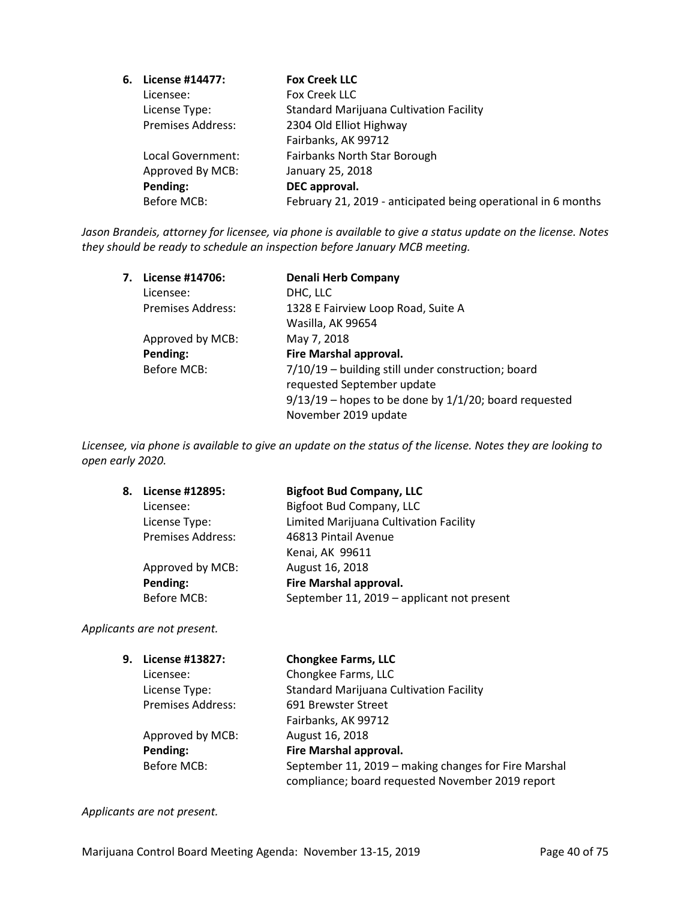6. **License #14477:** **Fox Creek LLC**

| | |
|---|---|
| Licensee: | Fox Creek LLC |
| License Type: | Standard Marijuana Cultivation Facility |
| Premises Address: | 2304 Old Elliot Highway<br>Fairbanks, AK 99712 |
| Local Government: | Fairbanks North Star Borough |
| Approved By MCB: | January 25, 2018 |
| **Pending:** | **DEC approval.** |
| Before MCB: | February 21, 2019 - anticipated being operational in 6 months |

*Jason Brandeis, attorney for licensee, via phone is available to give a status update on the license. Notes they should be ready to schedule an inspection before January MCB meeting.*

7. **License #14706:** **Denali Herb Company**

| | |
|---|---|
| Licensee: | DHC, LLC |
| Premises Address: | 1328 E Fairview Loop Road, Suite A<br>Wasilla, AK 99654 |
| Approved by MCB: | May 7, 2018 |
| **Pending:** | **Fire Marshal approval.** |
| Before MCB: | 7/10/19 – building still under construction; board requested September update<br>9/13/19 – hopes to be done by 1/1/20; board requested November 2019 update |

*Licensee, via phone is available to give an update on the status of the license. Notes they are looking to open early 2020.*

8. **License #12895:** **Bigfoot Bud Company, LLC**

| | |
|---|---|
| Licensee: | Bigfoot Bud Company, LLC |
| License Type: | Limited Marijuana Cultivation Facility |
| Premises Address: | 46813 Pintail Avenue<br>Kenai, AK 99611 |
| Approved by MCB: | August 16, 2018 |
| **Pending:** | **Fire Marshal approval.** |
| Before MCB: | September 11, 2019 – applicant not present |

*Applicants are not present.*

9. **License #13827:** **Chongkee Farms, LLC**

| | |
|---|---|
| Licensee: | Chongkee Farms, LLC |
| License Type: | Standard Marijuana Cultivation Facility |
| Premises Address: | 691 Brewster Street<br>Fairbanks, AK 99712 |
| Approved by MCB: | August 16, 2018 |
| **Pending:** | **Fire Marshal approval.** |
| Before MCB: | September 11, 2019 – making changes for Fire Marshal compliance; board requested November 2019 report |

*Applicants are not present.*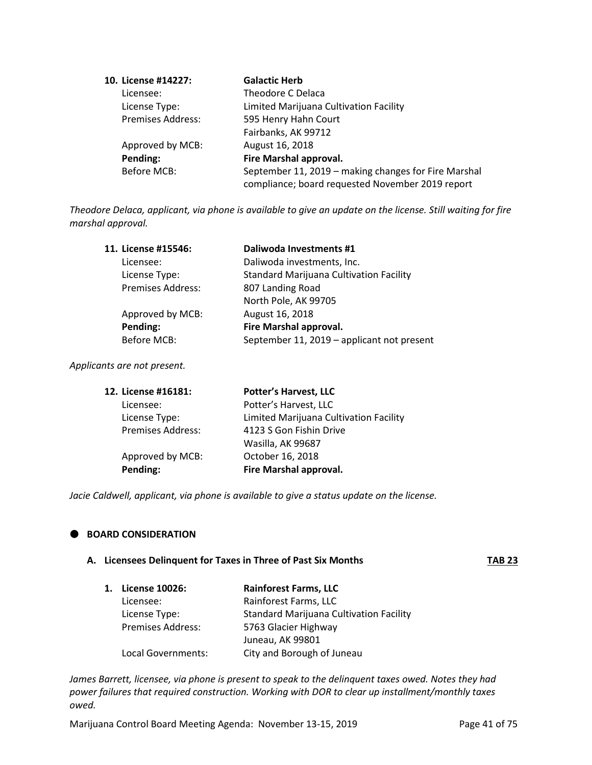**10. License #14227:** **Galactic Herb**

Licensee: Theodore C Delaca
License Type: Limited Marijuana Cultivation Facility
Premises Address: 595 Henry Hahn Court
Fairbanks, AK 99712
Approved by MCB: August 16, 2018
**Pending:** **Fire Marshal approval.**
Before MCB: September 11, 2019 – making changes for Fire Marshal compliance; board requested November 2019 report

*Theodore Delaca, applicant, via phone is available to give an update on the license. Still waiting for fire marshal approval.*

**11. License #15546:** **Daliwoda Investments #1**

Licensee: Daliwoda investments, Inc.
License Type: Standard Marijuana Cultivation Facility
Premises Address: 807 Landing Road
North Pole, AK 99705
Approved by MCB: August 16, 2018
**Pending:** **Fire Marshal approval.**
Before MCB: September 11, 2019 – applicant not present

*Applicants are not present.*

**12. License #16181:** **Potter's Harvest, LLC**

Licensee: Potter's Harvest, LLC
License Type: Limited Marijuana Cultivation Facility
Premises Address: 4123 S Gon Fishin Drive
Wasilla, AK 99687
Approved by MCB: October 16, 2018
**Pending:** **Fire Marshal approval.**

*Jacie Caldwell, applicant, via phone is available to give a status update on the license.*

## ● BOARD CONSIDERATION

### A. Licensees Delinquent for Taxes in Three of Past Six Months — TAB 23

**1. License 10026:** **Rainforest Farms, LLC**

Licensee: Rainforest Farms, LLC
License Type: Standard Marijuana Cultivation Facility
Premises Address: 5763 Glacier Highway
Juneau, AK 99801
Local Governments: City and Borough of Juneau

*James Barrett, licensee, via phone is present to speak to the delinquent taxes owed. Notes they had power failures that required construction. Working with DOR to clear up installment/monthly taxes owed.*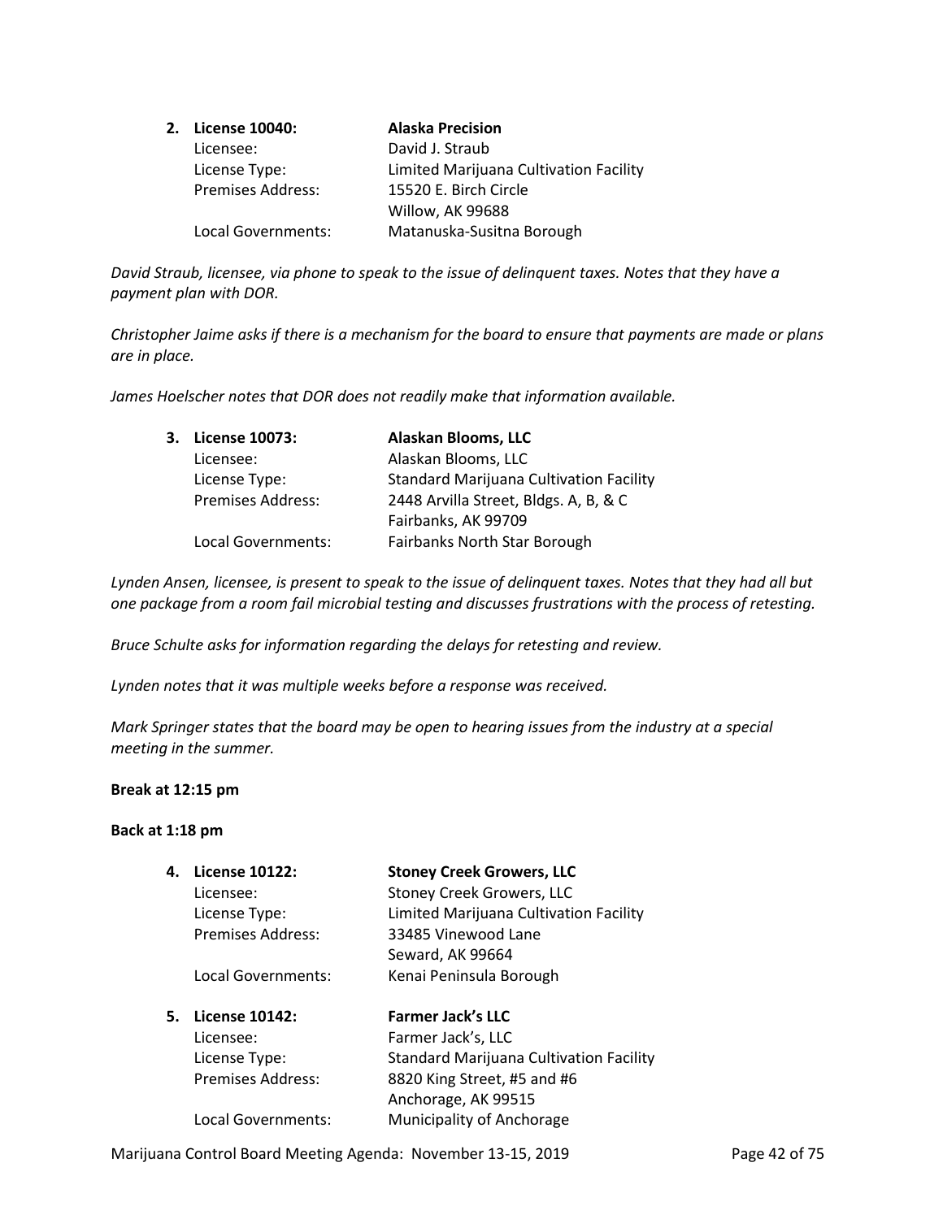2. **License 10040: Alaska Precision**
   Licensee: David J. Straub
   License Type: Limited Marijuana Cultivation Facility
   Premises Address: 15520 E. Birch Circle
   Willow, AK 99688
   Local Governments: Matanuska-Susitna Borough

*David Straub, licensee, via phone to speak to the issue of delinquent taxes. Notes that they have a payment plan with DOR.*

*Christopher Jaime asks if there is a mechanism for the board to ensure that payments are made or plans are in place.*

*James Hoelscher notes that DOR does not readily make that information available.*

3. **License 10073: Alaskan Blooms, LLC**
   Licensee: Alaskan Blooms, LLC
   License Type: Standard Marijuana Cultivation Facility
   Premises Address: 2448 Arvilla Street, Bldgs. A, B, & C
   Fairbanks, AK 99709
   Local Governments: Fairbanks North Star Borough

*Lynden Ansen, licensee, is present to speak to the issue of delinquent taxes. Notes that they had all but one package from a room fail microbial testing and discusses frustrations with the process of retesting.*

*Bruce Schulte asks for information regarding the delays for retesting and review.*

*Lynden notes that it was multiple weeks before a response was received.*

*Mark Springer states that the board may be open to hearing issues from the industry at a special meeting in the summer.*

**Break at 12:15 pm**

**Back at 1:18 pm**

4. **License 10122: Stoney Creek Growers, LLC**
   Licensee: Stoney Creek Growers, LLC
   License Type: Limited Marijuana Cultivation Facility
   Premises Address: 33485 Vinewood Lane
   Seward, AK 99664
   Local Governments: Kenai Peninsula Borough

5. **License 10142: Farmer Jack's LLC**
   Licensee: Farmer Jack's, LLC
   License Type: Standard Marijuana Cultivation Facility
   Premises Address: 8820 King Street, #5 and #6
   Anchorage, AK 99515
   Local Governments: Municipality of Anchorage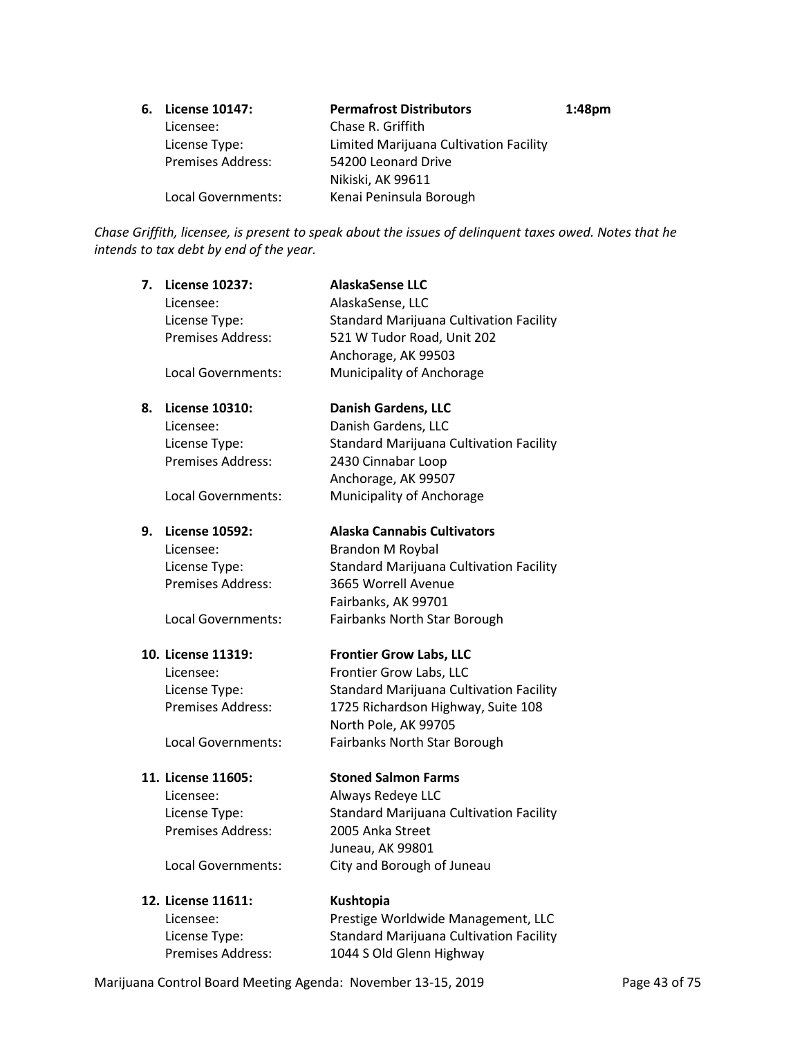6. **License 10147:** **Permafrost Distributors** **1:48pm**
   Licensee: Chase R. Griffith
   License Type: Limited Marijuana Cultivation Facility
   Premises Address: 54200 Leonard Drive
   Nikiski, AK 99611
   Local Governments: Kenai Peninsula Borough

*Chase Griffith, licensee, is present to speak about the issues of delinquent taxes owed. Notes that he intends to tax debt by end of the year.*

7. **License 10237:** **AlaskaSense LLC**
   Licensee: AlaskaSense, LLC
   License Type: Standard Marijuana Cultivation Facility
   Premises Address: 521 W Tudor Road, Unit 202
   Anchorage, AK 99503
   Local Governments: Municipality of Anchorage

8. **License 10310:** **Danish Gardens, LLC**
   Licensee: Danish Gardens, LLC
   License Type: Standard Marijuana Cultivation Facility
   Premises Address: 2430 Cinnabar Loop
   Anchorage, AK 99507
   Local Governments: Municipality of Anchorage

9. **License 10592:** **Alaska Cannabis Cultivators**
   Licensee: Brandon M Roybal
   License Type: Standard Marijuana Cultivation Facility
   Premises Address: 3665 Worrell Avenue
   Fairbanks, AK 99701
   Local Governments: Fairbanks North Star Borough

10. **License 11319:** **Frontier Grow Labs, LLC**
    Licensee: Frontier Grow Labs, LLC
    License Type: Standard Marijuana Cultivation Facility
    Premises Address: 1725 Richardson Highway, Suite 108
    North Pole, AK 99705
    Local Governments: Fairbanks North Star Borough

11. **License 11605:** **Stoned Salmon Farms**
    Licensee: Always Redeye LLC
    License Type: Standard Marijuana Cultivation Facility
    Premises Address: 2005 Anka Street
    Juneau, AK 99801
    Local Governments: City and Borough of Juneau

12. **License 11611:** **Kushtopia**
    Licensee: Prestige Worldwide Management, LLC
    License Type: Standard Marijuana Cultivation Facility
    Premises Address: 1044 S Old Glenn Highway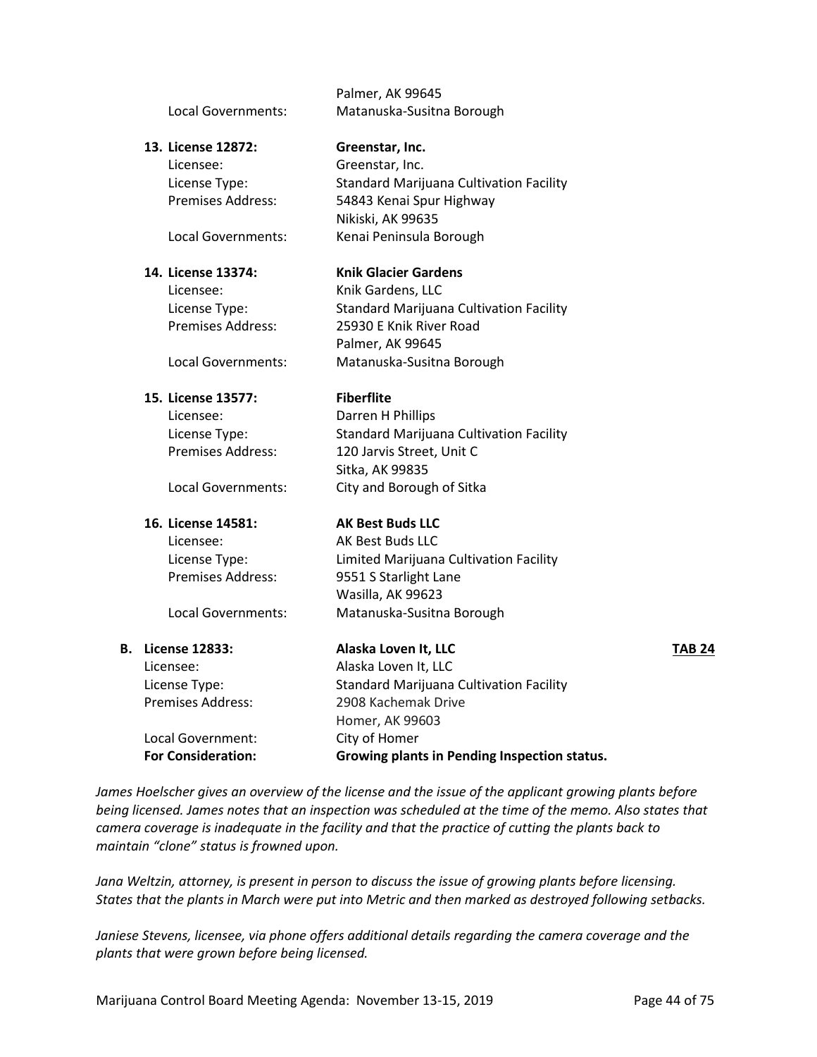|  |  |
|---|---|
|  | Palmer, AK 99645 |
| Local Governments: | Matanuska-Susitna Borough |

**13. License 12872:** **Greenstar, Inc.**

| | |
|---|---|
| Licensee: | Greenstar, Inc. |
| License Type: | Standard Marijuana Cultivation Facility |
| Premises Address: | 54843 Kenai Spur Highway<br>Nikiski, AK 99635 |
| Local Governments: | Kenai Peninsula Borough |

**14. License 13374:** **Knik Glacier Gardens**

| | |
|---|---|
| Licensee: | Knik Gardens, LLC |
| License Type: | Standard Marijuana Cultivation Facility |
| Premises Address: | 25930 E Knik River Road<br>Palmer, AK 99645 |
| Local Governments: | Matanuska-Susitna Borough |

**15. License 13577:** **Fiberflite**

| | |
|---|---|
| Licensee: | Darren H Phillips |
| License Type: | Standard Marijuana Cultivation Facility |
| Premises Address: | 120 Jarvis Street, Unit C<br>Sitka, AK 99835 |
| Local Governments: | City and Borough of Sitka |

**16. License 14581:** **AK Best Buds LLC**

| | |
|---|---|
| Licensee: | AK Best Buds LLC |
| License Type: | Limited Marijuana Cultivation Facility |
| Premises Address: | 9551 S Starlight Lane<br>Wasilla, AK 99623 |
| Local Governments: | Matanuska-Susitna Borough |

**B. License 12833:** **Alaska Loven It, LLC** **TAB 24**

| | |
|---|---|
| Licensee: | Alaska Loven It, LLC |
| License Type: | Standard Marijuana Cultivation Facility |
| Premises Address: | 2908 Kachemak Drive<br>Homer, AK 99603 |
| Local Government: | City of Homer |
| **For Consideration:** | **Growing plants in Pending Inspection status.** |

*James Hoelscher gives an overview of the license and the issue of the applicant growing plants before being licensed. James notes that an inspection was scheduled at the time of the memo. Also states that camera coverage is inadequate in the facility and that the practice of cutting the plants back to maintain "clone" status is frowned upon.*

*Jana Weltzin, attorney, is present in person to discuss the issue of growing plants before licensing. States that the plants in March were put into Metric and then marked as destroyed following setbacks.*

*Janiese Stevens, licensee, via phone offers additional details regarding the camera coverage and the plants that were grown before being licensed.*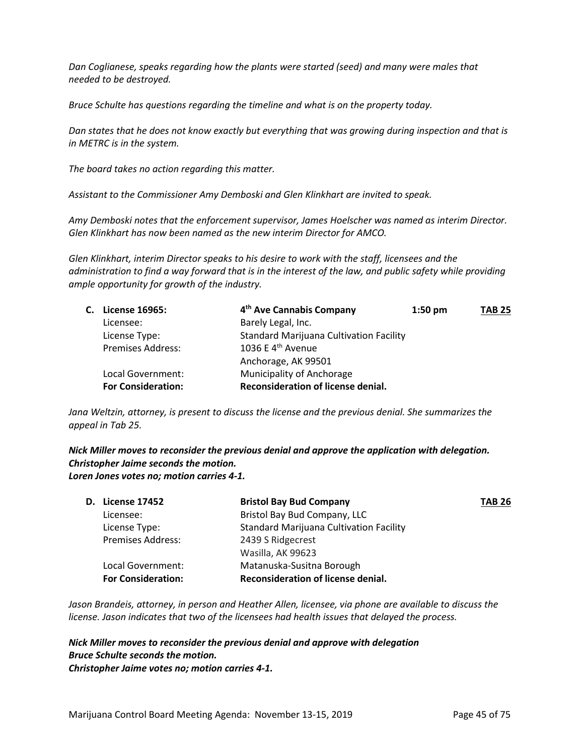*Dan Coglianese, speaks regarding how the plants were started (seed) and many were males that needed to be destroyed.*

*Bruce Schulte has questions regarding the timeline and what is on the property today.*

*Dan states that he does not know exactly but everything that was growing during inspection and that is in METRC is in the system.*

*The board takes no action regarding this matter.*

*Assistant to the Commissioner Amy Demboski and Glen Klinkhart are invited to speak.*

*Amy Demboski notes that the enforcement supervisor, James Hoelscher was named as interim Director. Glen Klinkhart has now been named as the new interim Director for AMCO.*

*Glen Klinkhart, interim Director speaks to his desire to work with the staff, licensees and the administration to find a way forward that is in the interest of the law, and public safety while providing ample opportunity for growth of the industry.*

| **C. License 16965:** | **4th Ave Cannabis Company** | **1:50 pm** | **TAB 25** |
|---|---|---|---|
| Licensee: | Barely Legal, Inc. | | |
| License Type: | Standard Marijuana Cultivation Facility | | |
| Premises Address: | 1036 E 4th Avenue | | |
| | Anchorage, AK 99501 | | |
| Local Government: | Municipality of Anchorage | | |
| **For Consideration:** | **Reconsideration of license denial.** | | |

*Jana Weltzin, attorney, is present to discuss the license and the previous denial. She summarizes the appeal in Tab 25.*

***Nick Miller moves to reconsider the previous denial and approve the application with delegation.***
***Christopher Jaime seconds the motion.***
***Loren Jones votes no; motion carries 4-1.***

| **D. License 17452** | **Bristol Bay Bud Company** | **TAB 26** |
|---|---|---|
| Licensee: | Bristol Bay Bud Company, LLC | |
| License Type: | Standard Marijuana Cultivation Facility | |
| Premises Address: | 2439 S Ridgecrest | |
| | Wasilla, AK 99623 | |
| Local Government: | Matanuska-Susitna Borough | |
| **For Consideration:** | **Reconsideration of license denial.** | |

*Jason Brandeis, attorney, in person and Heather Allen, licensee, via phone are available to discuss the license. Jason indicates that two of the licensees had health issues that delayed the process.*

***Nick Miller moves to reconsider the previous denial and approve with delegation***
***Bruce Schulte seconds the motion.***
***Christopher Jaime votes no; motion carries 4-1.***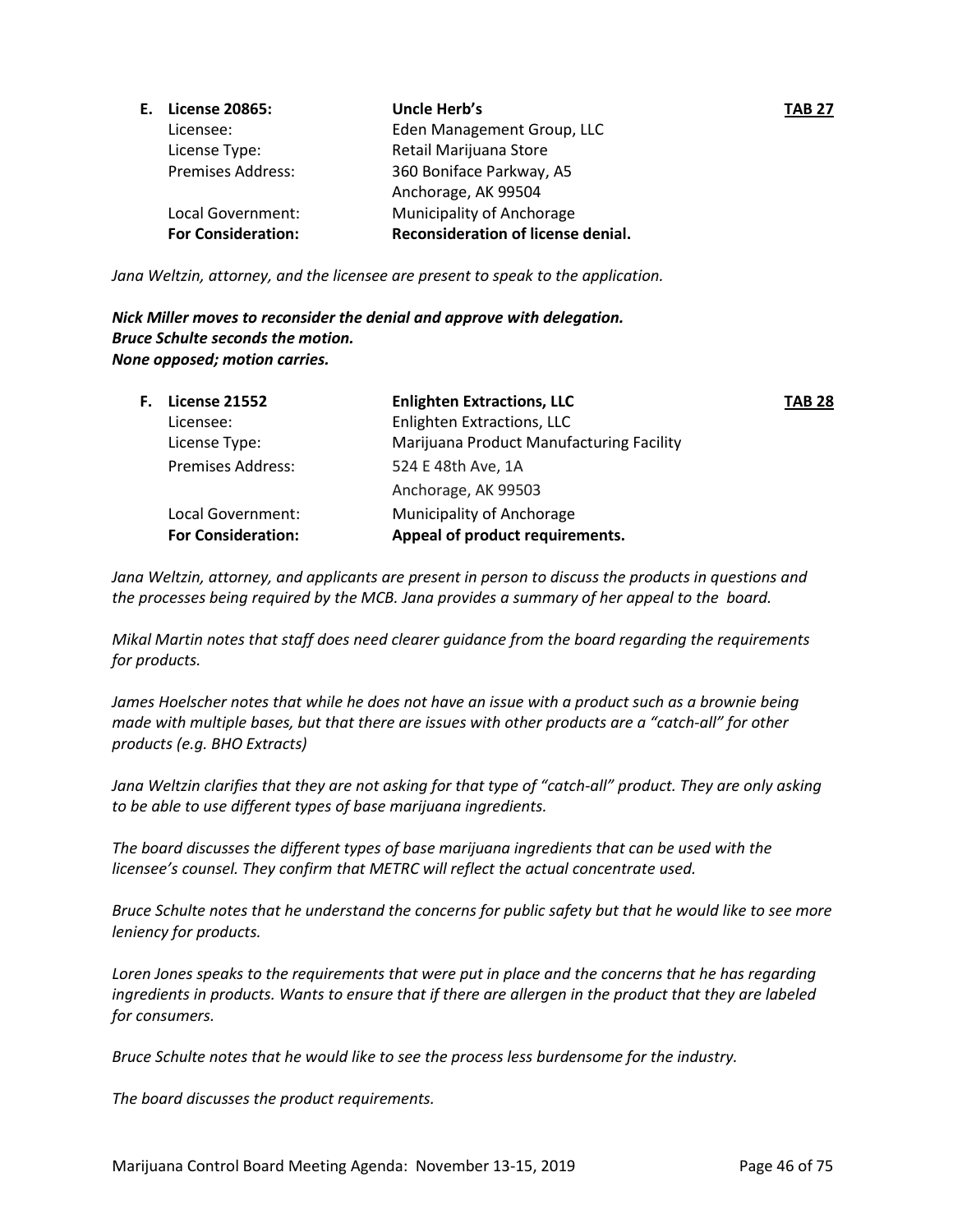**E. License 20865:** **Uncle Herb's** **TAB 27**

| | |
|---|---|
| Licensee: | Eden Management Group, LLC |
| License Type: | Retail Marijuana Store |
| Premises Address: | 360 Boniface Parkway, A5<br>Anchorage, AK 99504 |
| Local Government: | Municipality of Anchorage |
| **For Consideration:** | **Reconsideration of license denial.** |

*Jana Weltzin, attorney, and the licensee are present to speak to the application.*

***Nick Miller moves to reconsider the denial and approve with delegation.***
***Bruce Schulte seconds the motion.***
***None opposed; motion carries.***

**F. License 21552** **Enlighten Extractions, LLC** **TAB 28**

| | |
|---|---|
| Licensee: | Enlighten Extractions, LLC |
| License Type: | Marijuana Product Manufacturing Facility |
| Premises Address: | 524 E 48th Ave, 1A<br>Anchorage, AK 99503 |
| Local Government: | Municipality of Anchorage |
| **For Consideration:** | **Appeal of product requirements.** |

*Jana Weltzin, attorney, and applicants are present in person to discuss the products in questions and the processes being required by the MCB. Jana provides a summary of her appeal to the board.*

*Mikal Martin notes that staff does need clearer guidance from the board regarding the requirements for products.*

*James Hoelscher notes that while he does not have an issue with a product such as a brownie being made with multiple bases, but that there are issues with other products are a "catch-all" for other products (e.g. BHO Extracts)*

*Jana Weltzin clarifies that they are not asking for that type of "catch-all" product. They are only asking to be able to use different types of base marijuana ingredients.*

*The board discusses the different types of base marijuana ingredients that can be used with the licensee's counsel. They confirm that METRC will reflect the actual concentrate used.*

*Bruce Schulte notes that he understand the concerns for public safety but that he would like to see more leniency for products.*

*Loren Jones speaks to the requirements that were put in place and the concerns that he has regarding ingredients in products. Wants to ensure that if there are allergen in the product that they are labeled for consumers.*

*Bruce Schulte notes that he would like to see the process less burdensome for the industry.*

*The board discusses the product requirements.*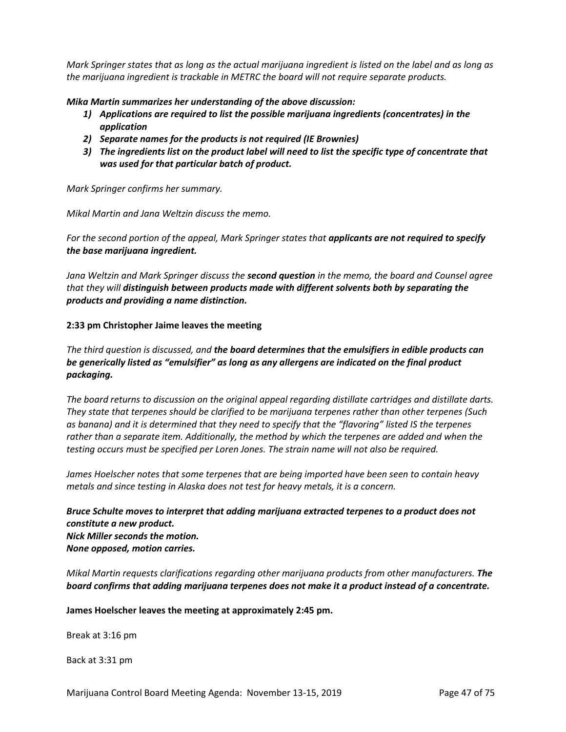*Mark Springer states that as long as the actual marijuana ingredient is listed on the label and as long as the marijuana ingredient is trackable in METRC the board will not require separate products.*

***Mika Martin summarizes her understanding of the above discussion:***

1) ***Applications are required to list the possible marijuana ingredients (concentrates) in the application***
2) ***Separate names for the products is not required (IE Brownies)***
3) ***The ingredients list on the product label will need to list the specific type of concentrate that was used for that particular batch of product.***

*Mark Springer confirms her summary.*

*Mikal Martin and Jana Weltzin discuss the memo.*

*For the second portion of the appeal, Mark Springer states that **applicants are not required to specify the base marijuana ingredient.***

*Jana Weltzin and Mark Springer discuss the **second question** in the memo, the board and Counsel agree that they will **distinguish between products made with different solvents both by separating the products and providing a name distinction.***

**2:33 pm Christopher Jaime leaves the meeting**

*The third question is discussed, and **the board determines that the emulsifiers in edible products can be generically listed as "emulsifier" as long as any allergens are indicated on the final product packaging.***

*The board returns to discussion on the original appeal regarding distillate cartridges and distillate darts. They state that terpenes should be clarified to be marijuana terpenes rather than other terpenes (Such as banana) and it is determined that they need to specify that the "flavoring" listed IS the terpenes rather than a separate item. Additionally, the method by which the terpenes are added and when the testing occurs must be specified per Loren Jones. The strain name will not also be required.*

*James Hoelscher notes that some terpenes that are being imported have been seen to contain heavy metals and since testing in Alaska does not test for heavy metals, it is a concern.*

***Bruce Schulte moves to interpret that adding marijuana extracted terpenes to a product does not constitute a new product.***
***Nick Miller seconds the motion.***
***None opposed, motion carries.***

*Mikal Martin requests clarifications regarding other marijuana products from other manufacturers. **The board confirms that adding marijuana terpenes does not make it a product instead of a concentrate.***

**James Hoelscher leaves the meeting at approximately 2:45 pm.**

Break at 3:16 pm

Back at 3:31 pm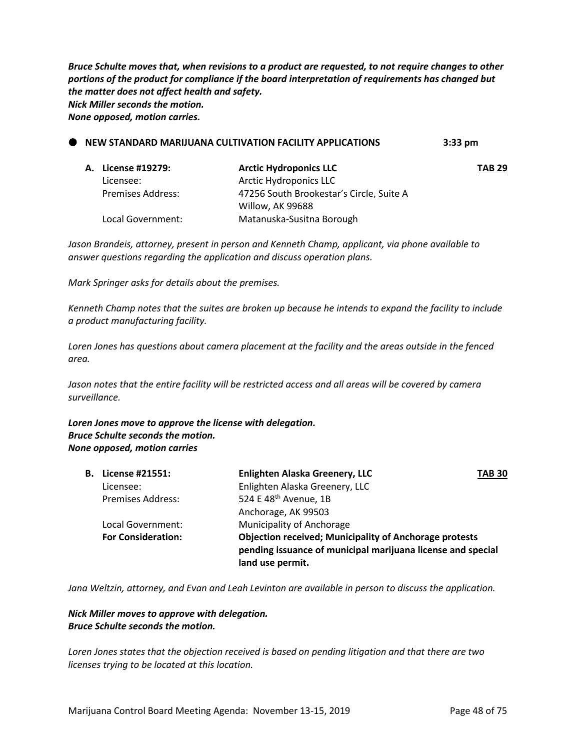***Bruce Schulte moves that, when revisions to a product are requested, to not require changes to other portions of the product for compliance if the board interpretation of requirements has changed but the matter does not affect health and safety.***
***Nick Miller seconds the motion.***
***None opposed, motion carries.***

● **NEW STANDARD MARIJUANA CULTIVATION FACILITY APPLICATIONS** **3:33 pm**

| | | |
|---|---|---|
| **A. License #19279:** | **Arctic Hydroponics LLC** | **TAB 29** |
| Licensee: | Arctic Hydroponics LLC | |
| Premises Address: | 47256 South Brookestar's Circle, Suite A<br>Willow, AK 99688 | |
| Local Government: | Matanuska-Susitna Borough | |

*Jason Brandeis, attorney, present in person and Kenneth Champ, applicant, via phone available to answer questions regarding the application and discuss operation plans.*

*Mark Springer asks for details about the premises.*

*Kenneth Champ notes that the suites are broken up because he intends to expand the facility to include a product manufacturing facility.*

*Loren Jones has questions about camera placement at the facility and the areas outside in the fenced area.*

*Jason notes that the entire facility will be restricted access and all areas will be covered by camera surveillance.*

***Loren Jones move to approve the license with delegation.***
***Bruce Schulte seconds the motion.***
***None opposed, motion carries***

| | | |
|---|---|---|
| **B. License #21551:** | **Enlighten Alaska Greenery, LLC** | **TAB 30** |
| Licensee: | Enlighten Alaska Greenery, LLC | |
| Premises Address: | 524 E 48th Avenue, 1B<br>Anchorage, AK 99503 | |
| Local Government: | Municipality of Anchorage | |
| **For Consideration:** | **Objection received; Municipality of Anchorage protests pending issuance of municipal marijuana license and special land use permit.** | |

*Jana Weltzin, attorney, and Evan and Leah Levinton are available in person to discuss the application.*

***Nick Miller moves to approve with delegation.***
***Bruce Schulte seconds the motion.***

*Loren Jones states that the objection received is based on pending litigation and that there are two licenses trying to be located at this location.*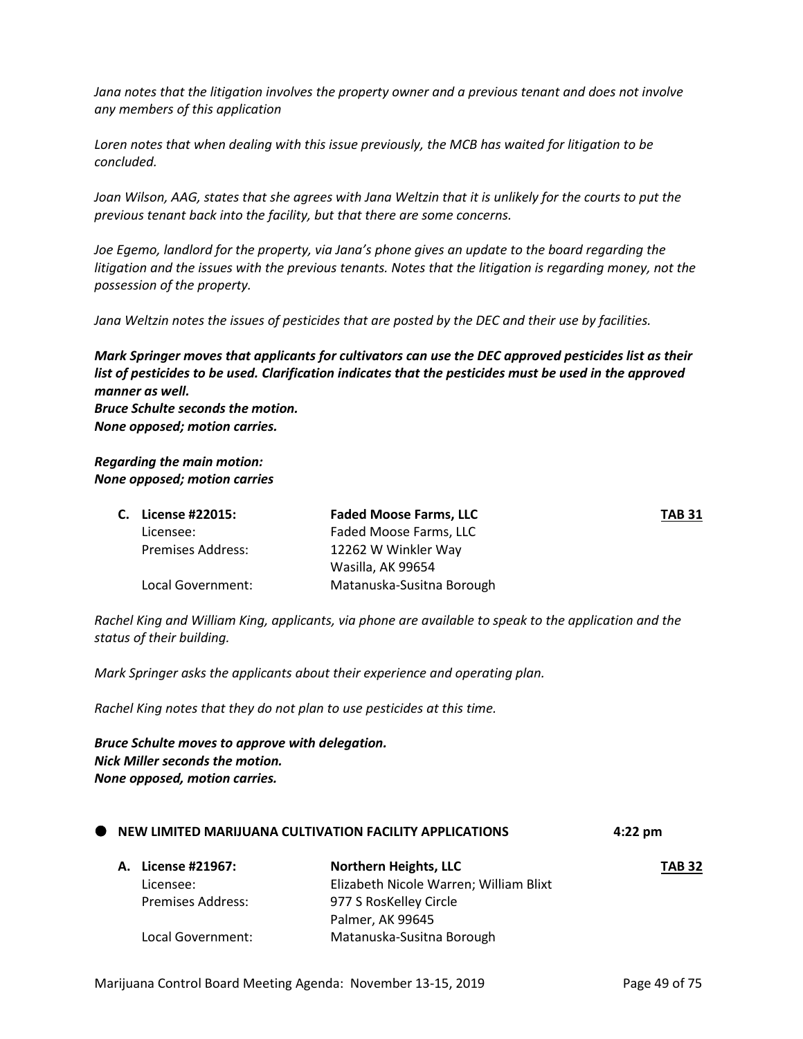*Jana notes that the litigation involves the property owner and a previous tenant and does not involve any members of this application*

*Loren notes that when dealing with this issue previously, the MCB has waited for litigation to be concluded.*

*Joan Wilson, AAG, states that she agrees with Jana Weltzin that it is unlikely for the courts to put the previous tenant back into the facility, but that there are some concerns.*

*Joe Egemo, landlord for the property, via Jana's phone gives an update to the board regarding the litigation and the issues with the previous tenants. Notes that the litigation is regarding money, not the possession of the property.*

*Jana Weltzin notes the issues of pesticides that are posted by the DEC and their use by facilities.*

***Mark Springer moves that applicants for cultivators can use the DEC approved pesticides list as their list of pesticides to be used. Clarification indicates that the pesticides must be used in the approved manner as well.***
***Bruce Schulte seconds the motion.***
***None opposed; motion carries.***

***Regarding the main motion:***
***None opposed; motion carries***

| | | |
|---|---|---|
| **C. License #22015:** | **Faded Moose Farms, LLC** | **TAB 31** |
| Licensee: | Faded Moose Farms, LLC | |
| Premises Address: | 12262 W Winkler Way<br>Wasilla, AK 99654 | |
| Local Government: | Matanuska-Susitna Borough | |

*Rachel King and William King, applicants, via phone are available to speak to the application and the status of their building.*

*Mark Springer asks the applicants about their experience and operating plan.*

*Rachel King notes that they do not plan to use pesticides at this time.*

***Bruce Schulte moves to approve with delegation.***
***Nick Miller seconds the motion.***
***None opposed, motion carries.***

- **NEW LIMITED MARIJUANA CULTIVATION FACILITY APPLICATIONS** **4:22 pm**

| | | |
|---|---|---|
| **A. License #21967:** | **Northern Heights, LLC** | **TAB 32** |
| Licensee: | Elizabeth Nicole Warren; William Blixt | |
| Premises Address: | 977 S RosKelley Circle<br>Palmer, AK 99645 | |
| Local Government: | Matanuska-Susitna Borough | |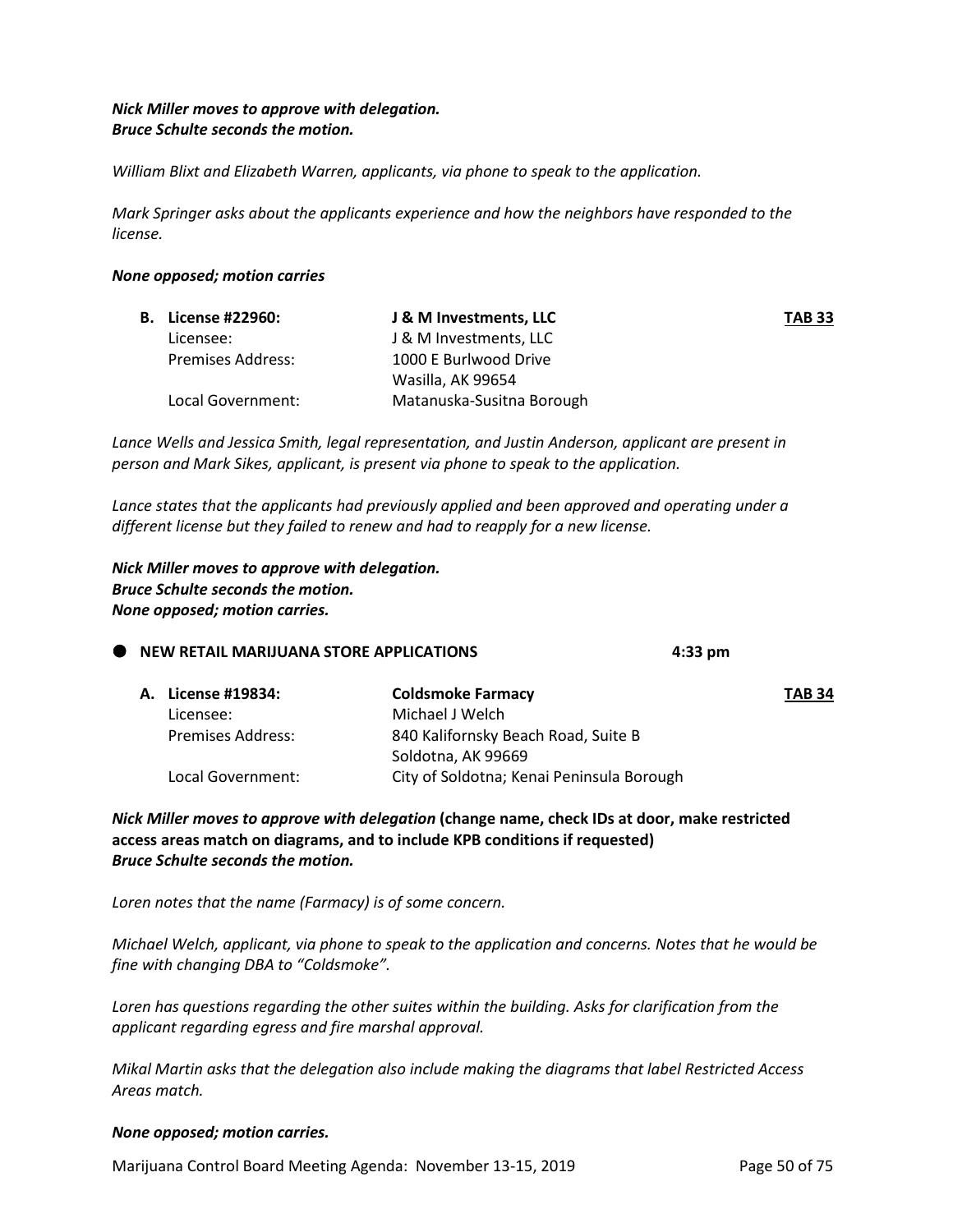***Nick Miller moves to approve with delegation.***
***Bruce Schulte seconds the motion.***

*William Blixt and Elizabeth Warren, applicants, via phone to speak to the application.*

*Mark Springer asks about the applicants experience and how the neighbors have responded to the license.*

***None opposed; motion carries***

| **B. License #22960:** | **J & M Investments, LLC** | **TAB 33** |
|---|---|---|
| Licensee: | J & M Investments, LLC | |
| Premises Address: | 1000 E Burlwood Drive<br>Wasilla, AK 99654 | |
| Local Government: | Matanuska-Susitna Borough | |

*Lance Wells and Jessica Smith, legal representation, and Justin Anderson, applicant are present in person and Mark Sikes, applicant, is present via phone to speak to the application.*

*Lance states that the applicants had previously applied and been approved and operating under a different license but they failed to renew and had to reapply for a new license.*

***Nick Miller moves to approve with delegation.***
***Bruce Schulte seconds the motion.***
***None opposed; motion carries.***

- **NEW RETAIL MARIJUANA STORE APPLICATIONS** **4:33 pm**

| **A. License #19834:** | **Coldsmoke Farmacy** | **TAB 34** |
|---|---|---|
| Licensee: | Michael J Welch | |
| Premises Address: | 840 Kalifornsky Beach Road, Suite B<br>Soldotna, AK 99669 | |
| Local Government: | City of Soldotna; Kenai Peninsula Borough | |

***Nick Miller moves to approve with delegation* (change name, check IDs at door, make restricted access areas match on diagrams, and to include KPB conditions if requested)**
***Bruce Schulte seconds the motion.***

*Loren notes that the name (Farmacy) is of some concern.*

*Michael Welch, applicant, via phone to speak to the application and concerns. Notes that he would be fine with changing DBA to "Coldsmoke".*

*Loren has questions regarding the other suites within the building. Asks for clarification from the applicant regarding egress and fire marshal approval.*

*Mikal Martin asks that the delegation also include making the diagrams that label Restricted Access Areas match.*

***None opposed; motion carries.***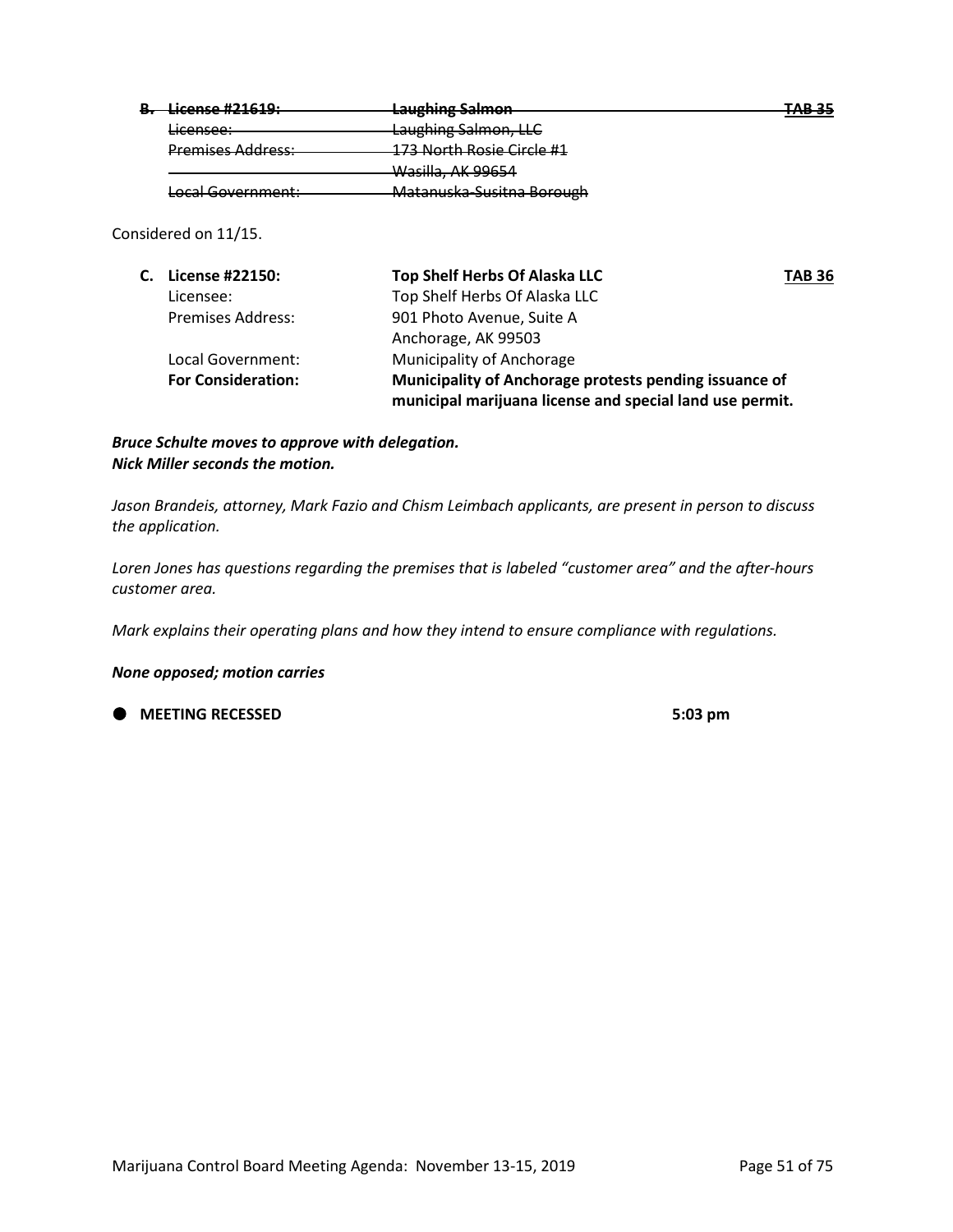~~**B. License #21619:** **Laughing Salmon** **TAB 35**~~
~~Licensee: Laughing Salmon, LLC~~
~~Premises Address: 173 North Rosie Circle #1~~
~~Wasilla, AK 99654~~
~~Local Government: Matanuska-Susitna Borough~~

Considered on 11/15.

**C. License #22150:** **Top Shelf Herbs Of Alaska LLC** **TAB 36**
Licensee: Top Shelf Herbs Of Alaska LLC
Premises Address: 901 Photo Avenue, Suite A
Anchorage, AK 99503
Local Government: Municipality of Anchorage
**For Consideration:** **Municipality of Anchorage protests pending issuance of municipal marijuana license and special land use permit.**

***Bruce Schulte moves to approve with delegation.***
***Nick Miller seconds the motion.***

*Jason Brandeis, attorney, Mark Fazio and Chism Leimbach applicants, are present in person to discuss the application.*

*Loren Jones has questions regarding the premises that is labeled "customer area" and the after-hours customer area.*

*Mark explains their operating plans and how they intend to ensure compliance with regulations.*

***None opposed; motion carries***

- **MEETING RECESSED** **5:03 pm**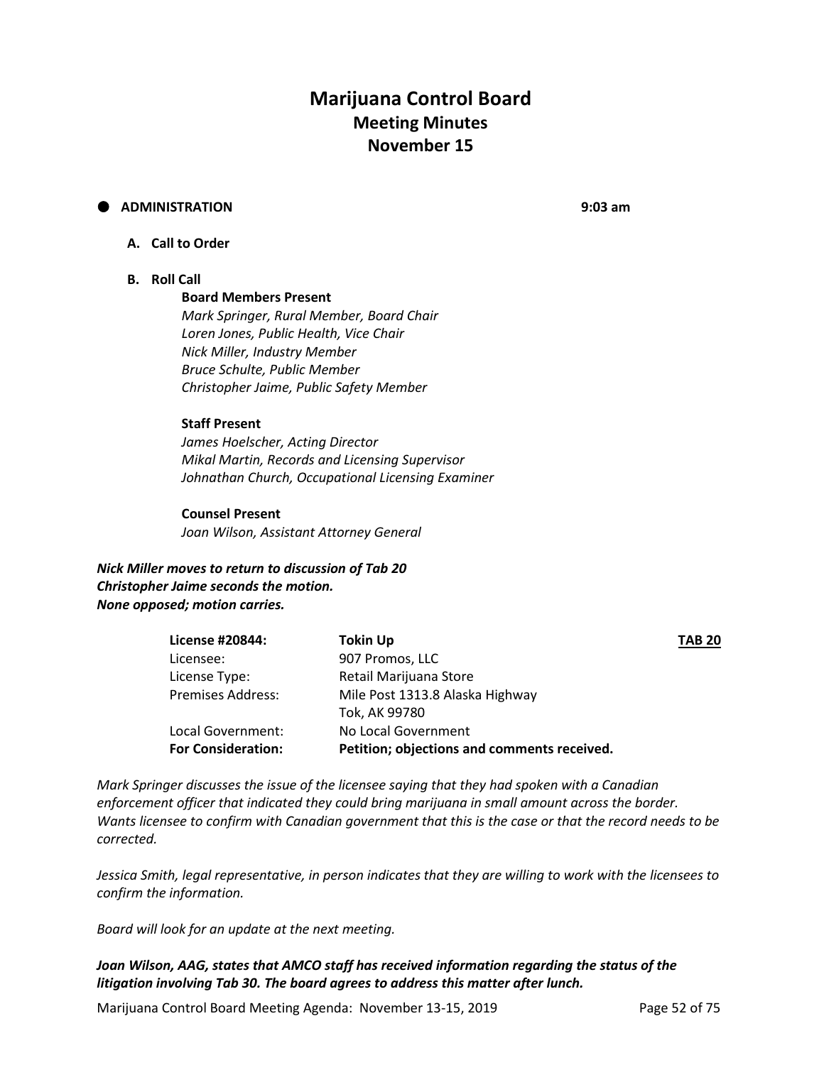# Marijuana Control Board
## Meeting Minutes
## November 15

- **ADMINISTRATION** **9:03 am**

  **A. Call to Order**

  **B. Roll Call**

  **Board Members Present**
  *Mark Springer, Rural Member, Board Chair*
  *Loren Jones, Public Health, Vice Chair*
  *Nick Miller, Industry Member*
  *Bruce Schulte, Public Member*
  *Christopher Jaime, Public Safety Member*

  **Staff Present**
  *James Hoelscher, Acting Director*
  *Mikal Martin, Records and Licensing Supervisor*
  *Johnathan Church, Occupational Licensing Examiner*

  **Counsel Present**
  *Joan Wilson, Assistant Attorney General*

***Nick Miller moves to return to discussion of Tab 20***
***Christopher Jaime seconds the motion.***
***None opposed; motion carries.***

| **License #20844:** | **Tokin Up** | **TAB 20** |
|---|---|---|
| Licensee: | 907 Promos, LLC | |
| License Type: | Retail Marijuana Store | |
| Premises Address: | Mile Post 1313.8 Alaska Highway<br>Tok, AK 99780 | |
| Local Government: | No Local Government | |
| **For Consideration:** | **Petition; objections and comments received.** | |

*Mark Springer discusses the issue of the licensee saying that they had spoken with a Canadian enforcement officer that indicated they could bring marijuana in small amount across the border. Wants licensee to confirm with Canadian government that this is the case or that the record needs to be corrected.*

*Jessica Smith, legal representative, in person indicates that they are willing to work with the licensees to confirm the information.*

*Board will look for an update at the next meeting.*

***Joan Wilson, AAG, states that AMCO staff has received information regarding the status of the litigation involving Tab 30. The board agrees to address this matter after lunch.***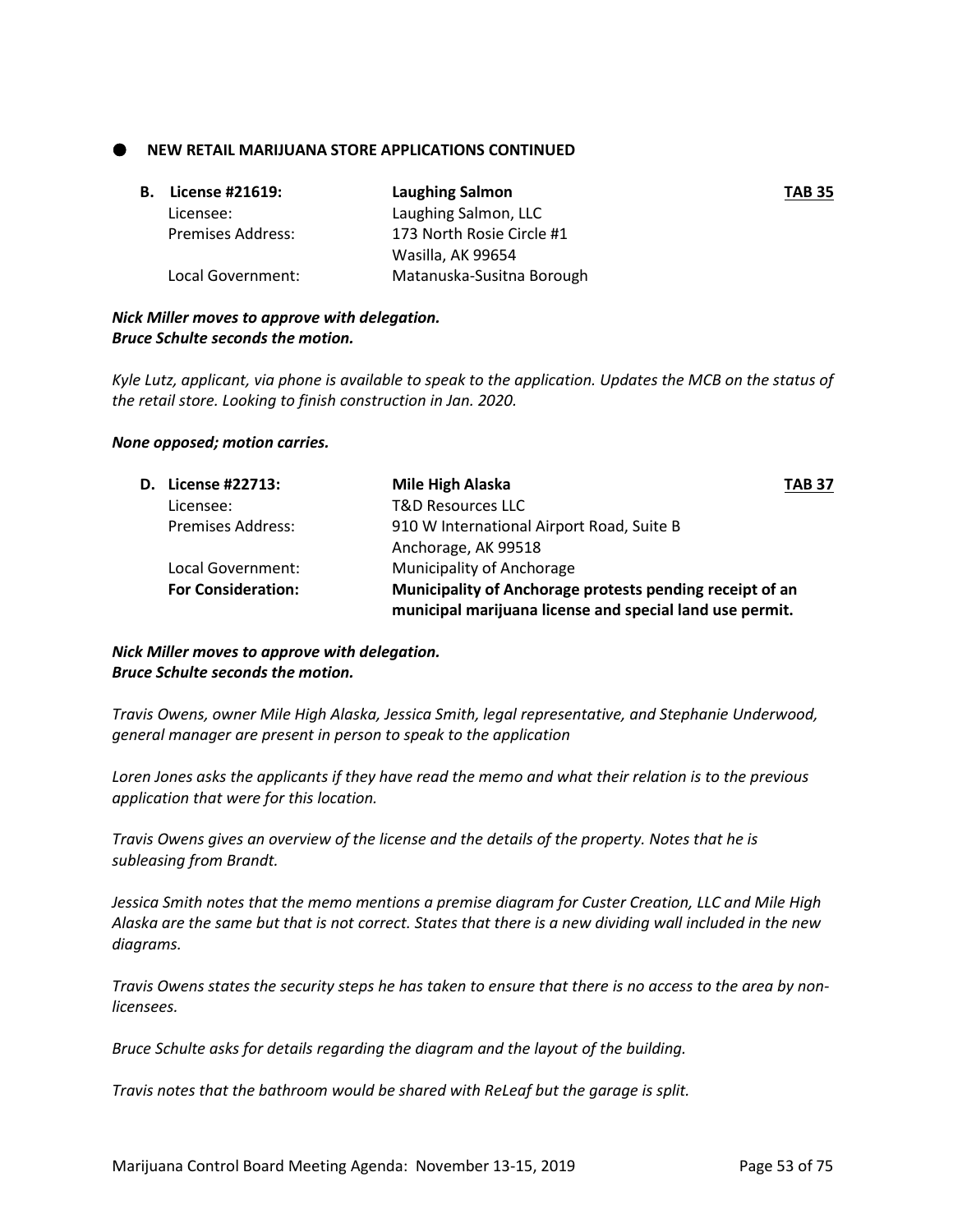- **NEW RETAIL MARIJUANA STORE APPLICATIONS CONTINUED**

| **B. License #21619:** | **Laughing Salmon** | **TAB 35** |
|---|---|---|
| Licensee: | Laughing Salmon, LLC | |
| Premises Address: | 173 North Rosie Circle #1<br>Wasilla, AK 99654 | |
| Local Government: | Matanuska-Susitna Borough | |

***Nick Miller moves to approve with delegation.***
***Bruce Schulte seconds the motion.***

*Kyle Lutz, applicant, via phone is available to speak to the application. Updates the MCB on the status of the retail store. Looking to finish construction in Jan. 2020.*

***None opposed; motion carries.***

| **D. License #22713:** | **Mile High Alaska** | **TAB 37** |
|---|---|---|
| Licensee: | T&D Resources LLC | |
| Premises Address: | 910 W International Airport Road, Suite B<br>Anchorage, AK 99518 | |
| Local Government: | Municipality of Anchorage | |
| **For Consideration:** | **Municipality of Anchorage protests pending receipt of an municipal marijuana license and special land use permit.** | |

***Nick Miller moves to approve with delegation.***
***Bruce Schulte seconds the motion.***

*Travis Owens, owner Mile High Alaska, Jessica Smith, legal representative, and Stephanie Underwood, general manager are present in person to speak to the application*

*Loren Jones asks the applicants if they have read the memo and what their relation is to the previous application that were for this location.*

*Travis Owens gives an overview of the license and the details of the property. Notes that he is subleasing from Brandt.*

*Jessica Smith notes that the memo mentions a premise diagram for Custer Creation, LLC and Mile High Alaska are the same but that is not correct. States that there is a new dividing wall included in the new diagrams.*

*Travis Owens states the security steps he has taken to ensure that there is no access to the area by non-licensees.*

*Bruce Schulte asks for details regarding the diagram and the layout of the building.*

*Travis notes that the bathroom would be shared with ReLeaf but the garage is split.*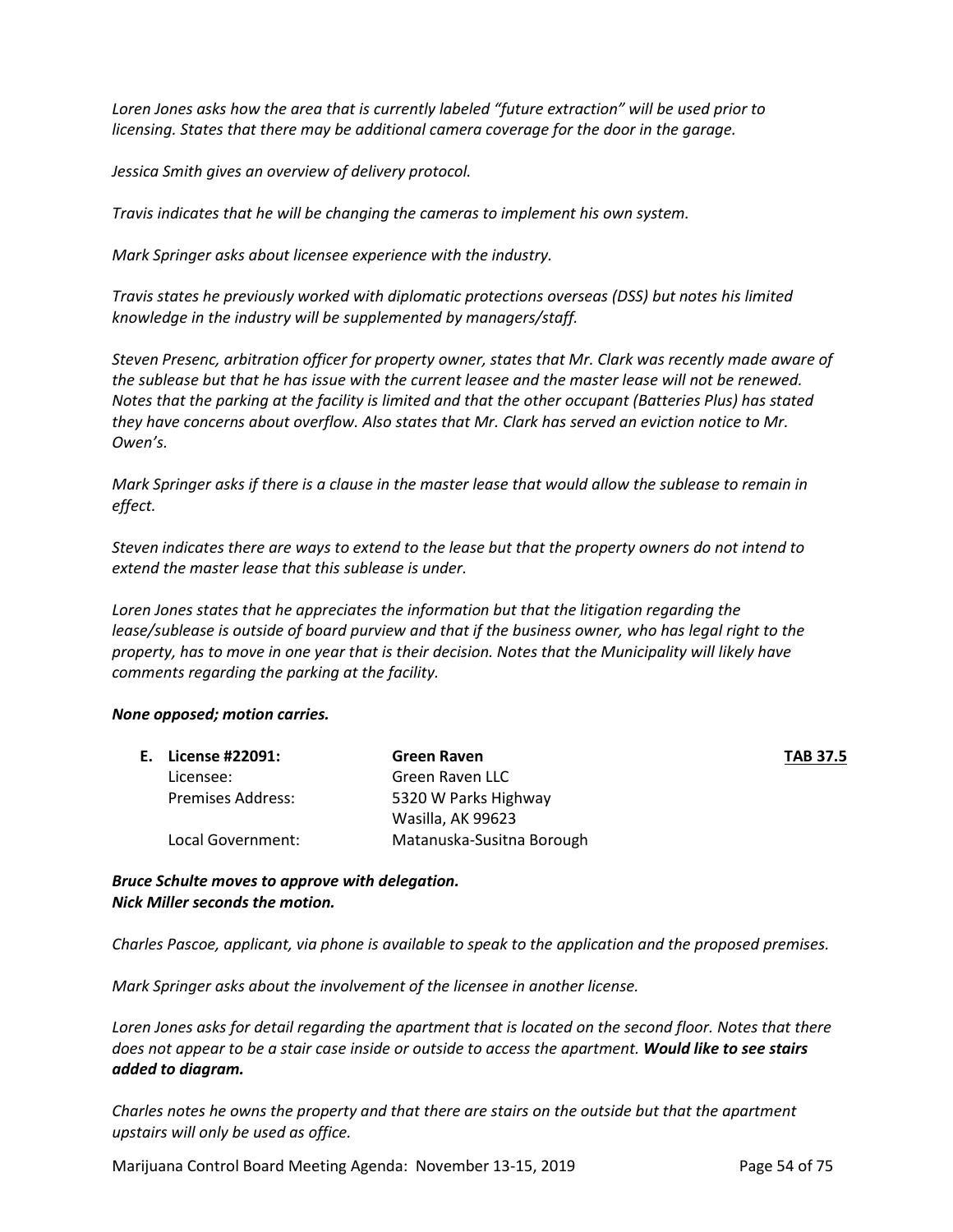*Loren Jones asks how the area that is currently labeled "future extraction" will be used prior to licensing. States that there may be additional camera coverage for the door in the garage.*

*Jessica Smith gives an overview of delivery protocol.*

*Travis indicates that he will be changing the cameras to implement his own system.*

*Mark Springer asks about licensee experience with the industry.*

*Travis states he previously worked with diplomatic protections overseas (DSS) but notes his limited knowledge in the industry will be supplemented by managers/staff.*

*Steven Presenc, arbitration officer for property owner, states that Mr. Clark was recently made aware of the sublease but that he has issue with the current leasee and the master lease will not be renewed. Notes that the parking at the facility is limited and that the other occupant (Batteries Plus) has stated they have concerns about overflow. Also states that Mr. Clark has served an eviction notice to Mr. Owen's.*

*Mark Springer asks if there is a clause in the master lease that would allow the sublease to remain in effect.*

*Steven indicates there are ways to extend to the lease but that the property owners do not intend to extend the master lease that this sublease is under.*

*Loren Jones states that he appreciates the information but that the litigation regarding the lease/sublease is outside of board purview and that if the business owner, who has legal right to the property, has to move in one year that is their decision. Notes that the Municipality will likely have comments regarding the parking at the facility.*

***None opposed; motion carries.***

| **E. License #22091:** | **Green Raven** | **TAB 37.5** |
|---|---|---|
| Licensee: | Green Raven LLC | |
| Premises Address: | 5320 W Parks Highway<br>Wasilla, AK 99623 | |
| Local Government: | Matanuska-Susitna Borough | |

***Bruce Schulte moves to approve with delegation.***
***Nick Miller seconds the motion.***

*Charles Pascoe, applicant, via phone is available to speak to the application and the proposed premises.*

*Mark Springer asks about the involvement of the licensee in another license.*

*Loren Jones asks for detail regarding the apartment that is located on the second floor. Notes that there does not appear to be a stair case inside or outside to access the apartment.* ***Would like to see stairs added to diagram.***

*Charles notes he owns the property and that there are stairs on the outside but that the apartment upstairs will only be used as office.*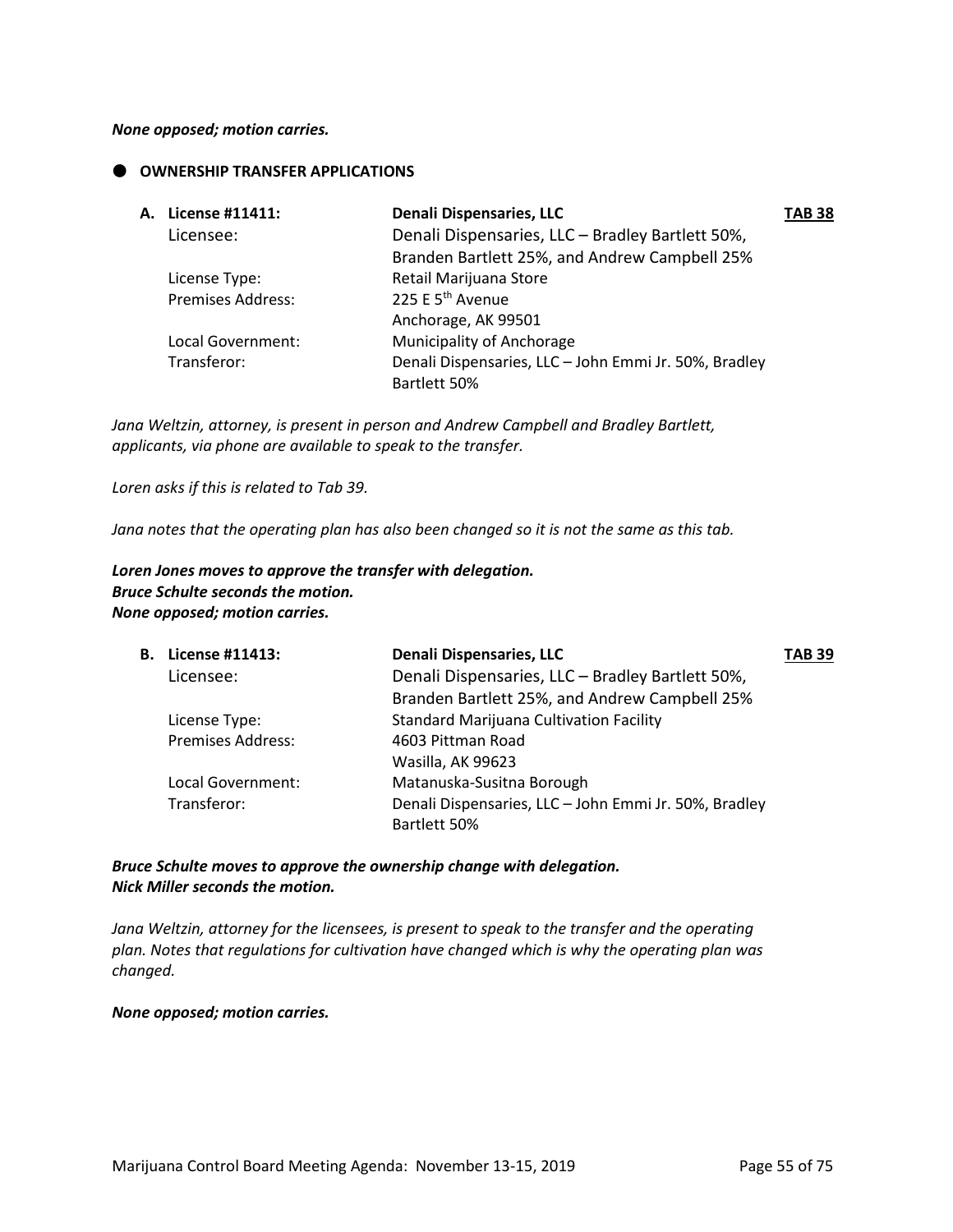***None opposed; motion carries.***

● **OWNERSHIP TRANSFER APPLICATIONS**

**A. License #11411:** **Denali Dispensaries, LLC** **TAB 38**

| | |
|---|---|
| Licensee: | Denali Dispensaries, LLC – Bradley Bartlett 50%, Branden Bartlett 25%, and Andrew Campbell 25% |
| License Type: | Retail Marijuana Store |
| Premises Address: | 225 E 5th Avenue<br>Anchorage, AK 99501 |
| Local Government: | Municipality of Anchorage |
| Transferor: | Denali Dispensaries, LLC – John Emmi Jr. 50%, Bradley Bartlett 50% |

*Jana Weltzin, attorney, is present in person and Andrew Campbell and Bradley Bartlett, applicants, via phone are available to speak to the transfer.*

*Loren asks if this is related to Tab 39.*

*Jana notes that the operating plan has also been changed so it is not the same as this tab.*

***Loren Jones moves to approve the transfer with delegation.***
***Bruce Schulte seconds the motion.***
***None opposed; motion carries.***

**B. License #11413:** **Denali Dispensaries, LLC** **TAB 39**

| | |
|---|---|
| Licensee: | Denali Dispensaries, LLC – Bradley Bartlett 50%, Branden Bartlett 25%, and Andrew Campbell 25% |
| License Type: | Standard Marijuana Cultivation Facility |
| Premises Address: | 4603 Pittman Road<br>Wasilla, AK 99623 |
| Local Government: | Matanuska-Susitna Borough |
| Transferor: | Denali Dispensaries, LLC – John Emmi Jr. 50%, Bradley Bartlett 50% |

***Bruce Schulte moves to approve the ownership change with delegation.***
***Nick Miller seconds the motion.***

*Jana Weltzin, attorney for the licensees, is present to speak to the transfer and the operating plan. Notes that regulations for cultivation have changed which is why the operating plan was changed.*

***None opposed; motion carries.***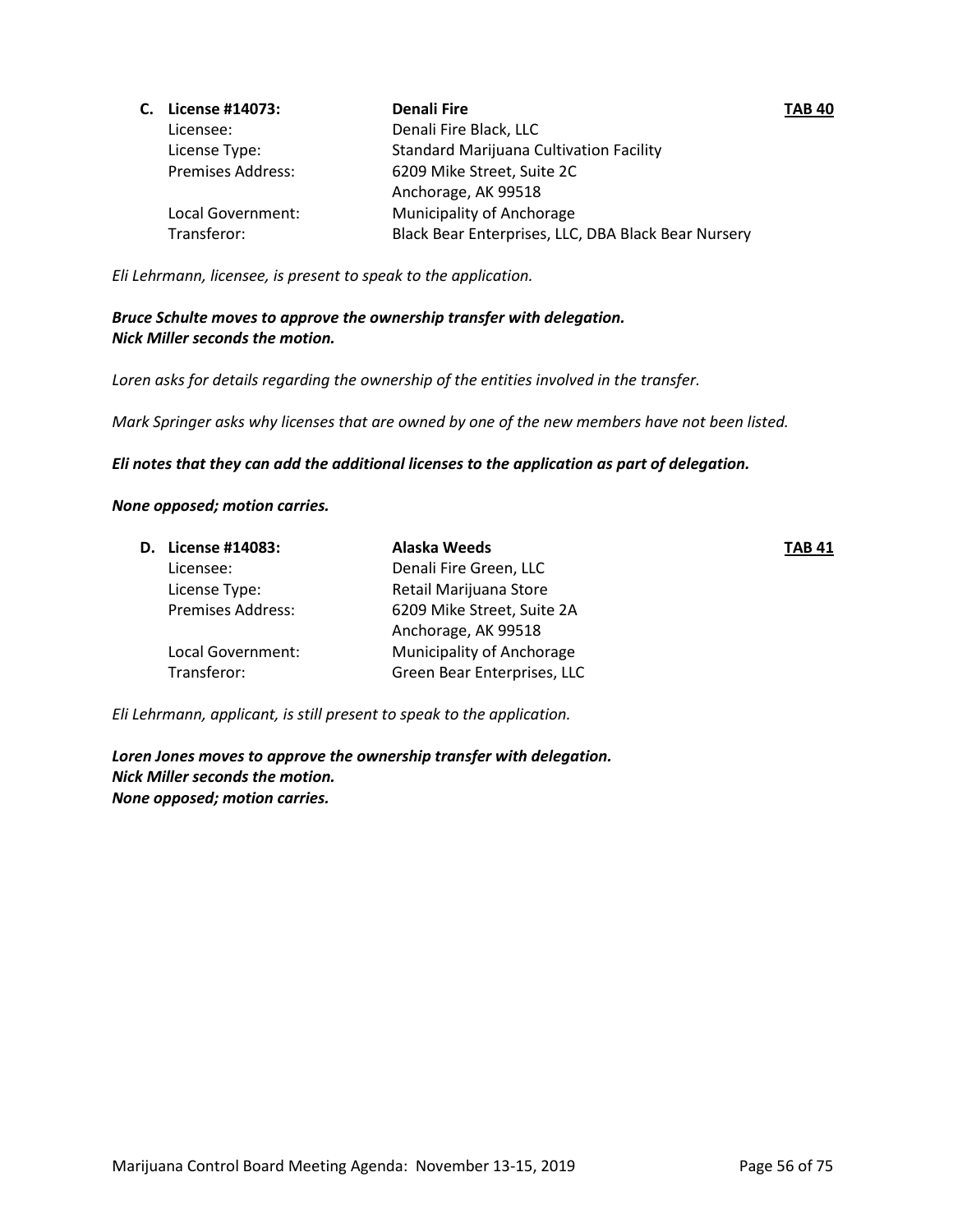**C. License #14073:** **Denali Fire** **TAB 40**

| | |
|---|---|
| Licensee: | Denali Fire Black, LLC |
| License Type: | Standard Marijuana Cultivation Facility |
| Premises Address: | 6209 Mike Street, Suite 2C<br>Anchorage, AK 99518 |
| Local Government: | Municipality of Anchorage |
| Transferor: | Black Bear Enterprises, LLC, DBA Black Bear Nursery |

*Eli Lehrmann, licensee, is present to speak to the application.*

***Bruce Schulte moves to approve the ownership transfer with delegation.***
***Nick Miller seconds the motion.***

*Loren asks for details regarding the ownership of the entities involved in the transfer.*

*Mark Springer asks why licenses that are owned by one of the new members have not been listed.*

***Eli notes that they can add the additional licenses to the application as part of delegation.***

***None opposed; motion carries.***

**D. License #14083:** **Alaska Weeds** **TAB 41**

| | |
|---|---|
| Licensee: | Denali Fire Green, LLC |
| License Type: | Retail Marijuana Store |
| Premises Address: | 6209 Mike Street, Suite 2A<br>Anchorage, AK 99518 |
| Local Government: | Municipality of Anchorage |
| Transferor: | Green Bear Enterprises, LLC |

*Eli Lehrmann, applicant, is still present to speak to the application.*

***Loren Jones moves to approve the ownership transfer with delegation.***
***Nick Miller seconds the motion.***
***None opposed; motion carries.***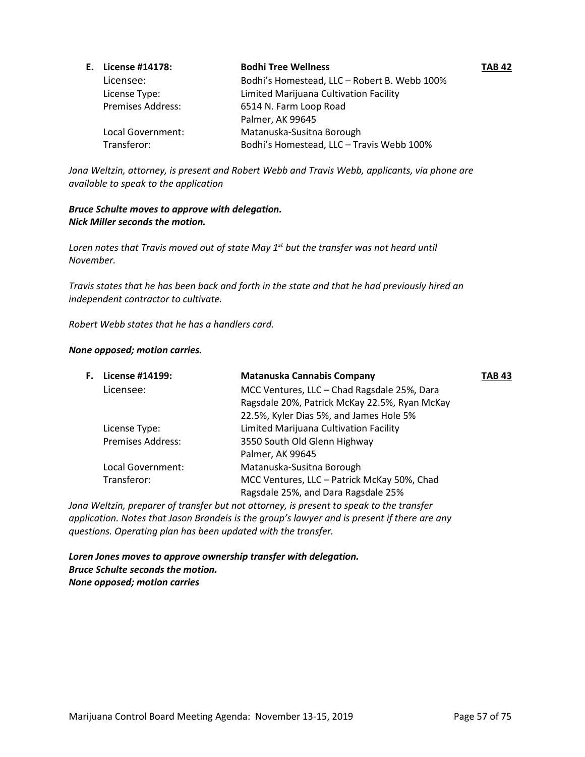**E. License #14178:** **Bodhi Tree Wellness** **TAB 42**

| | |
|---|---|
| Licensee: | Bodhi's Homestead, LLC – Robert B. Webb 100% |
| License Type: | Limited Marijuana Cultivation Facility |
| Premises Address: | 6514 N. Farm Loop Road<br>Palmer, AK 99645 |
| Local Government: | Matanuska-Susitna Borough |
| Transferor: | Bodhi's Homestead, LLC – Travis Webb 100% |

*Jana Weltzin, attorney, is present and Robert Webb and Travis Webb, applicants, via phone are available to speak to the application*

***Bruce Schulte moves to approve with delegation.***
***Nick Miller seconds the motion.***

*Loren notes that Travis moved out of state May 1st but the transfer was not heard until November.*

*Travis states that he has been back and forth in the state and that he had previously hired an independent contractor to cultivate.*

*Robert Webb states that he has a handlers card.*

***None opposed; motion carries.***

**F. License #14199:** **Matanuska Cannabis Company** **TAB 43**

| | |
|---|---|
| Licensee: | MCC Ventures, LLC – Chad Ragsdale 25%, Dara Ragsdale 20%, Patrick McKay 22.5%, Ryan McKay 22.5%, Kyler Dias 5%, and James Hole 5% |
| License Type: | Limited Marijuana Cultivation Facility |
| Premises Address: | 3550 South Old Glenn Highway<br>Palmer, AK 99645 |
| Local Government: | Matanuska-Susitna Borough |
| Transferor: | MCC Ventures, LLC – Patrick McKay 50%, Chad Ragsdale 25%, and Dara Ragsdale 25% |

*Jana Weltzin, preparer of transfer but not attorney, is present to speak to the transfer application. Notes that Jason Brandeis is the group's lawyer and is present if there are any questions. Operating plan has been updated with the transfer.*

***Loren Jones moves to approve ownership transfer with delegation.***
***Bruce Schulte seconds the motion.***
***None opposed; motion carries***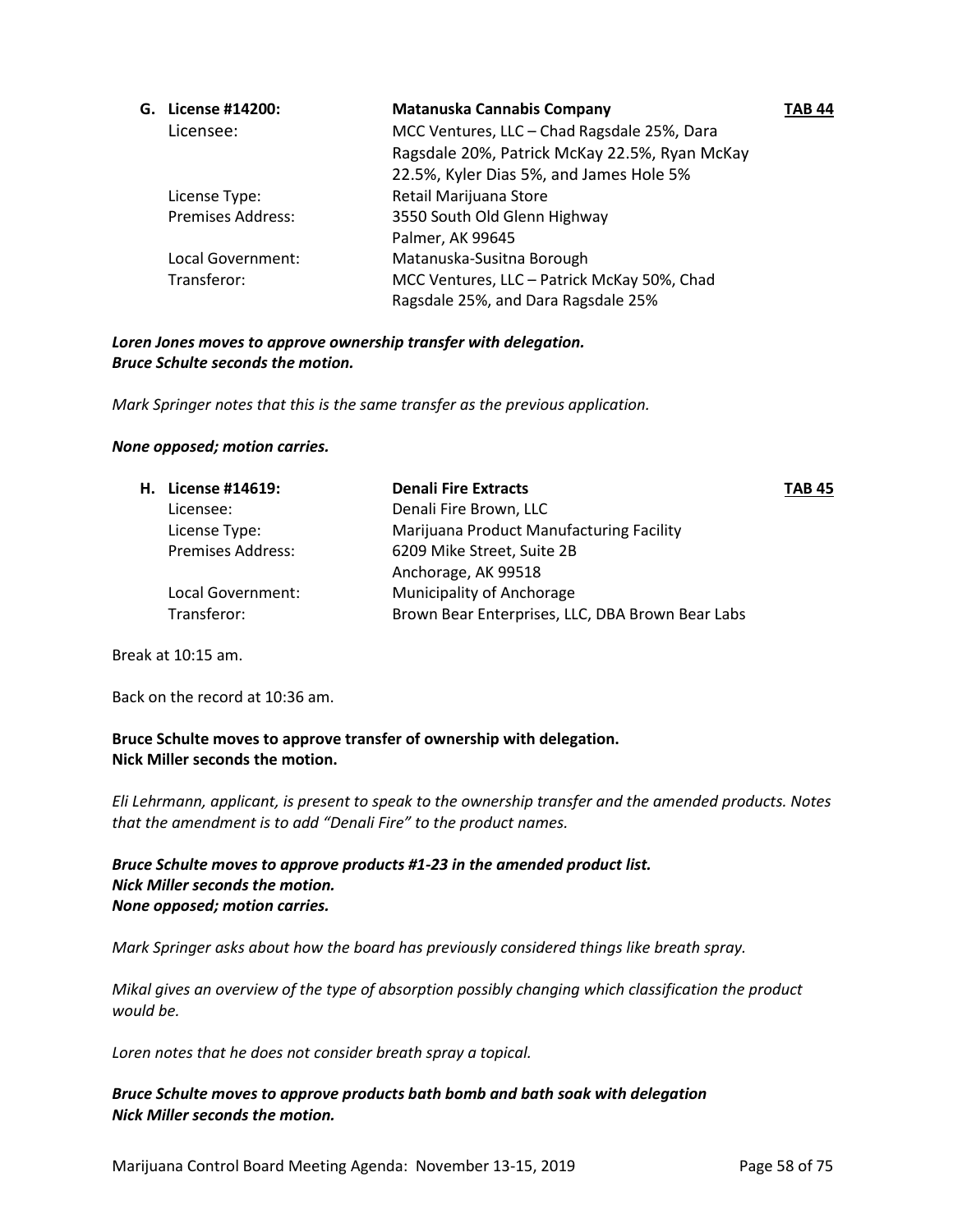**G. License #14200:** **Matanuska Cannabis Company** **TAB 44**

Licensee: MCC Ventures, LLC – Chad Ragsdale 25%, Dara Ragsdale 20%, Patrick McKay 22.5%, Ryan McKay 22.5%, Kyler Dias 5%, and James Hole 5%
License Type: Retail Marijuana Store
Premises Address: 3550 South Old Glenn Highway
Palmer, AK 99645
Local Government: Matanuska-Susitna Borough
Transferor: MCC Ventures, LLC – Patrick McKay 50%, Chad Ragsdale 25%, and Dara Ragsdale 25%

***Loren Jones moves to approve ownership transfer with delegation.***
***Bruce Schulte seconds the motion.***

*Mark Springer notes that this is the same transfer as the previous application.*

***None opposed; motion carries.***

**H. License #14619:** **Denali Fire Extracts** **TAB 45**

Licensee: Denali Fire Brown, LLC
License Type: Marijuana Product Manufacturing Facility
Premises Address: 6209 Mike Street, Suite 2B
Anchorage, AK 99518
Local Government: Municipality of Anchorage
Transferor: Brown Bear Enterprises, LLC, DBA Brown Bear Labs

Break at 10:15 am.

Back on the record at 10:36 am.

**Bruce Schulte moves to approve transfer of ownership with delegation.**
**Nick Miller seconds the motion.**

*Eli Lehrmann, applicant, is present to speak to the ownership transfer and the amended products. Notes that the amendment is to add "Denali Fire" to the product names.*

***Bruce Schulte moves to approve products #1-23 in the amended product list.***
***Nick Miller seconds the motion.***
***None opposed; motion carries.***

*Mark Springer asks about how the board has previously considered things like breath spray.*

*Mikal gives an overview of the type of absorption possibly changing which classification the product would be.*

*Loren notes that he does not consider breath spray a topical.*

***Bruce Schulte moves to approve products bath bomb and bath soak with delegation***
***Nick Miller seconds the motion.***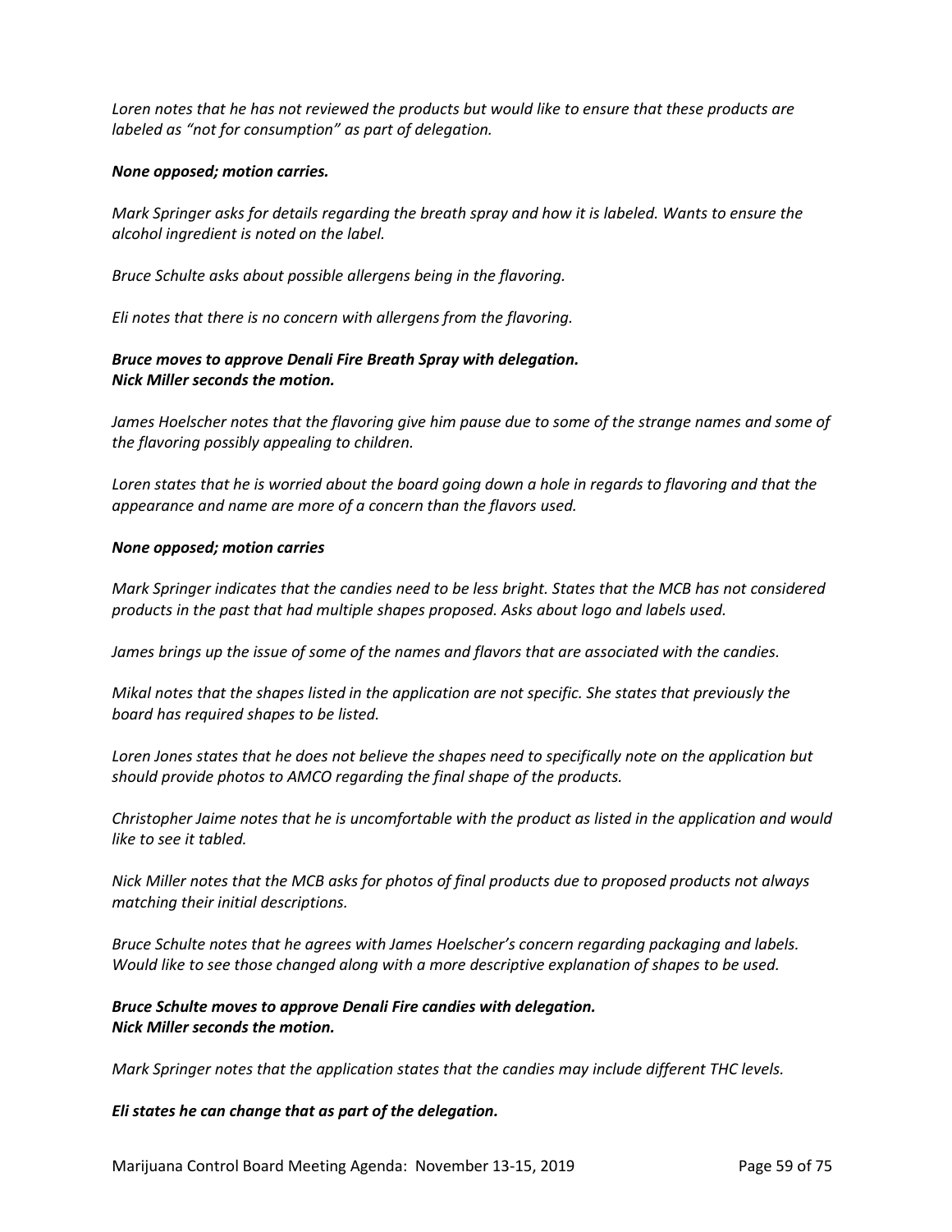*Loren notes that he has not reviewed the products but would like to ensure that these products are labeled as "not for consumption" as part of delegation.*

***None opposed; motion carries.***

*Mark Springer asks for details regarding the breath spray and how it is labeled. Wants to ensure the alcohol ingredient is noted on the label.*

*Bruce Schulte asks about possible allergens being in the flavoring.*

*Eli notes that there is no concern with allergens from the flavoring.*

***Bruce moves to approve Denali Fire Breath Spray with delegation.***
***Nick Miller seconds the motion.***

*James Hoelscher notes that the flavoring give him pause due to some of the strange names and some of the flavoring possibly appealing to children.*

*Loren states that he is worried about the board going down a hole in regards to flavoring and that the appearance and name are more of a concern than the flavors used.*

***None opposed; motion carries***

*Mark Springer indicates that the candies need to be less bright. States that the MCB has not considered products in the past that had multiple shapes proposed. Asks about logo and labels used.*

*James brings up the issue of some of the names and flavors that are associated with the candies.*

*Mikal notes that the shapes listed in the application are not specific. She states that previously the board has required shapes to be listed.*

*Loren Jones states that he does not believe the shapes need to specifically note on the application but should provide photos to AMCO regarding the final shape of the products.*

*Christopher Jaime notes that he is uncomfortable with the product as listed in the application and would like to see it tabled.*

*Nick Miller notes that the MCB asks for photos of final products due to proposed products not always matching their initial descriptions.*

*Bruce Schulte notes that he agrees with James Hoelscher's concern regarding packaging and labels. Would like to see those changed along with a more descriptive explanation of shapes to be used.*

***Bruce Schulte moves to approve Denali Fire candies with delegation.***
***Nick Miller seconds the motion.***

*Mark Springer notes that the application states that the candies may include different THC levels.*

***Eli states he can change that as part of the delegation.***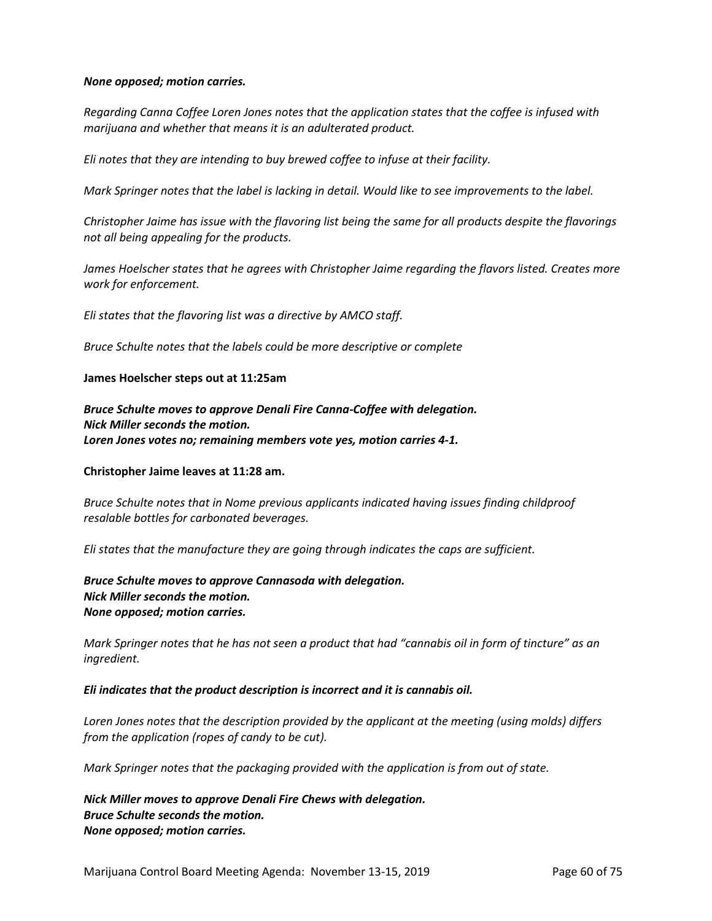*None opposed; motion carries.*

*Regarding Canna Coffee Loren Jones notes that the application states that the coffee is infused with marijuana and whether that means it is an adulterated product.*

*Eli notes that they are intending to buy brewed coffee to infuse at their facility.*

*Mark Springer notes that the label is lacking in detail. Would like to see improvements to the label.*

*Christopher Jaime has issue with the flavoring list being the same for all products despite the flavorings not all being appealing for the products.*

*James Hoelscher states that he agrees with Christopher Jaime regarding the flavors listed. Creates more work for enforcement.*

*Eli states that the flavoring list was a directive by AMCO staff.*

*Bruce Schulte notes that the labels could be more descriptive or complete*

**James Hoelscher steps out at 11:25am**

***Bruce Schulte moves to approve Denali Fire Canna-Coffee with delegation.***
***Nick Miller seconds the motion.***
***Loren Jones votes no; remaining members vote yes, motion carries 4-1.***

**Christopher Jaime leaves at 11:28 am.**

*Bruce Schulte notes that in Nome previous applicants indicated having issues finding childproof resalable bottles for carbonated beverages.*

*Eli states that the manufacture they are going through indicates the caps are sufficient.*

***Bruce Schulte moves to approve Cannasoda with delegation.***
***Nick Miller seconds the motion.***
***None opposed; motion carries.***

*Mark Springer notes that he has not seen a product that had "cannabis oil in form of tincture" as an ingredient.*

***Eli indicates that the product description is incorrect and it is cannabis oil.***

*Loren Jones notes that the description provided by the applicant at the meeting (using molds) differs from the application (ropes of candy to be cut).*

*Mark Springer notes that the packaging provided with the application is from out of state.*

***Nick Miller moves to approve Denali Fire Chews with delegation.***
***Bruce Schulte seconds the motion.***
***None opposed; motion carries.***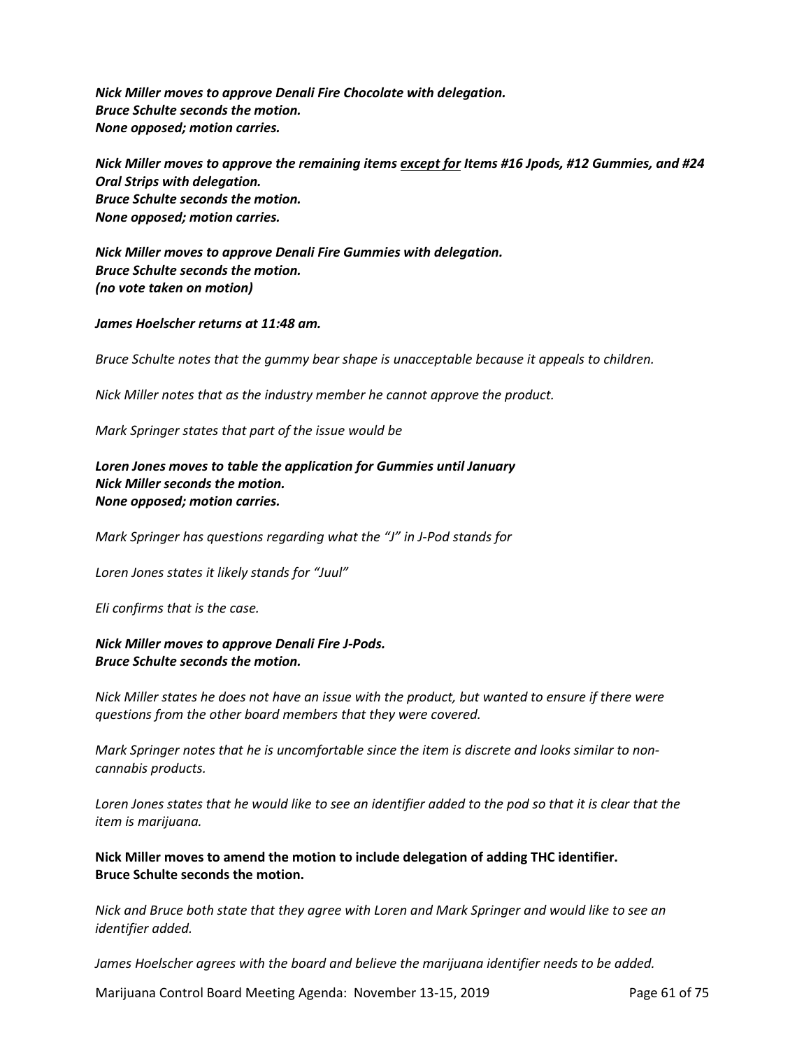***Nick Miller moves to approve Denali Fire Chocolate with delegation.***
***Bruce Schulte seconds the motion.***
***None opposed; motion carries.***

***Nick Miller moves to approve the remaining items <u>except for</u> Items #16 Jpods, #12 Gummies, and #24 Oral Strips with delegation.***
***Bruce Schulte seconds the motion.***
***None opposed; motion carries.***

***Nick Miller moves to approve Denali Fire Gummies with delegation.***
***Bruce Schulte seconds the motion.***
***(no vote taken on motion)***

***James Hoelscher returns at 11:48 am.***

*Bruce Schulte notes that the gummy bear shape is unacceptable because it appeals to children.*

*Nick Miller notes that as the industry member he cannot approve the product.*

*Mark Springer states that part of the issue would be*

***Loren Jones moves to table the application for Gummies until January***
***Nick Miller seconds the motion.***
***None opposed; motion carries.***

*Mark Springer has questions regarding what the "J" in J-Pod stands for*

*Loren Jones states it likely stands for "Juul"*

*Eli confirms that is the case.*

***Nick Miller moves to approve Denali Fire J-Pods.***
***Bruce Schulte seconds the motion.***

*Nick Miller states he does not have an issue with the product, but wanted to ensure if there were questions from the other board members that they were covered.*

*Mark Springer notes that he is uncomfortable since the item is discrete and looks similar to non-cannabis products.*

*Loren Jones states that he would like to see an identifier added to the pod so that it is clear that the item is marijuana.*

**Nick Miller moves to amend the motion to include delegation of adding THC identifier.**
**Bruce Schulte seconds the motion.**

*Nick and Bruce both state that they agree with Loren and Mark Springer and would like to see an identifier added.*

*James Hoelscher agrees with the board and believe the marijuana identifier needs to be added.*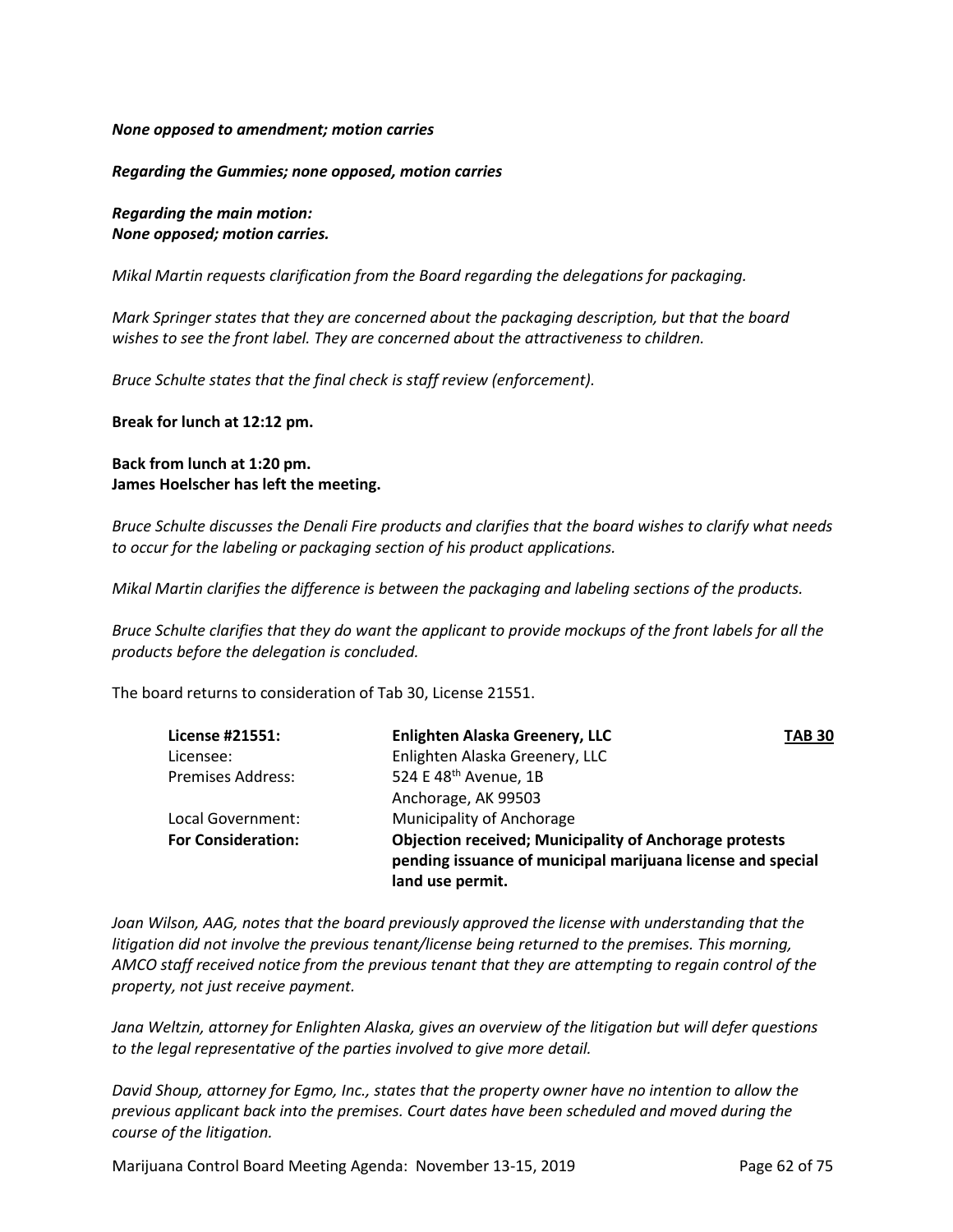***None opposed to amendment; motion carries***

***Regarding the Gummies; none opposed, motion carries***

***Regarding the main motion:***
***None opposed; motion carries.***

*Mikal Martin requests clarification from the Board regarding the delegations for packaging.*

*Mark Springer states that they are concerned about the packaging description, but that the board wishes to see the front label. They are concerned about the attractiveness to children.*

*Bruce Schulte states that the final check is staff review (enforcement).*

**Break for lunch at 12:12 pm.**

**Back from lunch at 1:20 pm.**
**James Hoelscher has left the meeting.**

*Bruce Schulte discusses the Denali Fire products and clarifies that the board wishes to clarify what needs to occur for the labeling or packaging section of his product applications.*

*Mikal Martin clarifies the difference is between the packaging and labeling sections of the products.*

*Bruce Schulte clarifies that they do want the applicant to provide mockups of the front labels for all the products before the delegation is concluded.*

The board returns to consideration of Tab 30, License 21551.

| **License #21551:** | **Enlighten Alaska Greenery, LLC** | **TAB 30** |
|---|---|---|
| Licensee: | Enlighten Alaska Greenery, LLC | |
| Premises Address: | 524 E 48th Avenue, 1B<br>Anchorage, AK 99503 | |
| Local Government: | Municipality of Anchorage | |
| **For Consideration:** | **Objection received; Municipality of Anchorage protests pending issuance of municipal marijuana license and special land use permit.** | |

*Joan Wilson, AAG, notes that the board previously approved the license with understanding that the litigation did not involve the previous tenant/license being returned to the premises. This morning, AMCO staff received notice from the previous tenant that they are attempting to regain control of the property, not just receive payment.*

*Jana Weltzin, attorney for Enlighten Alaska, gives an overview of the litigation but will defer questions to the legal representative of the parties involved to give more detail.*

*David Shoup, attorney for Egmo, Inc., states that the property owner have no intention to allow the previous applicant back into the premises. Court dates have been scheduled and moved during the course of the litigation.*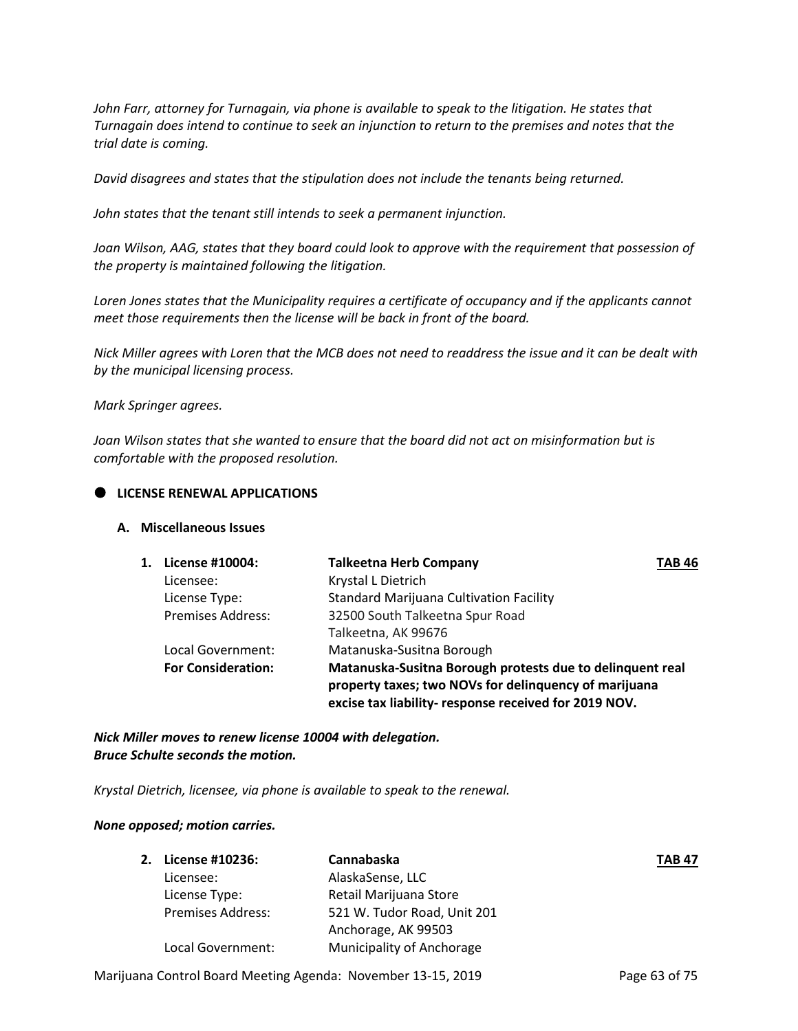*John Farr, attorney for Turnagain, via phone is available to speak to the litigation. He states that Turnagain does intend to continue to seek an injunction to return to the premises and notes that the trial date is coming.*

*David disagrees and states that the stipulation does not include the tenants being returned.*

*John states that the tenant still intends to seek a permanent injunction.*

*Joan Wilson, AAG, states that they board could look to approve with the requirement that possession of the property is maintained following the litigation.*

*Loren Jones states that the Municipality requires a certificate of occupancy and if the applicants cannot meet those requirements then the license will be back in front of the board.*

*Nick Miller agrees with Loren that the MCB does not need to readdress the issue and it can be dealt with by the municipal licensing process.*

*Mark Springer agrees.*

*Joan Wilson states that she wanted to ensure that the board did not act on misinformation but is comfortable with the proposed resolution.*

- **LICENSE RENEWAL APPLICATIONS**

**A. Miscellaneous Issues**

1. **License #10004:** **Talkeetna Herb Company** **TAB 46**
   Licensee: Krystal L Dietrich
   License Type: Standard Marijuana Cultivation Facility
   Premises Address: 32500 South Talkeetna Spur Road
   Talkeetna, AK 99676
   Local Government: Matanuska-Susitna Borough
   **For Consideration:** **Matanuska-Susitna Borough protests due to delinquent real property taxes; two NOVs for delinquency of marijuana excise tax liability- response received for 2019 NOV.**

***Nick Miller moves to renew license 10004 with delegation.***
***Bruce Schulte seconds the motion.***

*Krystal Dietrich, licensee, via phone is available to speak to the renewal.*

***None opposed; motion carries.***

2. **License #10236:** **Cannabaska** **TAB 47**
   Licensee: AlaskaSense, LLC
   License Type: Retail Marijuana Store
   Premises Address: 521 W. Tudor Road, Unit 201
   Anchorage, AK 99503
   Local Government: Municipality of Anchorage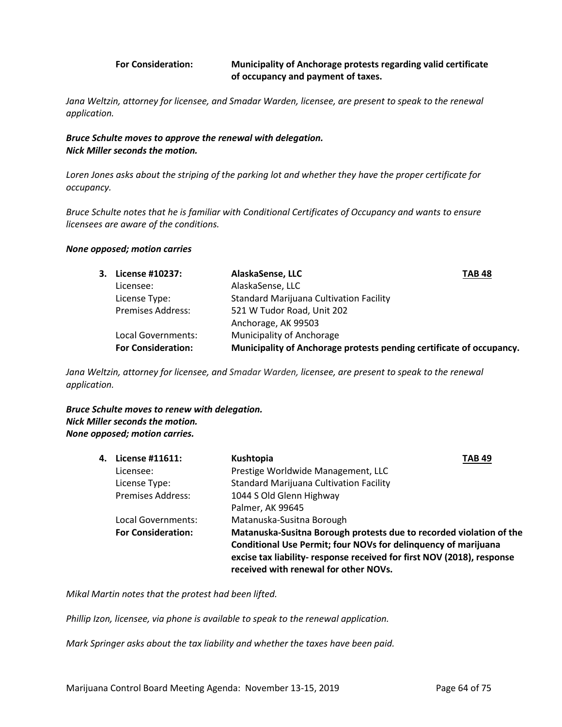**For Consideration:** **Municipality of Anchorage protests regarding valid certificate of occupancy and payment of taxes.**

*Jana Weltzin, attorney for licensee, and Smadar Warden, licensee, are present to speak to the renewal application.*

***Bruce Schulte moves to approve the renewal with delegation.***
***Nick Miller seconds the motion.***

*Loren Jones asks about the striping of the parking lot and whether they have the proper certificate for occupancy.*

*Bruce Schulte notes that he is familiar with Conditional Certificates of Occupancy and wants to ensure licensees are aware of the conditions.*

***None opposed; motion carries***

3. **License #10237:** **AlaskaSense, LLC** **TAB 48**

| | |
|---|---|
| Licensee: | AlaskaSense, LLC |
| License Type: | Standard Marijuana Cultivation Facility |
| Premises Address: | 521 W Tudor Road, Unit 202<br>Anchorage, AK 99503 |
| Local Governments: | Municipality of Anchorage |
| **For Consideration:** | **Municipality of Anchorage protests pending certificate of occupancy.** |

*Jana Weltzin, attorney for licensee, and Smadar Warden, licensee, are present to speak to the renewal application.*

***Bruce Schulte moves to renew with delegation.***
***Nick Miller seconds the motion.***
***None opposed; motion carries.***

4. **License #11611:** **Kushtopia** **TAB 49**

| | |
|---|---|
| Licensee: | Prestige Worldwide Management, LLC |
| License Type: | Standard Marijuana Cultivation Facility |
| Premises Address: | 1044 S Old Glenn Highway<br>Palmer, AK 99645 |
| Local Governments: | Matanuska-Susitna Borough |
| **For Consideration:** | **Matanuska-Susitna Borough protests due to recorded violation of the Conditional Use Permit; four NOVs for delinquency of marijuana excise tax liability- response received for first NOV (2018), response received with renewal for other NOVs.** |

*Mikal Martin notes that the protest had been lifted.*

*Phillip Izon, licensee, via phone is available to speak to the renewal application.*

*Mark Springer asks about the tax liability and whether the taxes have been paid.*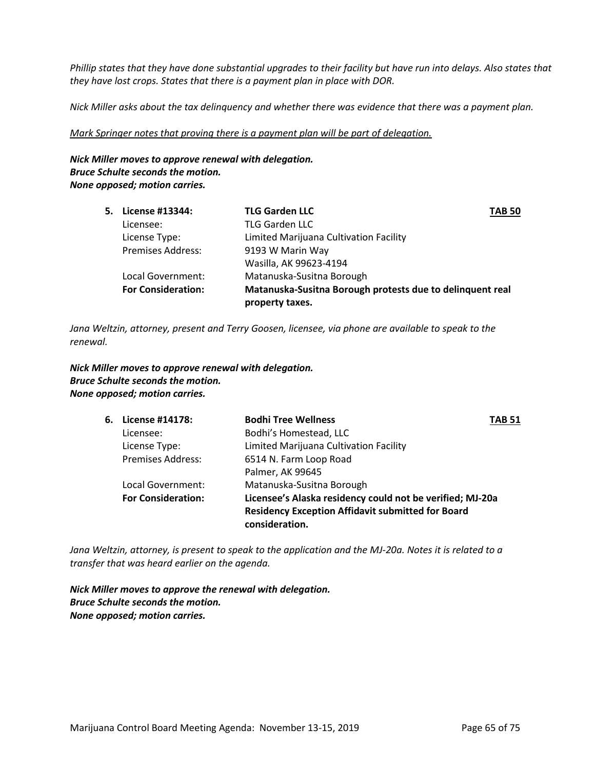*Phillip states that they have done substantial upgrades to their facility but have run into delays. Also states that they have lost crops. States that there is a payment plan in place with DOR.*

*Nick Miller asks about the tax delinquency and whether there was evidence that there was a payment plan.*

*Mark Springer notes that proving there is a payment plan will be part of delegation.*

***Nick Miller moves to approve renewal with delegation.***
***Bruce Schulte seconds the motion.***
***None opposed; motion carries.***

| **5. License #13344:** | **TLG Garden LLC** | **TAB 50** |
|---|---|---|
| Licensee: | TLG Garden LLC | |
| License Type: | Limited Marijuana Cultivation Facility | |
| Premises Address: | 9193 W Marin Way<br>Wasilla, AK 99623-4194 | |
| Local Government: | Matanuska-Susitna Borough | |
| **For Consideration:** | **Matanuska-Susitna Borough protests due to delinquent real property taxes.** | |

*Jana Weltzin, attorney, present and Terry Goosen, licensee, via phone are available to speak to the renewal.*

***Nick Miller moves to approve renewal with delegation.***
***Bruce Schulte seconds the motion.***
***None opposed; motion carries.***

| **6. License #14178:** | **Bodhi Tree Wellness** | **TAB 51** |
|---|---|---|
| Licensee: | Bodhi's Homestead, LLC | |
| License Type: | Limited Marijuana Cultivation Facility | |
| Premises Address: | 6514 N. Farm Loop Road<br>Palmer, AK 99645 | |
| Local Government: | Matanuska-Susitna Borough | |
| **For Consideration:** | **Licensee's Alaska residency could not be verified; MJ-20a Residency Exception Affidavit submitted for Board consideration.** | |

*Jana Weltzin, attorney, is present to speak to the application and the MJ-20a. Notes it is related to a transfer that was heard earlier on the agenda.*

***Nick Miller moves to approve the renewal with delegation.***
***Bruce Schulte seconds the motion.***
***None opposed; motion carries.***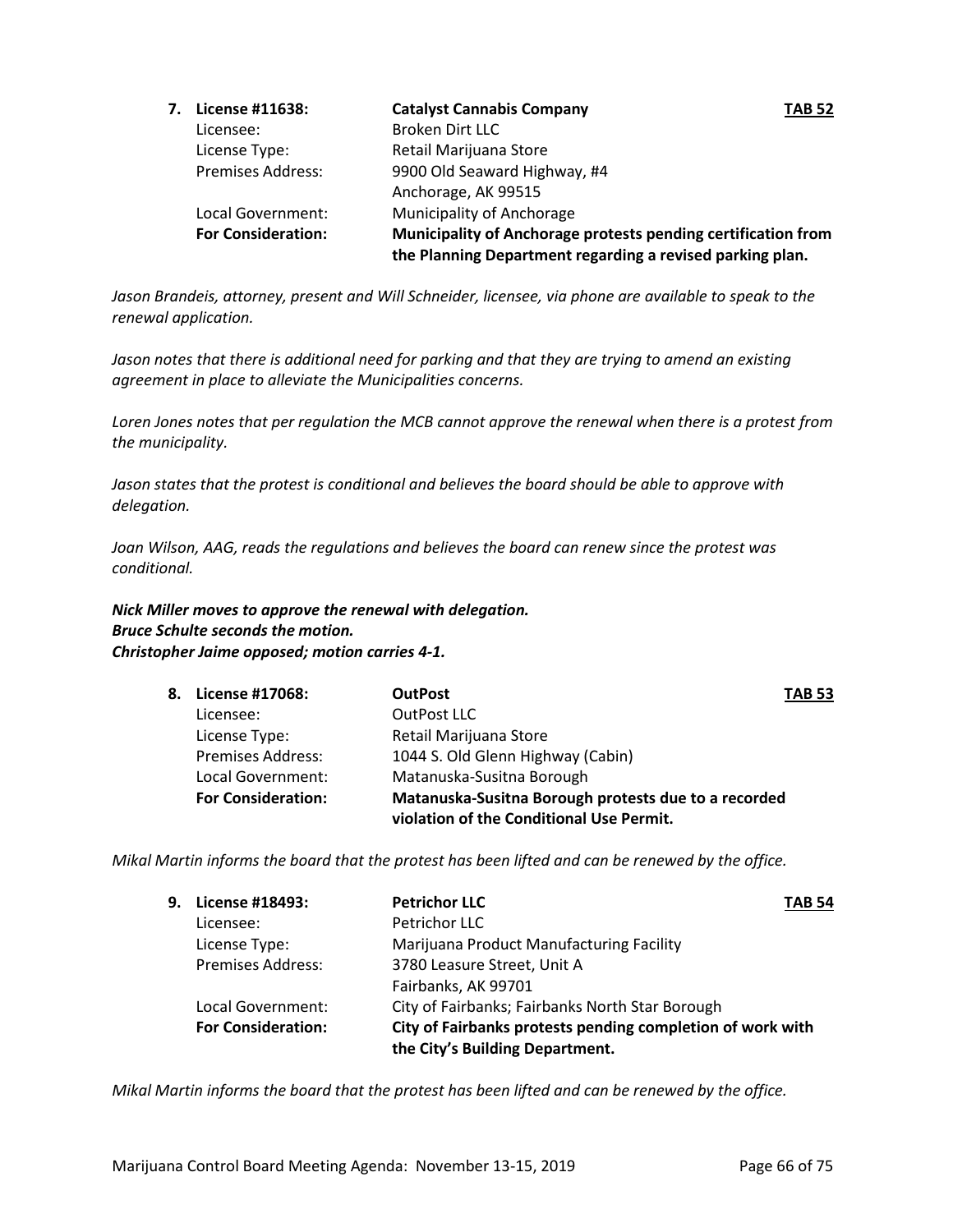7. **License #11638:** **Catalyst Cannabis Company** **TAB 52**

| | |
|---|---|
| Licensee: | Broken Dirt LLC |
| License Type: | Retail Marijuana Store |
| Premises Address: | 9900 Old Seaward Highway, #4<br>Anchorage, AK 99515 |
| Local Government: | Municipality of Anchorage |
| **For Consideration:** | **Municipality of Anchorage protests pending certification from the Planning Department regarding a revised parking plan.** |

*Jason Brandeis, attorney, present and Will Schneider, licensee, via phone are available to speak to the renewal application.*

*Jason notes that there is additional need for parking and that they are trying to amend an existing agreement in place to alleviate the Municipalities concerns.*

*Loren Jones notes that per regulation the MCB cannot approve the renewal when there is a protest from the municipality.*

*Jason states that the protest is conditional and believes the board should be able to approve with delegation.*

*Joan Wilson, AAG, reads the regulations and believes the board can renew since the protest was conditional.*

***Nick Miller moves to approve the renewal with delegation.***
***Bruce Schulte seconds the motion.***
***Christopher Jaime opposed; motion carries 4-1.***

8. **License #17068:** **OutPost** **TAB 53**

| | |
|---|---|
| Licensee: | OutPost LLC |
| License Type: | Retail Marijuana Store |
| Premises Address: | 1044 S. Old Glenn Highway (Cabin) |
| Local Government: | Matanuska-Susitna Borough |
| **For Consideration:** | **Matanuska-Susitna Borough protests due to a recorded violation of the Conditional Use Permit.** |

*Mikal Martin informs the board that the protest has been lifted and can be renewed by the office.*

9. **License #18493:** **Petrichor LLC** **TAB 54**

| | |
|---|---|
| Licensee: | Petrichor LLC |
| License Type: | Marijuana Product Manufacturing Facility |
| Premises Address: | 3780 Leasure Street, Unit A<br>Fairbanks, AK 99701 |
| Local Government: | City of Fairbanks; Fairbanks North Star Borough |
| **For Consideration:** | **City of Fairbanks protests pending completion of work with the City's Building Department.** |

*Mikal Martin informs the board that the protest has been lifted and can be renewed by the office.*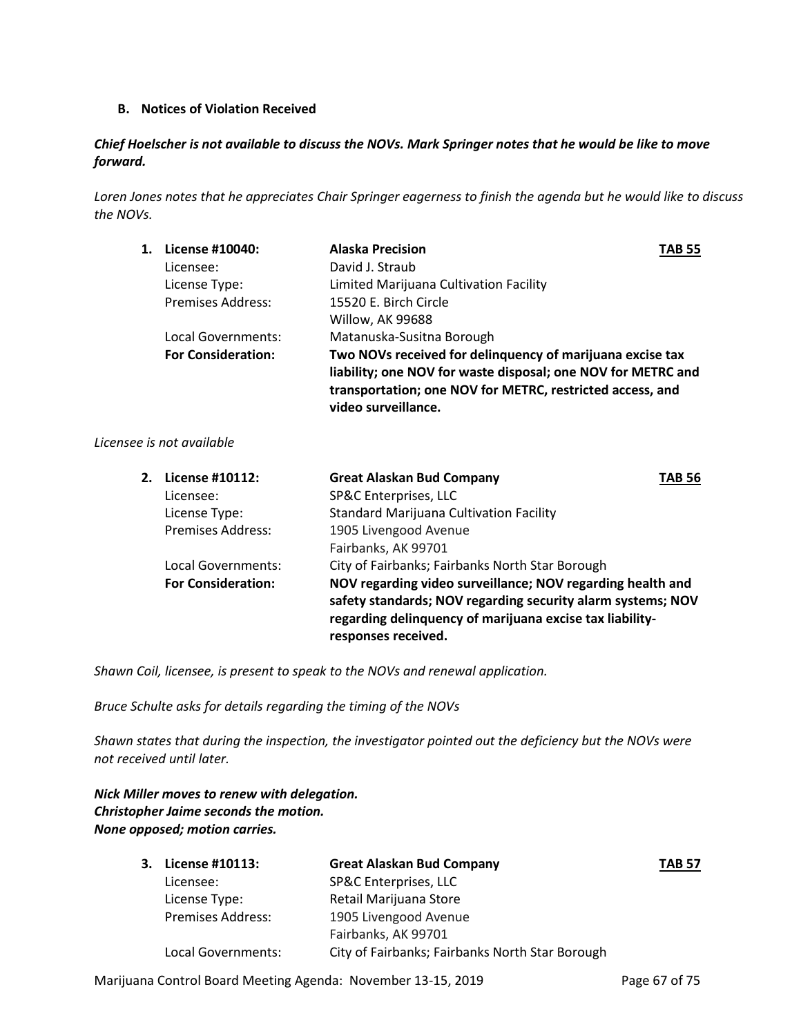**B. Notices of Violation Received**

***Chief Hoelscher is not available to discuss the NOVs. Mark Springer notes that he would be like to move forward.***

*Loren Jones notes that he appreciates Chair Springer eagerness to finish the agenda but he would like to discuss the NOVs.*

| **1. License #10040:** | **Alaska Precision** | **TAB 55** |
|---|---|---|
| Licensee: | David J. Straub | |
| License Type: | Limited Marijuana Cultivation Facility | |
| Premises Address: | 15520 E. Birch Circle<br>Willow, AK 99688 | |
| Local Governments: | Matanuska-Susitna Borough | |
| **For Consideration:** | **Two NOVs received for delinquency of marijuana excise tax liability; one NOV for waste disposal; one NOV for METRC and transportation; one NOV for METRC, restricted access, and video surveillance.** | |

*Licensee is not available*

| **2. License #10112:** | **Great Alaskan Bud Company** | **TAB 56** |
|---|---|---|
| Licensee: | SP&C Enterprises, LLC | |
| License Type: | Standard Marijuana Cultivation Facility | |
| Premises Address: | 1905 Livengood Avenue<br>Fairbanks, AK 99701 | |
| Local Governments: | City of Fairbanks; Fairbanks North Star Borough | |
| **For Consideration:** | **NOV regarding video surveillance; NOV regarding health and safety standards; NOV regarding security alarm systems; NOV regarding delinquency of marijuana excise tax liability-responses received.** | |

*Shawn Coil, licensee, is present to speak to the NOVs and renewal application.*

*Bruce Schulte asks for details regarding the timing of the NOVs*

*Shawn states that during the inspection, the investigator pointed out the deficiency but the NOVs were not received until later.*

***Nick Miller moves to renew with delegation.***
***Christopher Jaime seconds the motion.***
***None opposed; motion carries.***

| **3. License #10113:** | **Great Alaskan Bud Company** | **TAB 57** |
|---|---|---|
| Licensee: | SP&C Enterprises, LLC | |
| License Type: | Retail Marijuana Store | |
| Premises Address: | 1905 Livengood Avenue<br>Fairbanks, AK 99701 | |
| Local Governments: | City of Fairbanks; Fairbanks North Star Borough | |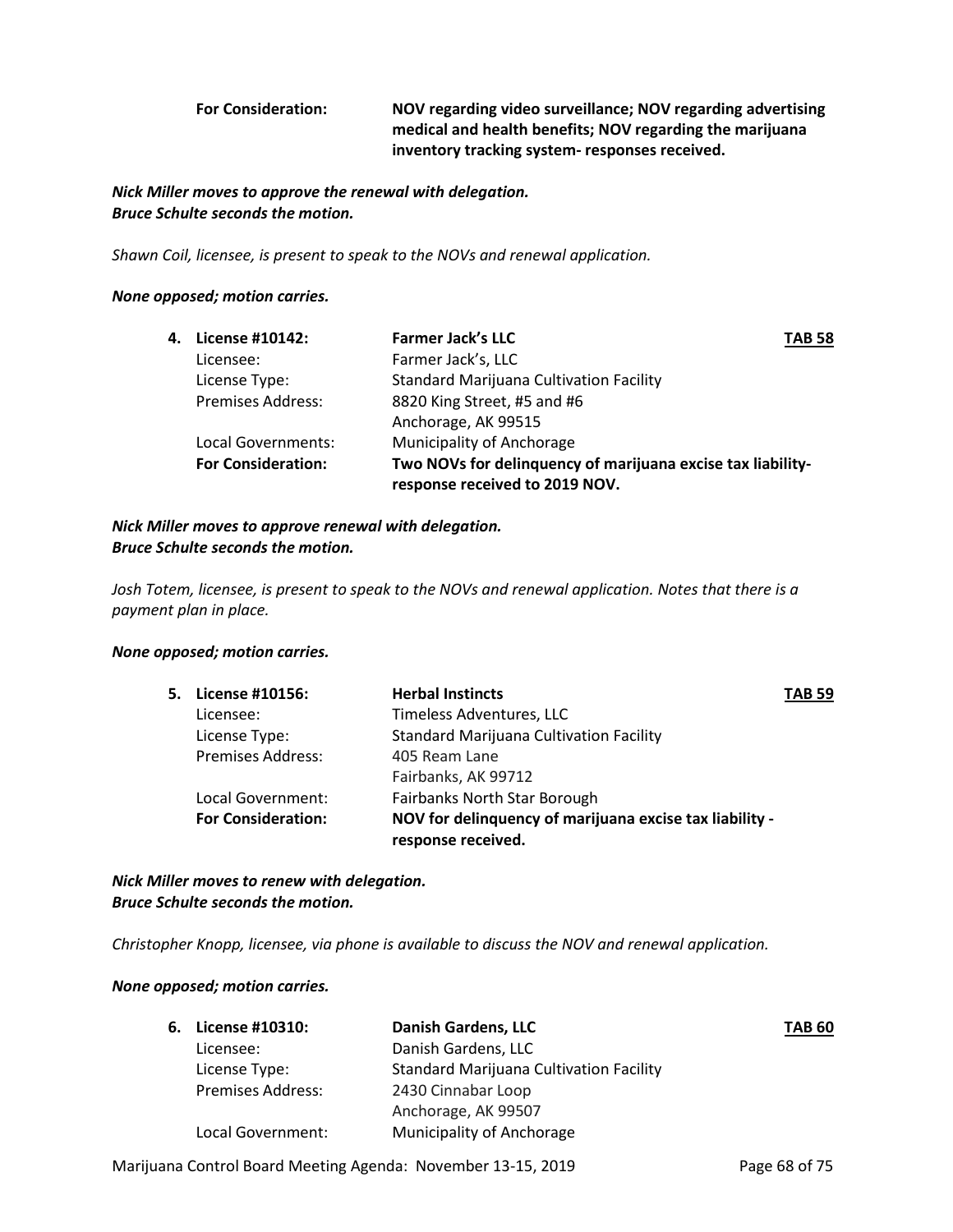| | |
|---|---|
| **For Consideration:** | **NOV regarding video surveillance; NOV regarding advertising medical and health benefits; NOV regarding the marijuana inventory tracking system- responses received.** |

***Nick Miller moves to approve the renewal with delegation.***
***Bruce Schulte seconds the motion.***

*Shawn Coil, licensee, is present to speak to the NOVs and renewal application.*

***None opposed; motion carries.***

| | | |
|---|---|---|
| **4. License #10142:** | **Farmer Jack's LLC** | **TAB 58** |
| Licensee: | Farmer Jack's, LLC | |
| License Type: | Standard Marijuana Cultivation Facility | |
| Premises Address: | 8820 King Street, #5 and #6<br>Anchorage, AK 99515 | |
| Local Governments: | Municipality of Anchorage | |
| **For Consideration:** | **Two NOVs for delinquency of marijuana excise tax liability- response received to 2019 NOV.** | |

***Nick Miller moves to approve renewal with delegation.***
***Bruce Schulte seconds the motion.***

*Josh Totem, licensee, is present to speak to the NOVs and renewal application. Notes that there is a payment plan in place.*

***None opposed; motion carries.***

| | | |
|---|---|---|
| **5. License #10156:** | **Herbal Instincts** | **TAB 59** |
| Licensee: | Timeless Adventures, LLC | |
| License Type: | Standard Marijuana Cultivation Facility | |
| Premises Address: | 405 Ream Lane<br>Fairbanks, AK 99712 | |
| Local Government: | Fairbanks North Star Borough | |
| **For Consideration:** | **NOV for delinquency of marijuana excise tax liability - response received.** | |

***Nick Miller moves to renew with delegation.***
***Bruce Schulte seconds the motion.***

*Christopher Knopp, licensee, via phone is available to discuss the NOV and renewal application.*

***None opposed; motion carries.***

| | | |
|---|---|---|
| **6. License #10310:** | **Danish Gardens, LLC** | **TAB 60** |
| Licensee: | Danish Gardens, LLC | |
| License Type: | Standard Marijuana Cultivation Facility | |
| Premises Address: | 2430 Cinnabar Loop<br>Anchorage, AK 99507 | |
| Local Government: | Municipality of Anchorage | |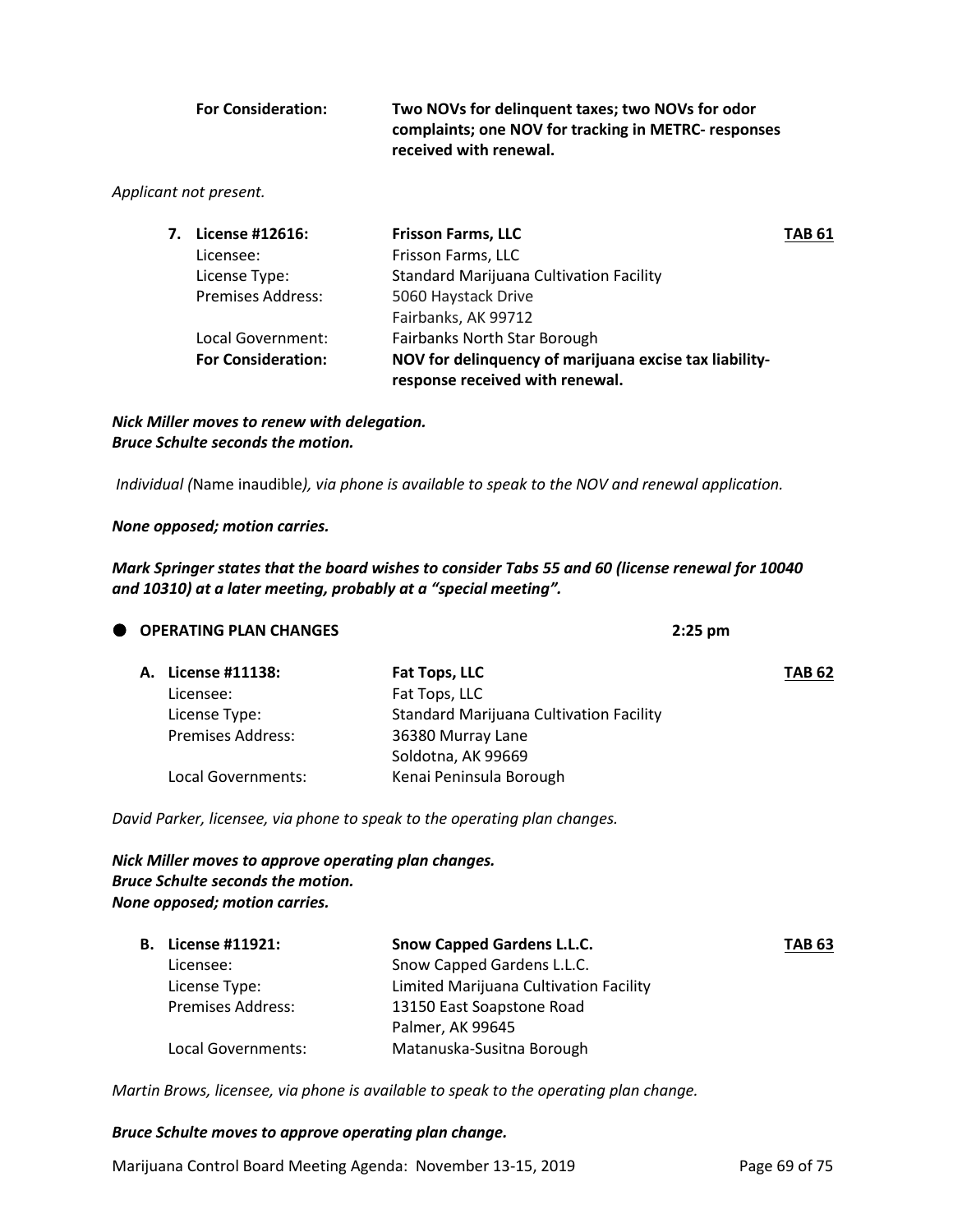| | |
|---|---|
| **For Consideration:** | **Two NOVs for delinquent taxes; two NOVs for odor complaints; one NOV for tracking in METRC- responses received with renewal.** |

*Applicant not present.*

| | | |
|---|---|---|
| **7. License #12616:** | **Frisson Farms, LLC** | **TAB 61** |
| Licensee: | Frisson Farms, LLC | |
| License Type: | Standard Marijuana Cultivation Facility | |
| Premises Address: | 5060 Haystack Drive<br>Fairbanks, AK 99712 | |
| Local Government: | Fairbanks North Star Borough | |
| **For Consideration:** | **NOV for delinquency of marijuana excise tax liability- response received with renewal.** | |

***Nick Miller moves to renew with delegation.***
***Bruce Schulte seconds the motion.***

*Individual (*Name inaudible*), via phone is available to speak to the NOV and renewal application.*

***None opposed; motion carries.***

***Mark Springer states that the board wishes to consider Tabs 55 and 60 (license renewal for 10040 and 10310) at a later meeting, probably at a "special meeting".***

## ● OPERATING PLAN CHANGES — 2:25 pm

| | | |
|---|---|---|
| **A. License #11138:** | **Fat Tops, LLC** | **TAB 62** |
| Licensee: | Fat Tops, LLC | |
| License Type: | Standard Marijuana Cultivation Facility | |
| Premises Address: | 36380 Murray Lane<br>Soldotna, AK 99669 | |
| Local Governments: | Kenai Peninsula Borough | |

*David Parker, licensee, via phone to speak to the operating plan changes.*

***Nick Miller moves to approve operating plan changes.***
***Bruce Schulte seconds the motion.***
***None opposed; motion carries.***

| | | |
|---|---|---|
| **B. License #11921:** | **Snow Capped Gardens L.L.C.** | **TAB 63** |
| Licensee: | Snow Capped Gardens L.L.C. | |
| License Type: | Limited Marijuana Cultivation Facility | |
| Premises Address: | 13150 East Soapstone Road<br>Palmer, AK 99645 | |
| Local Governments: | Matanuska-Susitna Borough | |

*Martin Brows, licensee, via phone is available to speak to the operating plan change.*

***Bruce Schulte moves to approve operating plan change.***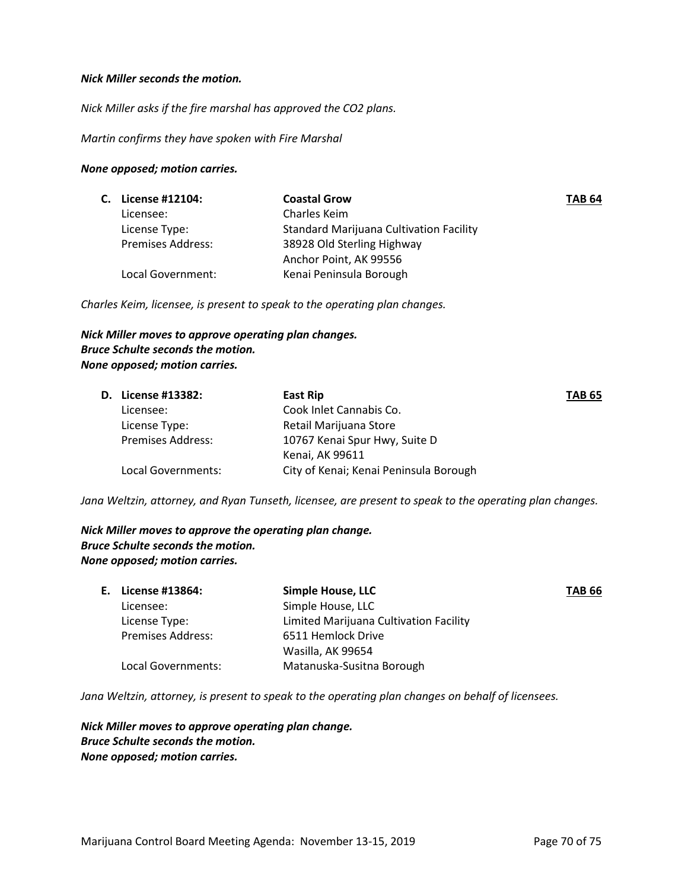***Nick Miller seconds the motion.***

*Nick Miller asks if the fire marshal has approved the $CO_2$ plans.*

*Martin confirms they have spoken with Fire Marshal*

***None opposed; motion carries.***

| **C. License #12104:** | **Coastal Grow** | **TAB 64** |
|---|---|---|
| Licensee: | Charles Keim | |
| License Type: | Standard Marijuana Cultivation Facility | |
| Premises Address: | 38928 Old Sterling Highway<br>Anchor Point, AK 99556 | |
| Local Government: | Kenai Peninsula Borough | |

*Charles Keim, licensee, is present to speak to the operating plan changes.*

***Nick Miller moves to approve operating plan changes.***
***Bruce Schulte seconds the motion.***
***None opposed; motion carries.***

| **D. License #13382:** | **East Rip** | **TAB 65** |
|---|---|---|
| Licensee: | Cook Inlet Cannabis Co. | |
| License Type: | Retail Marijuana Store | |
| Premises Address: | 10767 Kenai Spur Hwy, Suite D<br>Kenai, AK 99611 | |
| Local Governments: | City of Kenai; Kenai Peninsula Borough | |

*Jana Weltzin, attorney, and Ryan Tunseth, licensee, are present to speak to the operating plan changes.*

***Nick Miller moves to approve the operating plan change.***
***Bruce Schulte seconds the motion.***
***None opposed; motion carries.***

| **E. License #13864:** | **Simple House, LLC** | **TAB 66** |
|---|---|---|
| Licensee: | Simple House, LLC | |
| License Type: | Limited Marijuana Cultivation Facility | |
| Premises Address: | 6511 Hemlock Drive<br>Wasilla, AK 99654 | |
| Local Governments: | Matanuska-Susitna Borough | |

*Jana Weltzin, attorney, is present to speak to the operating plan changes on behalf of licensees.*

***Nick Miller moves to approve operating plan change.***
***Bruce Schulte seconds the motion.***
***None opposed; motion carries.***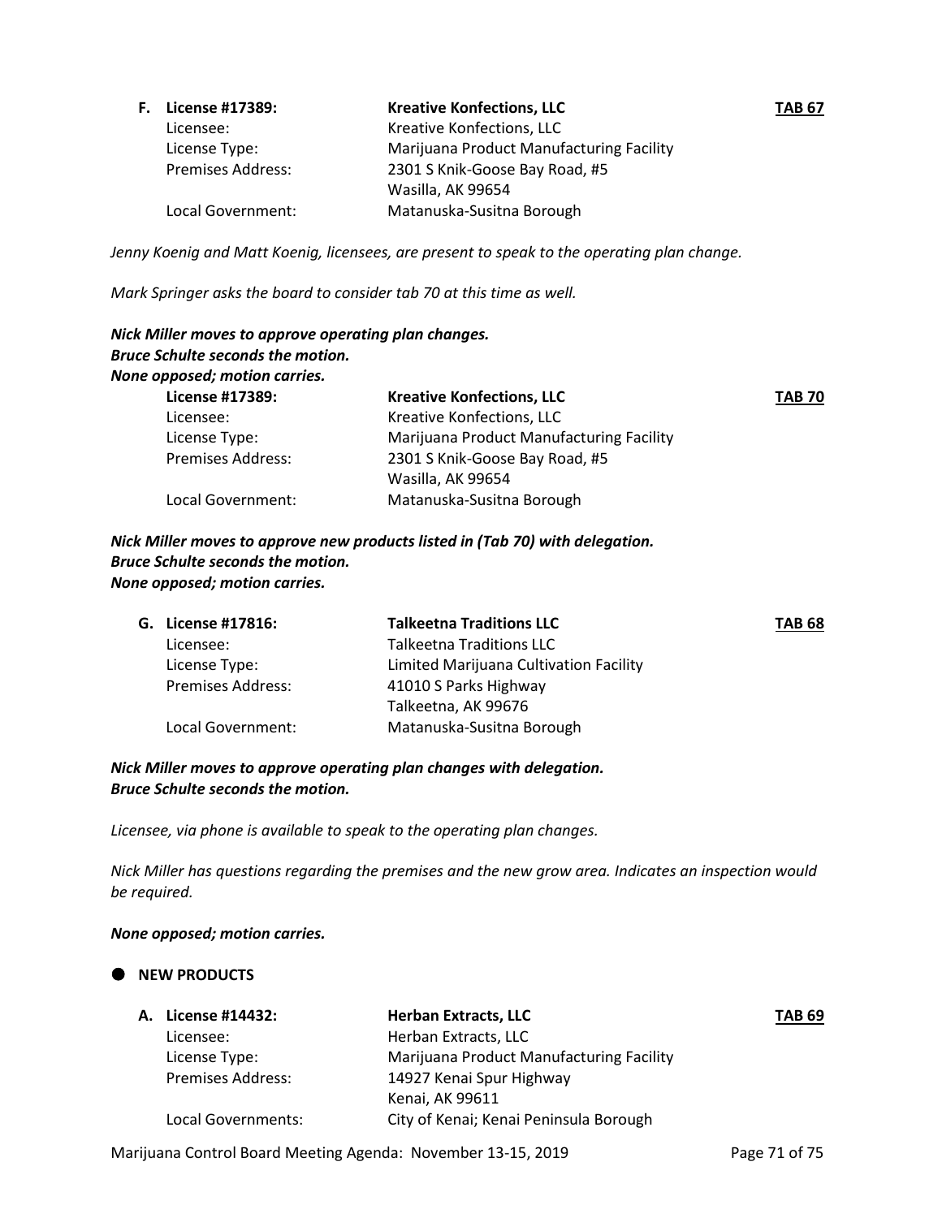**F. License #17389:** **Kreative Konfections, LLC** **TAB 67**

| | | |
|---|---|---|
| Licensee: | Kreative Konfections, LLC | |
| License Type: | Marijuana Product Manufacturing Facility | |
| Premises Address: | 2301 S Knik-Goose Bay Road, #5<br>Wasilla, AK 99654 | |
| Local Government: | Matanuska-Susitna Borough | |

*Jenny Koenig and Matt Koenig, licensees, are present to speak to the operating plan change.*

*Mark Springer asks the board to consider tab 70 at this time as well.*

***Nick Miller moves to approve operating plan changes.***
***Bruce Schulte seconds the motion.***
***None opposed; motion carries.***

**License #17389:** **Kreative Konfections, LLC** **TAB 70**

| | | |
|---|---|---|
| Licensee: | Kreative Konfections, LLC | |
| License Type: | Marijuana Product Manufacturing Facility | |
| Premises Address: | 2301 S Knik-Goose Bay Road, #5<br>Wasilla, AK 99654 | |
| Local Government: | Matanuska-Susitna Borough | |

***Nick Miller moves to approve new products listed in (Tab 70) with delegation.***
***Bruce Schulte seconds the motion.***
***None opposed; motion carries.***

**G. License #17816:** **Talkeetna Traditions LLC** **TAB 68**

| | | |
|---|---|---|
| Licensee: | Talkeetna Traditions LLC | |
| License Type: | Limited Marijuana Cultivation Facility | |
| Premises Address: | 41010 S Parks Highway<br>Talkeetna, AK 99676 | |
| Local Government: | Matanuska-Susitna Borough | |

***Nick Miller moves to approve operating plan changes with delegation.***
***Bruce Schulte seconds the motion.***

*Licensee, via phone is available to speak to the operating plan changes.*

*Nick Miller has questions regarding the premises and the new grow area. Indicates an inspection would be required.*

***None opposed; motion carries.***

- **NEW PRODUCTS**

**A. License #14432:** **Herban Extracts, LLC** **TAB 69**

| | | |
|---|---|---|
| Licensee: | Herban Extracts, LLC | |
| License Type: | Marijuana Product Manufacturing Facility | |
| Premises Address: | 14927 Kenai Spur Highway<br>Kenai, AK 99611 | |
| Local Governments: | City of Kenai; Kenai Peninsula Borough | |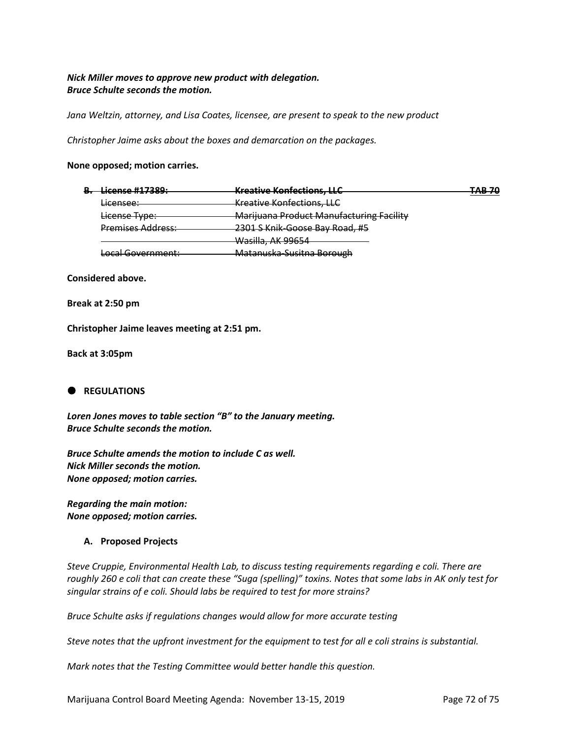***Nick Miller moves to approve new product with delegation.***
***Bruce Schulte seconds the motion.***

*Jana Weltzin, attorney, and Lisa Coates, licensee, are present to speak to the new product*

*Christopher Jaime asks about the boxes and demarcation on the packages.*

**None opposed; motion carries.**

| ~~**B. License #17389:**~~ | ~~**Kreative Konfections, LLC**~~ | ~~**TAB 70**~~ |
|---|---|---|
| ~~Licensee:~~ | ~~Kreative Konfections, LLC~~ | |
| ~~License Type:~~ | ~~Marijuana Product Manufacturing Facility~~ | |
| ~~Premises Address:~~ | ~~2301 S Knik-Goose Bay Road, #5~~ | |
| | ~~Wasilla, AK 99654~~ | |
| ~~Local Government:~~ | ~~Matanuska-Susitna Borough~~ | |

**Considered above.**

**Break at 2:50 pm**

**Christopher Jaime leaves meeting at 2:51 pm.**

**Back at 3:05pm**

- **REGULATIONS**

***Loren Jones moves to table section "B" to the January meeting.***
***Bruce Schulte seconds the motion.***

***Bruce Schulte amends the motion to include C as well.***
***Nick Miller seconds the motion.***
***None opposed; motion carries.***

***Regarding the main motion:***
***None opposed; motion carries.***

**A. Proposed Projects**

*Steve Cruppie, Environmental Health Lab, to discuss testing requirements regarding e coli. There are roughly 260 e coli that can create these "Suga (spelling)" toxins. Notes that some labs in AK only test for singular strains of e coli. Should labs be required to test for more strains?*

*Bruce Schulte asks if regulations changes would allow for more accurate testing*

*Steve notes that the upfront investment for the equipment to test for all e coli strains is substantial.*

*Mark notes that the Testing Committee would better handle this question.*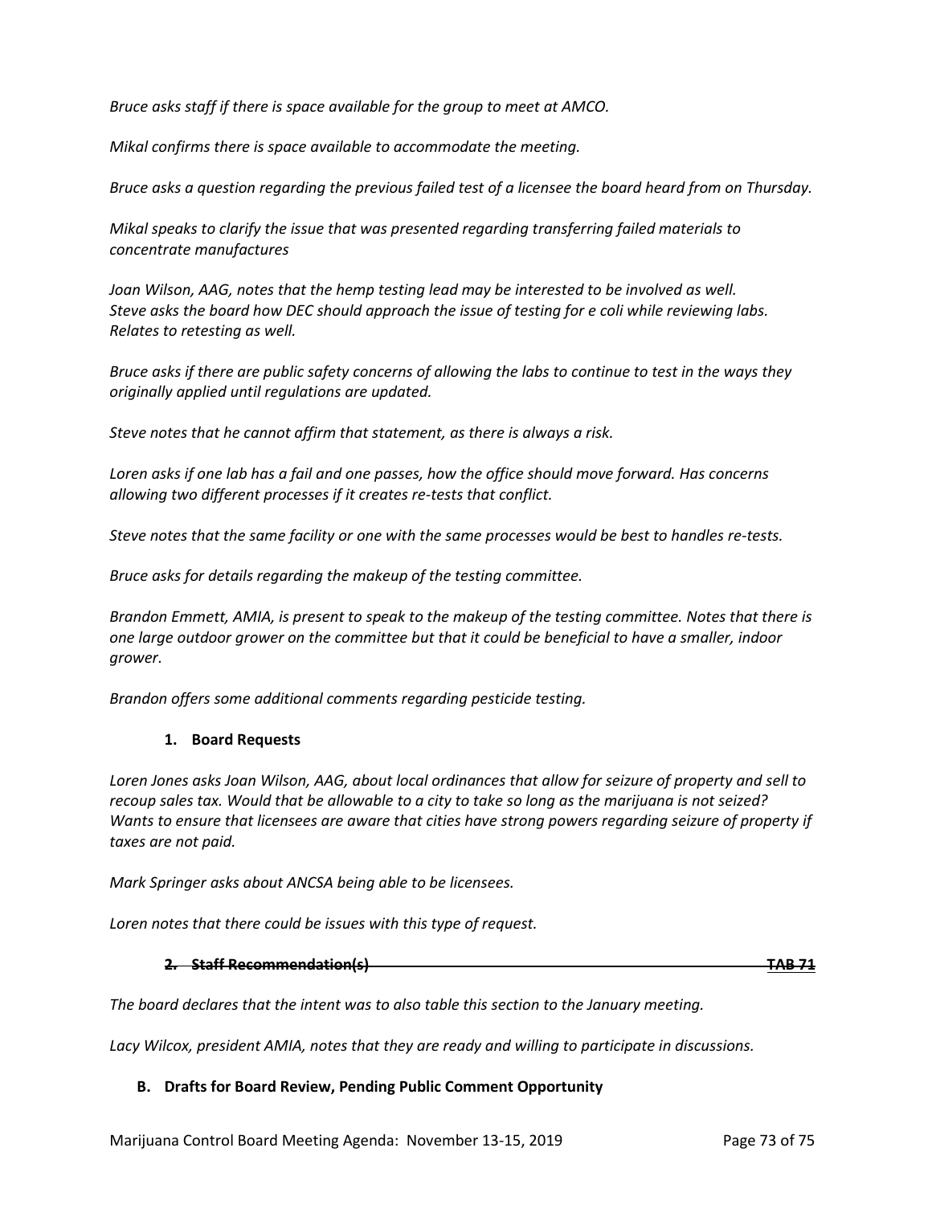*Bruce asks staff if there is space available for the group to meet at AMCO.*

*Mikal confirms there is space available to accommodate the meeting.*

*Bruce asks a question regarding the previous failed test of a licensee the board heard from on Thursday.*

*Mikal speaks to clarify the issue that was presented regarding transferring failed materials to concentrate manufactures*

*Joan Wilson, AAG, notes that the hemp testing lead may be interested to be involved as well. Steve asks the board how DEC should approach the issue of testing for e coli while reviewing labs. Relates to retesting as well.*

*Bruce asks if there are public safety concerns of allowing the labs to continue to test in the ways they originally applied until regulations are updated.*

*Steve notes that he cannot affirm that statement, as there is always a risk.*

*Loren asks if one lab has a fail and one passes, how the office should move forward. Has concerns allowing two different processes if it creates re-tests that conflict.*

*Steve notes that the same facility or one with the same processes would be best to handles re-tests.*

*Bruce asks for details regarding the makeup of the testing committee.*

*Brandon Emmett, AMIA, is present to speak to the makeup of the testing committee. Notes that there is one large outdoor grower on the committee but that it could be beneficial to have a smaller, indoor grower.*

*Brandon offers some additional comments regarding pesticide testing.*

1. **Board Requests**

*Loren Jones asks Joan Wilson, AAG, about local ordinances that allow for seizure of property and sell to recoup sales tax. Would that be allowable to a city to take so long as the marijuana is not seized? Wants to ensure that licensees are aware that cities have strong powers regarding seizure of property if taxes are not paid.*

*Mark Springer asks about ANCSA being able to be licensees.*

*Loren notes that there could be issues with this type of request.*

2. ~~**Staff Recommendation(s)**~~ ~~**TAB 71**~~

*The board declares that the intent was to also table this section to the January meeting.*

*Lacy Wilcox, president AMIA, notes that they are ready and willing to participate in discussions.*

**B. Drafts for Board Review, Pending Public Comment Opportunity**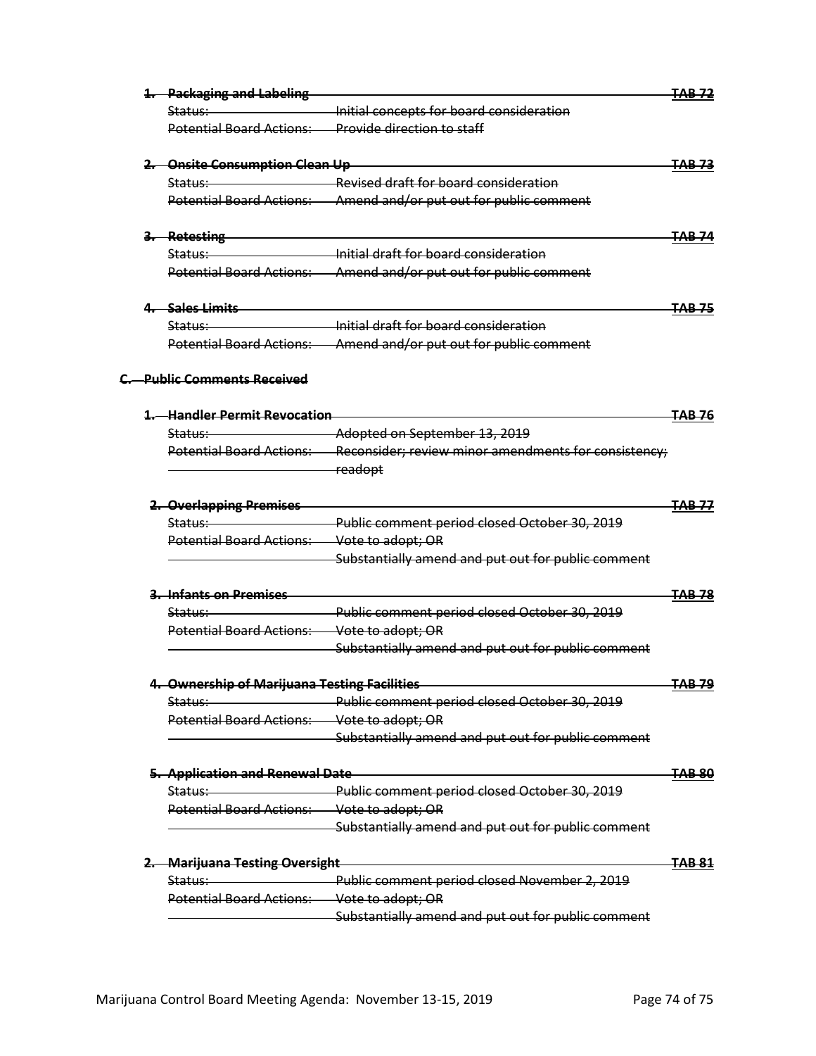~~1. Packaging and Labeling~~ ~~TAB 72~~

~~Status:~~ ~~Initial concepts for board consideration~~

~~Potential Board Actions:~~ ~~Provide direction to staff~~

~~2. Onsite Consumption Clean Up~~ ~~TAB 73~~

~~Status:~~ ~~Revised draft for board consideration~~

~~Potential Board Actions:~~ ~~Amend and/or put out for public comment~~

~~3. Retesting~~ ~~TAB 74~~

~~Status:~~ ~~Initial draft for board consideration~~

~~Potential Board Actions:~~ ~~Amend and/or put out for public comment~~

~~4. Sales Limits~~ ~~TAB 75~~

~~Status:~~ ~~Initial draft for board consideration~~

~~Potential Board Actions:~~ ~~Amend and/or put out for public comment~~

~~**C. Public Comments Received**~~

~~1. Handler Permit Revocation~~ ~~TAB 76~~

~~Status:~~ ~~Adopted on September 13, 2019~~

~~Potential Board Actions:~~ ~~Reconsider; review minor amendments for consistency; readopt~~

~~2. Overlapping Premises~~ ~~TAB 77~~

~~Status:~~ ~~Public comment period closed October 30, 2019~~

~~Potential Board Actions:~~ ~~Vote to adopt; OR~~

~~Substantially amend and put out for public comment~~

~~3. Infants on Premises~~ ~~TAB 78~~

~~Status:~~ ~~Public comment period closed October 30, 2019~~

~~Potential Board Actions:~~ ~~Vote to adopt; OR~~

~~Substantially amend and put out for public comment~~

~~4. Ownership of Marijuana Testing Facilities~~ ~~TAB 79~~

~~Status:~~ ~~Public comment period closed October 30, 2019~~

~~Potential Board Actions:~~ ~~Vote to adopt; OR~~

~~Substantially amend and put out for public comment~~

~~5. Application and Renewal Date~~ ~~TAB 80~~

~~Status:~~ ~~Public comment period closed October 30, 2019~~

~~Potential Board Actions:~~ ~~Vote to adopt; OR~~

~~Substantially amend and put out for public comment~~

~~2. Marijuana Testing Oversight~~ ~~TAB 81~~

~~Status:~~ ~~Public comment period closed November 2, 2019~~

~~Potential Board Actions:~~ ~~Vote to adopt; OR~~

~~Substantially amend and put out for public comment~~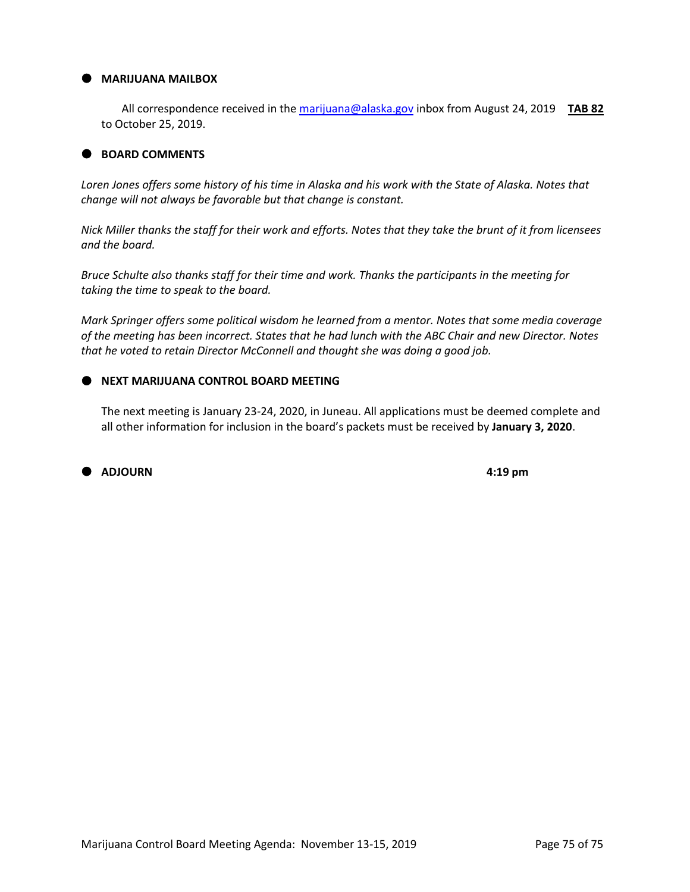- **MARIJUANA MAILBOX**

  All correspondence received in the [marijuana@alaska.gov](mailto:marijuana@alaska.gov) inbox from August 24, 2019 to October 25, 2019. **TAB 82**

- **BOARD COMMENTS**

*Loren Jones offers some history of his time in Alaska and his work with the State of Alaska. Notes that change will not always be favorable but that change is constant.*

*Nick Miller thanks the staff for their work and efforts. Notes that they take the brunt of it from licensees and the board.*

*Bruce Schulte also thanks staff for their time and work. Thanks the participants in the meeting for taking the time to speak to the board.*

*Mark Springer offers some political wisdom he learned from a mentor. Notes that some media coverage of the meeting has been incorrect. States that he had lunch with the ABC Chair and new Director. Notes that he voted to retain Director McConnell and thought she was doing a good job.*

- **NEXT MARIJUANA CONTROL BOARD MEETING**

  The next meeting is January 23-24, 2020, in Juneau. All applications must be deemed complete and all other information for inclusion in the board's packets must be received by **January 3, 2020**.

- **ADJOURN** **4:19 pm**